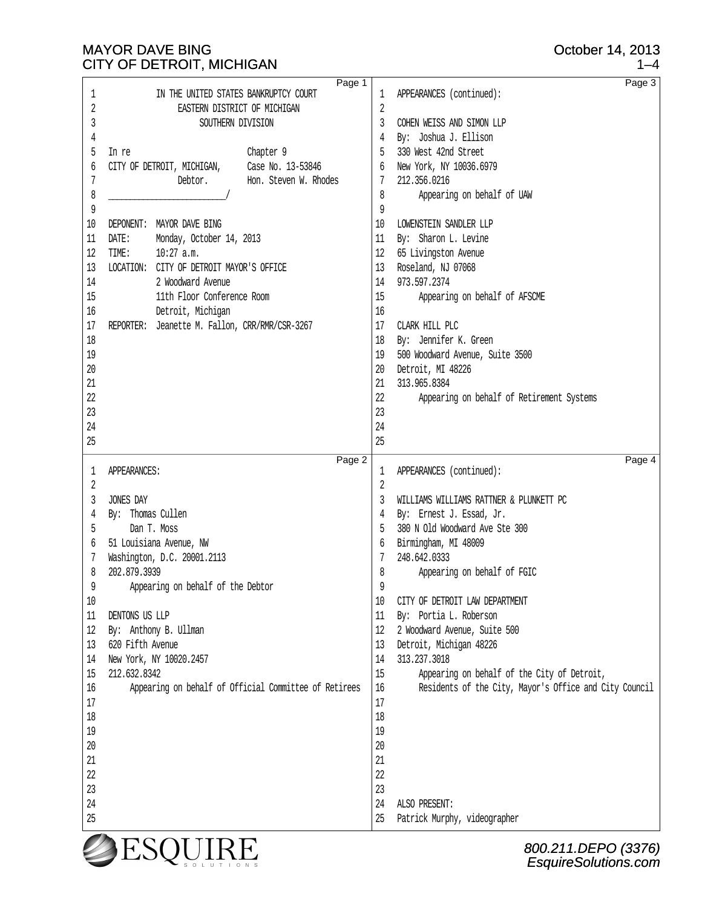IN THE UNITED STATES BANKRUPTCY COURT
EASTERN DISTRICT OF MICHIGAN
SOUTHERN DIVISION

In re                                  Chapter 9
CITY OF DETROIT, MICHIGAN,     Case No. 13-53846
Debtor.          Hon. Steven W. Rhodes
_______________________/

DEPONENT: MAYOR DAVE BING
DATE: Monday, October 14, 2013
TIME: 10:27 a.m.
LOCATION: CITY OF DETROIT MAYOR'S OFFICE
2 Woodward Avenue
11th Floor Conference Room
Detroit, Michigan
REPORTER: Jeanette M. Fallon, CRR/RMR/CSR-3267

APPEARANCES:

JONES DAY
By: Thomas Cullen
Dan T. Moss
51 Louisiana Avenue, NW
Washington, D.C. 20001.2113
202.879.3939
Appearing on behalf of the Debtor

DENTONS US LLP
By: Anthony B. Ullman
620 Fifth Avenue
New York, NY 10020.2457
212.632.8342
Appearing on behalf of Official Committee of Retirees

APPEARANCES (continued):

COHEN WEISS AND SIMON LLP
By: Joshua J. Ellison
330 West 42nd Street
New York, NY 10036.6979
212.356.0216
Appearing on behalf of UAW

LOWENSTEIN SANDLER LLP
By: Sharon L. Levine
65 Livingston Avenue
Roseland, NJ 07068
973.597.2374
Appearing on behalf of AFSCME

CLARK HILL PLC
By: Jennifer K. Green
500 Woodward Avenue, Suite 3500
Detroit, MI 48226
313.965.8384
Appearing on behalf of Retirement Systems

APPEARANCES (continued):

WILLIAMS WILLIAMS RATTNER & PLUNKETT PC
By: Ernest J. Essad, Jr.
380 N Old Woodward Ave Ste 300
Birmingham, MI 48009
248.642.0333
Appearing on behalf of FGIC

CITY OF DETROIT LAW DEPARTMENT
By: Portia L. Roberson
2 Woodward Avenue, Suite 500
Detroit, Michigan 48226
313.237.3018
Appearing on behalf of the City of Detroit,
Residents of the City, Mayor's Office and City Council

ALSO PRESENT:
Patrick Murphy, videographer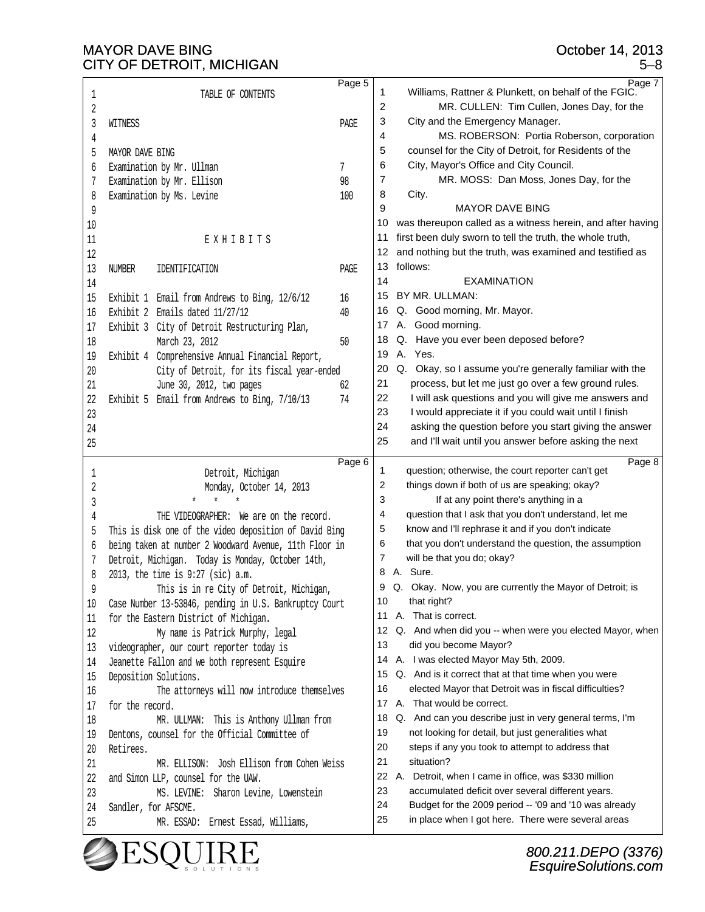TABLE OF CONTENTS

| WITNESS | PAGE |
|---|---|
| MAYOR DAVE BING | |
| Examination by Mr. Ullman | 7 |
| Examination by Mr. Ellison | 98 |
| Examination by Ms. Levine | 100 |

E X H I B I T S

| NUMBER | IDENTIFICATION | PAGE |
|---|---|---|
| Exhibit 1 | Email from Andrews to Bing, 12/6/12 | 16 |
| Exhibit 2 | Emails dated 11/27/12 | 40 |
| Exhibit 3 | City of Detroit Restructuring Plan, March 23, 2012 | 50 |
| Exhibit 4 | Comprehensive Annual Financial Report, City of Detroit, for its fiscal year-ended June 30, 2012, two pages | 62 |
| Exhibit 5 | Email from Andrews to Bing, 7/10/13 | 74 |

Detroit, Michigan
Monday, October 14, 2013

\* \* \*

THE VIDEOGRAPHER: We are on the record. This is disk one of the video deposition of David Bing being taken at number 2 Woodward Avenue, 11th Floor in Detroit, Michigan. Today is Monday, October 14th, 2013, the time is 9:27 (sic) a.m.

This is in re City of Detroit, Michigan, Case Number 13-53846, pending in U.S. Bankruptcy Court for the Eastern District of Michigan.

My name is Patrick Murphy, legal videographer, our court reporter today is Jeanette Fallon and we both represent Esquire Deposition Solutions.

The attorneys will now introduce themselves for the record.

MR. ULLMAN: This is Anthony Ullman from Dentons, counsel for the Official Committee of Retirees.

MR. ELLISON: Josh Ellison from Cohen Weiss and Simon LLP, counsel for the UAW.

MS. LEVINE: Sharon Levine, Lowenstein Sandler, for AFSCME.

MR. ESSAD: Ernest Essad, Williams, Williams, Rattner & Plunkett, on behalf of the FGIC.

MR. CULLEN: Tim Cullen, Jones Day, for the City and the Emergency Manager.

MS. ROBERSON: Portia Roberson, corporation counsel for the City of Detroit, for Residents of the City, Mayor's Office and City Council.

MR. MOSS: Dan Moss, Jones Day, for the City.

MAYOR DAVE BING

was thereupon called as a witness herein, and after having first been duly sworn to tell the truth, the whole truth, and nothing but the truth, was examined and testified as follows:

EXAMINATION

BY MR. ULLMAN:

Q. Good morning, Mr. Mayor.

A. Good morning.

Q. Have you ever been deposed before?

A. Yes.

Q. Okay, so I assume you're generally familiar with the process, but let me just go over a few ground rules. I will ask questions and you will give me answers and I would appreciate it if you could wait until I finish asking the question before you start giving the answer and I'll wait until you answer before asking the next question; otherwise, the court reporter can't get things down if both of us are speaking; okay?

If at any point there's anything in a question that I ask that you don't understand, let me know and I'll rephrase it and if you don't indicate that you don't understand the question, the assumption will be that you do; okay?

A. Sure.

Q. Okay. Now, you are currently the Mayor of Detroit; is that right?

A. That is correct.

Q. And when did you -- when were you elected Mayor, when did you become Mayor?

A. I was elected Mayor May 5th, 2009.

Q. And is it correct that at that time when you were elected Mayor that Detroit was in fiscal difficulties?

A. That would be correct.

Q. And can you describe just in very general terms, I'm not looking for detail, but just generalities what steps if any you took to attempt to address that situation?

A. Detroit, when I came in office, was $330 million accumulated deficit over several different years. Budget for the 2009 period -- '09 and '10 was already in place when I got here. There were several areas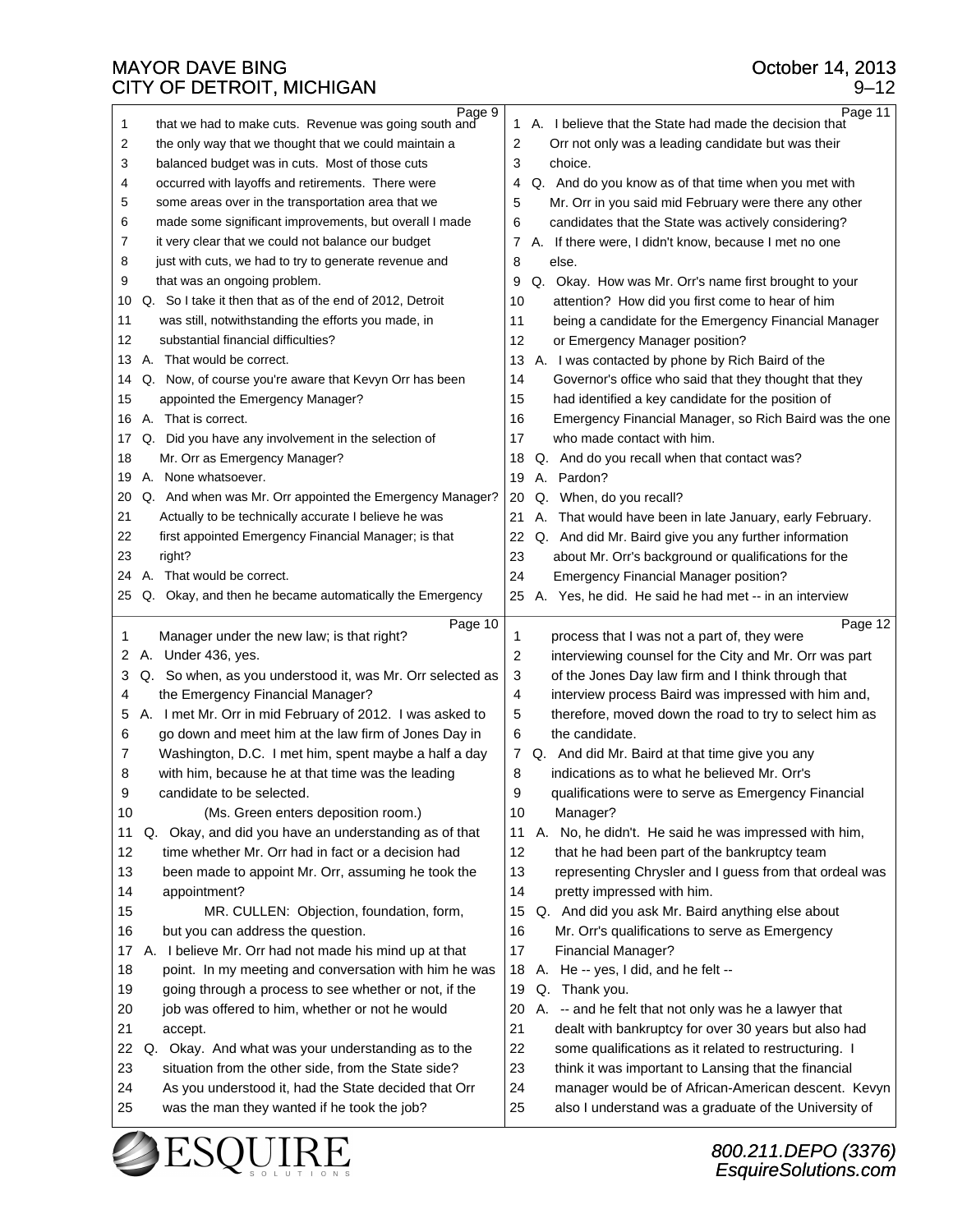Page 9

1 that we had to make cuts. Revenue was going south and
2 the only way that we thought that we could maintain a
3 balanced budget was in cuts. Most of those cuts
4 occurred with layoffs and retirements. There were
5 some areas over in the transportation area that we
6 made some significant improvements, but overall I made
7 it very clear that we could not balance our budget
8 just with cuts, we had to try to generate revenue and
9 that was an ongoing problem.
10 Q. So I take it then that as of the end of 2012, Detroit
11 was still, notwithstanding the efforts you made, in
12 substantial financial difficulties?
13 A. That would be correct.
14 Q. Now, of course you're aware that Kevyn Orr has been
15 appointed the Emergency Manager?
16 A. That is correct.
17 Q. Did you have any involvement in the selection of
18 Mr. Orr as Emergency Manager?
19 A. None whatsoever.
20 Q. And when was Mr. Orr appointed the Emergency Manager?
21 Actually to be technically accurate I believe he was
22 first appointed Emergency Financial Manager; is that
23 right?
24 A. That would be correct.
25 Q. Okay, and then he became automatically the Emergency

Page 10

1 Manager under the new law; is that right?
2 A. Under 436, yes.
3 Q. So when, as you understood it, was Mr. Orr selected as
4 the Emergency Financial Manager?
5 A. I met Mr. Orr in mid February of 2012. I was asked to
6 go down and meet him at the law firm of Jones Day in
7 Washington, D.C. I met him, spent maybe a half a day
8 with him, because he at that time was the leading
9 candidate to be selected.
10 (Ms. Green enters deposition room.)
11 Q. Okay, and did you have an understanding as of that
12 time whether Mr. Orr had in fact or a decision had
13 been made to appoint Mr. Orr, assuming he took the
14 appointment?
15 MR. CULLEN: Objection, foundation, form,
16 but you can address the question.
17 A. I believe Mr. Orr had not made his mind up at that
18 point. In my meeting and conversation with him he was
19 going through a process to see whether or not, if the
20 job was offered to him, whether or not he would
21 accept.
22 Q. Okay. And what was your understanding as to the
23 situation from the other side, from the State side?
24 As you understood it, had the State decided that Orr
25 was the man they wanted if he took the job?

Page 11

1 A. I believe that the State had made the decision that
2 Orr not only was a leading candidate but was their
3 choice.
4 Q. And do you know as of that time when you met with
5 Mr. Orr in you said mid February were there any other
6 candidates that the State was actively considering?
7 A. If there were, I didn't know, because I met no one
8 else.
9 Q. Okay. How was Mr. Orr's name first brought to your
10 attention? How did you first come to hear of him
11 being a candidate for the Emergency Financial Manager
12 or Emergency Manager position?
13 A. I was contacted by phone by Rich Baird of the
14 Governor's office who said that they thought that they
15 had identified a key candidate for the position of
16 Emergency Financial Manager, so Rich Baird was the one
17 who made contact with him.
18 Q. And do you recall when that contact was?
19 A. Pardon?
20 Q. When, do you recall?
21 A. That would have been in late January, early February.
22 Q. And did Mr. Baird give you any further information
23 about Mr. Orr's background or qualifications for the
24 Emergency Financial Manager position?
25 A. Yes, he did. He said he had met -- in an interview

Page 12

1 process that I was not a part of, they were
2 interviewing counsel for the City and Mr. Orr was part
3 of the Jones Day law firm and I think through that
4 interview process Baird was impressed with him and,
5 therefore, moved down the road to try to select him as
6 the candidate.
7 Q. And did Mr. Baird at that time give you any
8 indications as to what he believed Mr. Orr's
9 qualifications were to serve as Emergency Financial
10 Manager?
11 A. No, he didn't. He said he was impressed with him,
12 that he had been part of the bankruptcy team
13 representing Chrysler and I guess from that ordeal was
14 pretty impressed with him.
15 Q. And did you ask Mr. Baird anything else about
16 Mr. Orr's qualifications to serve as Emergency
17 Financial Manager?
18 A. He -- yes, I did, and he felt --
19 Q. Thank you.
20 A. -- and he felt that not only was he a lawyer that
21 dealt with bankruptcy for over 30 years but also had
22 some qualifications as it related to restructuring. I
23 think it was important to Lansing that the financial
24 manager would be of African-American descent. Kevyn
25 also I understand was a graduate of the University of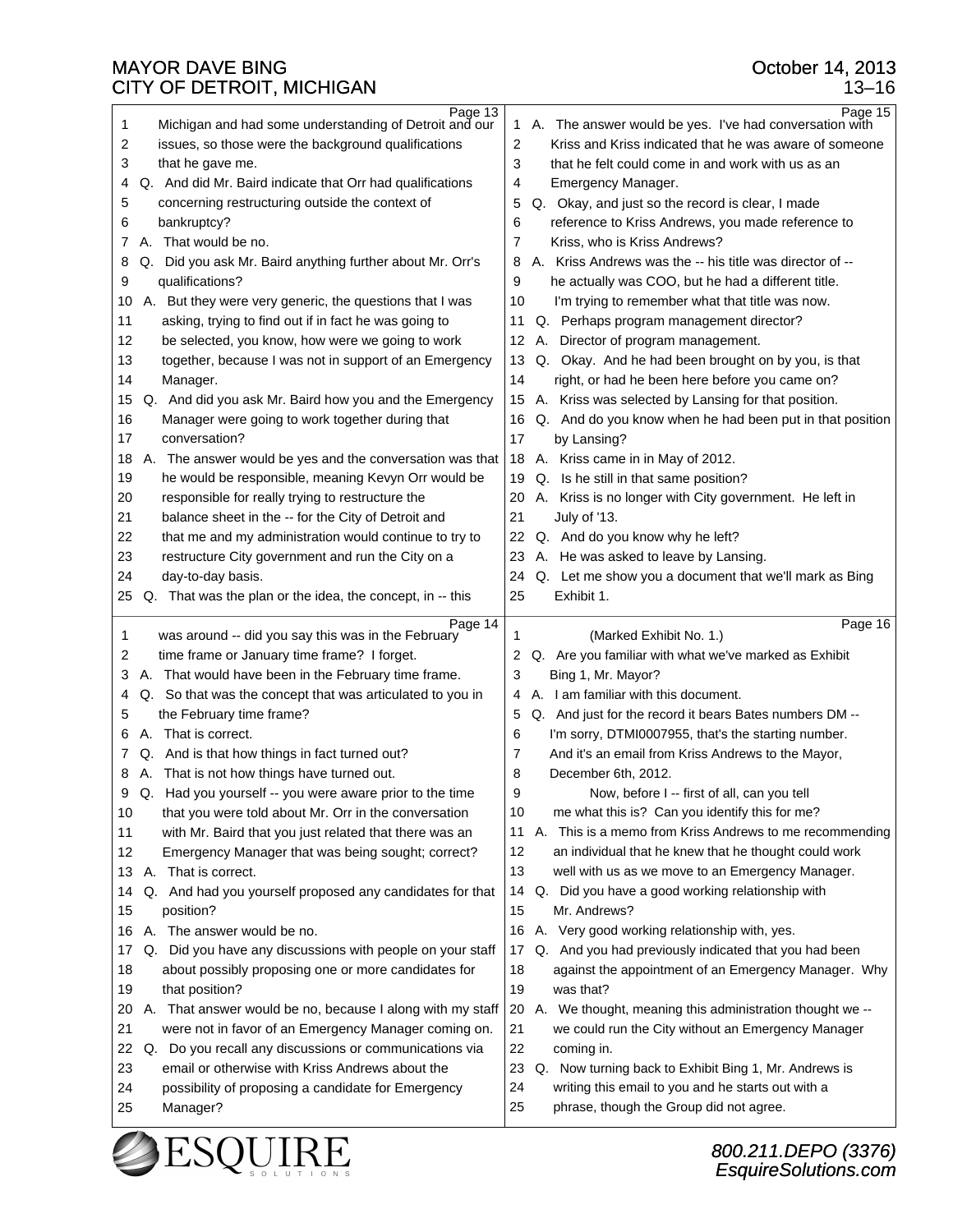Page 13

1 Michigan and had some understanding of Detroit and our
2 issues, so those were the background qualifications
3 that he gave me.
4 Q. And did Mr. Baird indicate that Orr had qualifications
5 concerning restructuring outside the context of
6 bankruptcy?
7 A. That would be no.
8 Q. Did you ask Mr. Baird anything further about Mr. Orr's
9 qualifications?
10 A. But they were very generic, the questions that I was
11 asking, trying to find out if in fact he was going to
12 be selected, you know, how were we going to work
13 together, because I was not in support of an Emergency
14 Manager.
15 Q. And did you ask Mr. Baird how you and the Emergency
16 Manager were going to work together during that
17 conversation?
18 A. The answer would be yes and the conversation was that
19 he would be responsible, meaning Kevyn Orr would be
20 responsible for really trying to restructure the
21 balance sheet in the -- for the City of Detroit and
22 that me and my administration would continue to try to
23 restructure City government and run the City on a
24 day-to-day basis.
25 Q. That was the plan or the idea, the concept, in -- this

Page 14

1 was around -- did you say this was in the February
2 time frame or January time frame? I forget.
3 A. That would have been in the February time frame.
4 Q. So that was the concept that was articulated to you in
5 the February time frame?
6 A. That is correct.
7 Q. And is that how things in fact turned out?
8 A. That is not how things have turned out.
9 Q. Had you yourself -- you were aware prior to the time
10 that you were told about Mr. Orr in the conversation
11 with Mr. Baird that you just related that there was an
12 Emergency Manager that was being sought; correct?
13 A. That is correct.
14 Q. And had you yourself proposed any candidates for that
15 position?
16 A. The answer would be no.
17 Q. Did you have any discussions with people on your staff
18 about possibly proposing one or more candidates for
19 that position?
20 A. That answer would be no, because I along with my staff
21 were not in favor of an Emergency Manager coming on.
22 Q. Do you recall any discussions or communications via
23 email or otherwise with Kriss Andrews about the
24 possibility of proposing a candidate for Emergency
25 Manager?

Page 15

1 A. The answer would be yes. I've had conversation with
2 Kriss and Kriss indicated that he was aware of someone
3 that he felt could come in and work with us as an
4 Emergency Manager.
5 Q. Okay, and just so the record is clear, I made
6 reference to Kriss Andrews, you made reference to
7 Kriss, who is Kriss Andrews?
8 A. Kriss Andrews was the -- his title was director of --
9 he actually was COO, but he had a different title.
10 I'm trying to remember what that title was now.
11 Q. Perhaps program management director?
12 A. Director of program management.
13 Q. Okay. And he had been brought on by you, is that
14 right, or had he been here before you came on?
15 A. Kriss was selected by Lansing for that position.
16 Q. And do you know when he had been put in that position
17 by Lansing?
18 A. Kriss came in in May of 2012.
19 Q. Is he still in that same position?
20 A. Kriss is no longer with City government. He left in
21 July of '13.
22 Q. And do you know why he left?
23 A. He was asked to leave by Lansing.
24 Q. Let me show you a document that we'll mark as Bing
25 Exhibit 1.

Page 16

1 (Marked Exhibit No. 1.)
2 Q. Are you familiar with what we've marked as Exhibit
3 Bing 1, Mr. Mayor?
4 A. I am familiar with this document.
5 Q. And just for the record it bears Bates numbers DM --
6 I'm sorry, DTMI0007955, that's the starting number.
7 And it's an email from Kriss Andrews to the Mayor,
8 December 6th, 2012.
9 Now, before I -- first of all, can you tell
10 me what this is? Can you identify this for me?
11 A. This is a memo from Kriss Andrews to me recommending
12 an individual that he knew that he thought could work
13 well with us as we move to an Emergency Manager.
14 Q. Did you have a good working relationship with
15 Mr. Andrews?
16 A. Very good working relationship with, yes.
17 Q. And you had previously indicated that you had been
18 against the appointment of an Emergency Manager. Why
19 was that?
20 A. We thought, meaning this administration thought we --
21 we could run the City without an Emergency Manager
22 coming in.
23 Q. Now turning back to Exhibit Bing 1, Mr. Andrews is
24 writing this email to you and he starts out with a
25 phrase, though the Group did not agree.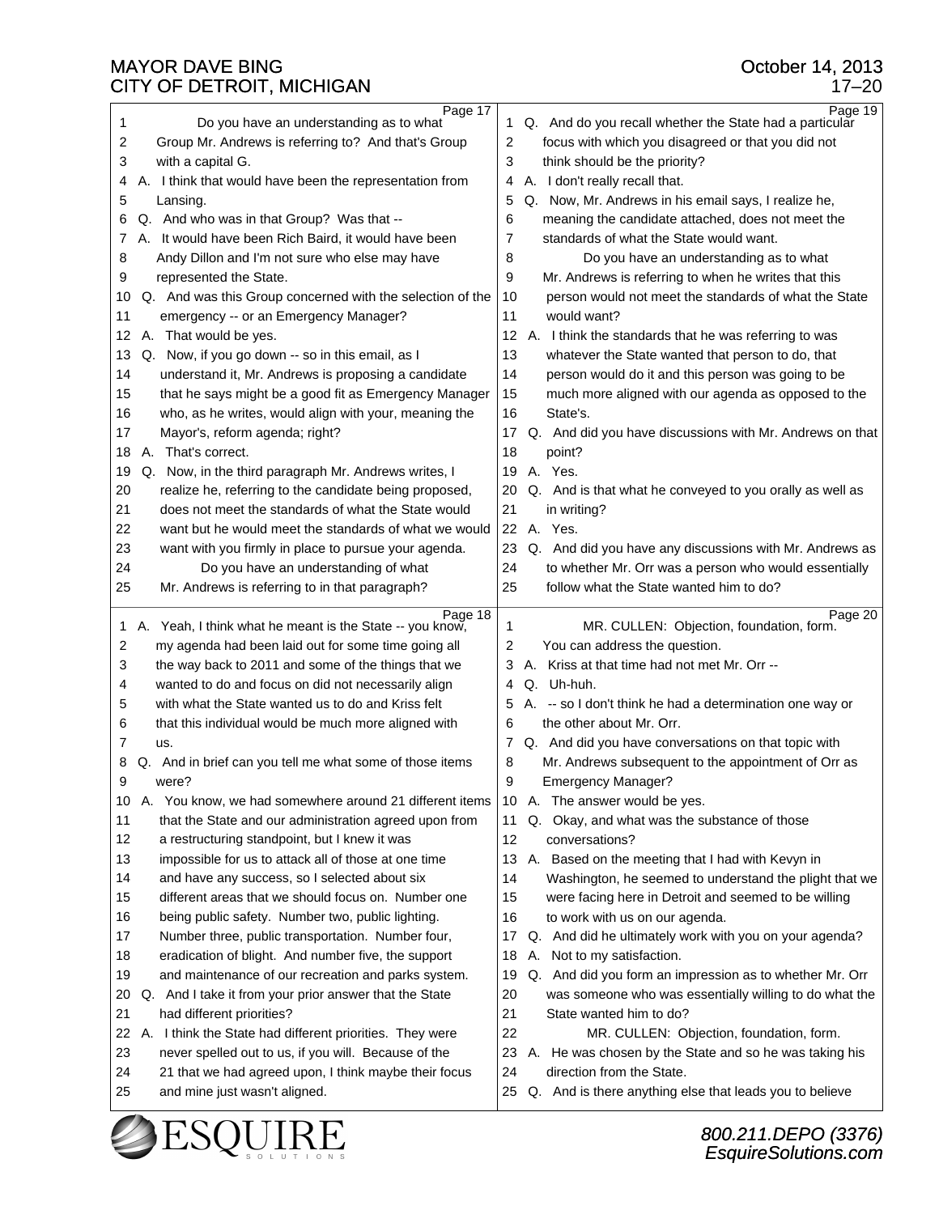Page 17

1 Do you have an understanding as to what
2 Group Mr. Andrews is referring to? And that's Group
3 with a capital G.
4 A. I think that would have been the representation from
5 Lansing.
6 Q. And who was in that Group? Was that --
7 A. It would have been Rich Baird, it would have been
8 Andy Dillon and I'm not sure who else may have
9 represented the State.
10 Q. And was this Group concerned with the selection of the
11 emergency -- or an Emergency Manager?
12 A. That would be yes.
13 Q. Now, if you go down -- so in this email, as I
14 understand it, Mr. Andrews is proposing a candidate
15 that he says might be a good fit as Emergency Manager
16 who, as he writes, would align with your, meaning the
17 Mayor's, reform agenda; right?
18 A. That's correct.
19 Q. Now, in the third paragraph Mr. Andrews writes, I
20 realize he, referring to the candidate being proposed,
21 does not meet the standards of what the State would
22 want but he would meet the standards of what we would
23 want with you firmly in place to pursue your agenda.
24 Do you have an understanding of what
25 Mr. Andrews is referring to in that paragraph?

Page 18

1 A. Yeah, I think what he meant is the State -- you know,
2 my agenda had been laid out for some time going all
3 the way back to 2011 and some of the things that we
4 wanted to do and focus on did not necessarily align
5 with what the State wanted us to do and Kriss felt
6 that this individual would be much more aligned with
7 us.
8 Q. And in brief can you tell me what some of those items
9 were?
10 A. You know, we had somewhere around 21 different items
11 that the State and our administration agreed upon from
12 a restructuring standpoint, but I knew it was
13 impossible for us to attack all of those at one time
14 and have any success, so I selected about six
15 different areas that we should focus on. Number one
16 being public safety. Number two, public lighting.
17 Number three, public transportation. Number four,
18 eradication of blight. And number five, the support
19 and maintenance of our recreation and parks system.
20 Q. And I take it from your prior answer that the State
21 had different priorities?
22 A. I think the State had different priorities. They were
23 never spelled out to us, if you will. Because of the
24 21 that we had agreed upon, I think maybe their focus
25 and mine just wasn't aligned.

Page 19

1 Q. And do you recall whether the State had a particular
2 focus with which you disagreed or that you did not
3 think should be the priority?
4 A. I don't really recall that.
5 Q. Now, Mr. Andrews in his email says, I realize he,
6 meaning the candidate attached, does not meet the
7 standards of what the State would want.
8 Do you have an understanding as to what
9 Mr. Andrews is referring to when he writes that this
10 person would not meet the standards of what the State
11 would want?
12 A. I think the standards that he was referring to was
13 whatever the State wanted that person to do, that
14 person would do it and this person was going to be
15 much more aligned with our agenda as opposed to the
16 State's.
17 Q. And did you have discussions with Mr. Andrews on that
18 point?
19 A. Yes.
20 Q. And is that what he conveyed to you orally as well as
21 in writing?
22 A. Yes.
23 Q. And did you have any discussions with Mr. Andrews as
24 to whether Mr. Orr was a person who would essentially
25 follow what the State wanted him to do?

Page 20

1 MR. CULLEN: Objection, foundation, form.
2 You can address the question.
3 A. Kriss at that time had not met Mr. Orr --
4 Q. Uh-huh.
5 A. -- so I don't think he had a determination one way or
6 the other about Mr. Orr.
7 Q. And did you have conversations on that topic with
8 Mr. Andrews subsequent to the appointment of Orr as
9 Emergency Manager?
10 A. The answer would be yes.
11 Q. Okay, and what was the substance of those
12 conversations?
13 A. Based on the meeting that I had with Kevyn in
14 Washington, he seemed to understand the plight that we
15 were facing here in Detroit and seemed to be willing
16 to work with us on our agenda.
17 Q. And did he ultimately work with you on your agenda?
18 A. Not to my satisfaction.
19 Q. And did you form an impression as to whether Mr. Orr
20 was someone who was essentially willing to do what the
21 State wanted him to do?
22 MR. CULLEN: Objection, foundation, form.
23 A. He was chosen by the State and so he was taking his
24 direction from the State.
25 Q. And is there anything else that leads you to believe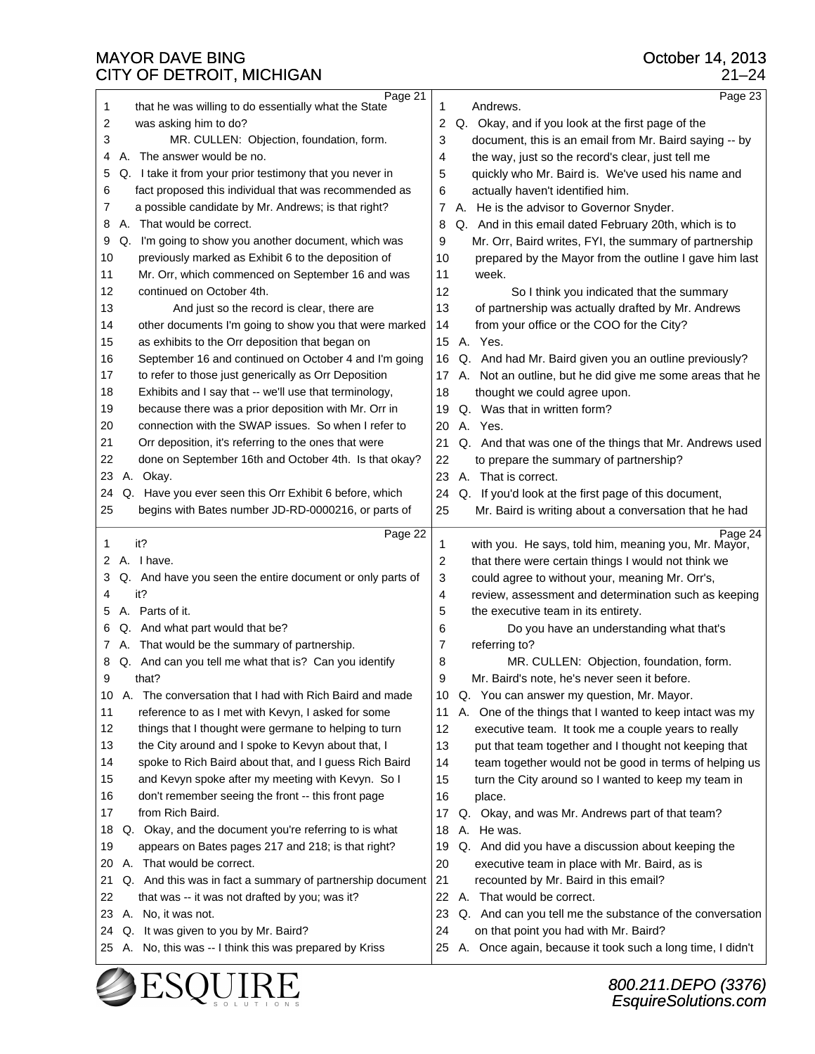**Page 21**

1 that he was willing to do essentially what the State
2 was asking him to do?
3 MR. CULLEN: Objection, foundation, form.
4 A. The answer would be no.
5 Q. I take it from your prior testimony that you never in
6 fact proposed this individual that was recommended as
7 a possible candidate by Mr. Andrews; is that right?
8 A. That would be correct.
9 Q. I'm going to show you another document, which was
10 previously marked as Exhibit 6 to the deposition of
11 Mr. Orr, which commenced on September 16 and was
12 continued on October 4th.
13 And just so the record is clear, there are
14 other documents I'm going to show you that were marked
15 as exhibits to the Orr deposition that began on
16 September 16 and continued on October 4 and I'm going
17 to refer to those just generically as Orr Deposition
18 Exhibits and I say that -- we'll use that terminology,
19 because there was a prior deposition with Mr. Orr in
20 connection with the SWAP issues. So when I refer to
21 Orr deposition, it's referring to the ones that were
22 done on September 16th and October 4th. Is that okay?
23 A. Okay.
24 Q. Have you ever seen this Orr Exhibit 6 before, which
25 begins with Bates number JD-RD-0000216, or parts of

**Page 22**

1 it?
2 A. I have.
3 Q. And have you seen the entire document or only parts of
4 it?
5 A. Parts of it.
6 Q. And what part would that be?
7 A. That would be the summary of partnership.
8 Q. And can you tell me what that is? Can you identify
9 that?
10 A. The conversation that I had with Rich Baird and made
11 reference to as I met with Kevyn, I asked for some
12 things that I thought were germane to helping to turn
13 the City around and I spoke to Kevyn about that, I
14 spoke to Rich Baird about that, and I guess Rich Baird
15 and Kevyn spoke after my meeting with Kevyn. So I
16 don't remember seeing the front -- this front page
17 from Rich Baird.
18 Q. Okay, and the document you're referring to is what
19 appears on Bates pages 217 and 218; is that right?
20 A. That would be correct.
21 Q. And this was in fact a summary of partnership document
22 that was -- it was not drafted by you; was it?
23 A. No, it was not.
24 Q. It was given to you by Mr. Baird?
25 A. No, this was -- I think this was prepared by Kriss

**Page 23**

1 Andrews.
2 Q. Okay, and if you look at the first page of the
3 document, this is an email from Mr. Baird saying -- by
4 the way, just so the record's clear, just tell me
5 quickly who Mr. Baird is. We've used his name and
6 actually haven't identified him.
7 A. He is the advisor to Governor Snyder.
8 Q. And in this email dated February 20th, which is to
9 Mr. Orr, Baird writes, FYI, the summary of partnership
10 prepared by the Mayor from the outline I gave him last
11 week.
12 So I think you indicated that the summary
13 of partnership was actually drafted by Mr. Andrews
14 from your office or the COO for the City?
15 A. Yes.
16 Q. And had Mr. Baird given you an outline previously?
17 A. Not an outline, but he did give me some areas that he
18 thought we could agree upon.
19 Q. Was that in written form?
20 A. Yes.
21 Q. And that was one of the things that Mr. Andrews used
22 to prepare the summary of partnership?
23 A. That is correct.
24 Q. If you'd look at the first page of this document,
25 Mr. Baird is writing about a conversation that he had

**Page 24**

1 with you. He says, told him, meaning you, Mr. Mayor,
2 that there were certain things I would not think we
3 could agree to without your, meaning Mr. Orr's,
4 review, assessment and determination such as keeping
5 the executive team in its entirety.
6 Do you have an understanding what that's
7 referring to?
8 MR. CULLEN: Objection, foundation, form.
9 Mr. Baird's note, he's never seen it before.
10 Q. You can answer my question, Mr. Mayor.
11 A. One of the things that I wanted to keep intact was my
12 executive team. It took me a couple years to really
13 put that team together and I thought not keeping that
14 team together would not be good in terms of helping us
15 turn the City around so I wanted to keep my team in
16 place.
17 Q. Okay, and was Mr. Andrews part of that team?
18 A. He was.
19 Q. And did you have a discussion about keeping the
20 executive team in place with Mr. Baird, as is
21 recounted by Mr. Baird in this email?
22 A. That would be correct.
23 Q. And can you tell me the substance of the conversation
24 on that point you had with Mr. Baird?
25 A. Once again, because it took such a long time, I didn't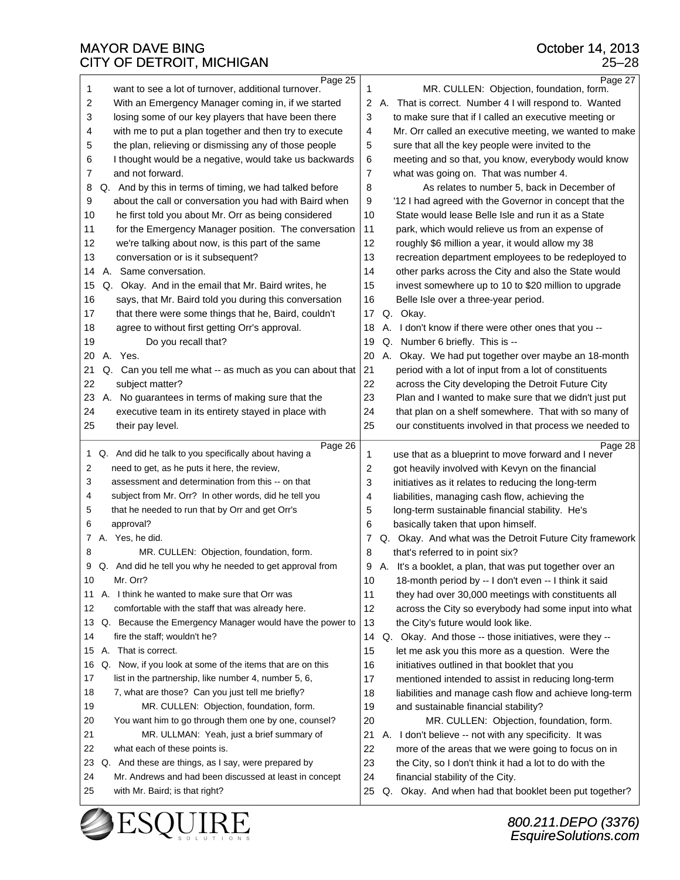Page 25

1 want to see a lot of turnover, additional turnover.
2 With an Emergency Manager coming in, if we started
3 losing some of our key players that have been there
4 with me to put a plan together and then try to execute
5 the plan, relieving or dismissing any of those people
6 I thought would be a negative, would take us backwards
7 and not forward.
8 Q. And by this in terms of timing, we had talked before
9 about the call or conversation you had with Baird when
10 he first told you about Mr. Orr as being considered
11 for the Emergency Manager position. The conversation
12 we're talking about now, is this part of the same
13 conversation or is it subsequent?
14 A. Same conversation.
15 Q. Okay. And in the email that Mr. Baird writes, he
16 says, that Mr. Baird told you during this conversation
17 that there were some things that he, Baird, couldn't
18 agree to without first getting Orr's approval.
19 Do you recall that?
20 A. Yes.
21 Q. Can you tell me what -- as much as you can about that
22 subject matter?
23 A. No guarantees in terms of making sure that the
24 executive team in its entirety stayed in place with
25 their pay level.

Page 26

1 Q. And did he talk to you specifically about having a
2 need to get, as he puts it here, the review,
3 assessment and determination from this -- on that
4 subject from Mr. Orr? In other words, did he tell you
5 that he needed to run that by Orr and get Orr's
6 approval?
7 A. Yes, he did.
8 MR. CULLEN: Objection, foundation, form.
9 Q. And did he tell you why he needed to get approval from
10 Mr. Orr?
11 A. I think he wanted to make sure that Orr was
12 comfortable with the staff that was already here.
13 Q. Because the Emergency Manager would have the power to
14 fire the staff; wouldn't he?
15 A. That is correct.
16 Q. Now, if you look at some of the items that are on this
17 list in the partnership, like number 4, number 5, 6,
18 7, what are those? Can you just tell me briefly?
19 MR. CULLEN: Objection, foundation, form.
20 You want him to go through them one by one, counsel?
21 MR. ULLMAN: Yeah, just a brief summary of
22 what each of these points is.
23 Q. And these are things, as I say, were prepared by
24 Mr. Andrews and had been discussed at least in concept
25 with Mr. Baird; is that right?

Page 27

1 MR. CULLEN: Objection, foundation, form.
2 A. That is correct. Number 4 I will respond to. Wanted
3 to make sure that if I called an executive meeting or
4 Mr. Orr called an executive meeting, we wanted to make
5 sure that all the key people were invited to the
6 meeting and so that, you know, everybody would know
7 what was going on. That was number 4.
8 As relates to number 5, back in December of
9 '12 I had agreed with the Governor in concept that the
10 State would lease Belle Isle and run it as a State
11 park, which would relieve us from an expense of
12 roughly $6 million a year, it would allow my 38
13 recreation department employees to be redeployed to
14 other parks across the City and also the State would
15 invest somewhere up to 10 to $20 million to upgrade
16 Belle Isle over a three-year period.
17 Q. Okay.
18 A. I don't know if there were other ones that you --
19 Q. Number 6 briefly. This is --
20 A. Okay. We had put together over maybe an 18-month
21 period with a lot of input from a lot of constituents
22 across the City developing the Detroit Future City
23 Plan and I wanted to make sure that we didn't just put
24 that plan on a shelf somewhere. That with so many of
25 our constituents involved in that process we needed to

Page 28

1 use that as a blueprint to move forward and I never
2 got heavily involved with Kevyn on the financial
3 initiatives as it relates to reducing the long-term
4 liabilities, managing cash flow, achieving the
5 long-term sustainable financial stability. He's
6 basically taken that upon himself.
7 Q. Okay. And what was the Detroit Future City framework
8 that's referred to in point six?
9 A. It's a booklet, a plan, that was put together over an
10 18-month period by -- I don't even -- I think it said
11 they had over 30,000 meetings with constituents all
12 across the City so everybody had some input into what
13 the City's future would look like.
14 Q. Okay. And those -- those initiatives, were they --
15 let me ask you this more as a question. Were the
16 initiatives outlined in that booklet that you
17 mentioned intended to assist in reducing long-term
18 liabilities and manage cash flow and achieve long-term
19 and sustainable financial stability?
20 MR. CULLEN: Objection, foundation, form.
21 A. I don't believe -- not with any specificity. It was
22 more of the areas that we were going to focus on in
23 the City, so I don't think it had a lot to do with the
24 financial stability of the City.
25 Q. Okay. And when had that booklet been put together?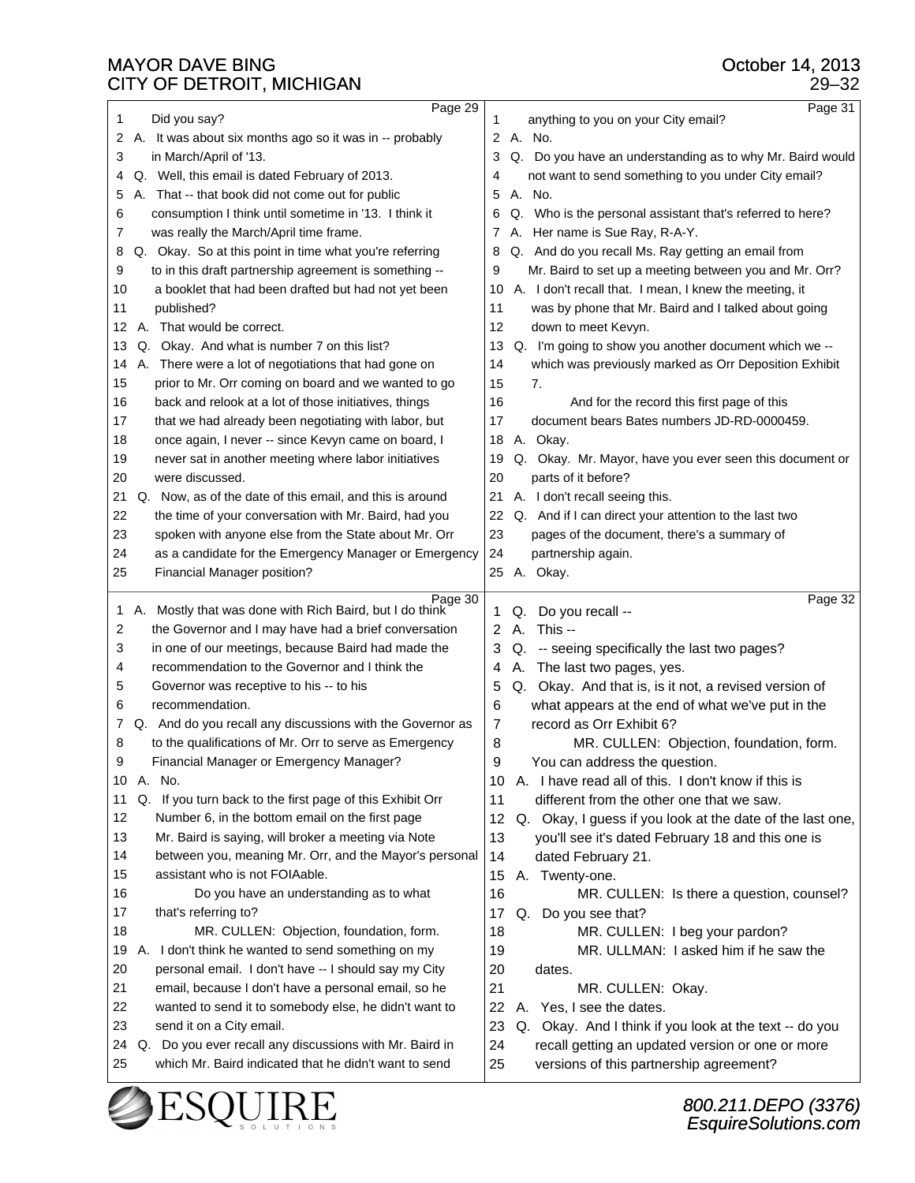Page 29

1 Did you say?
2 A. It was about six months ago so it was in -- probably
3 in March/April of '13.
4 Q. Well, this email is dated February of 2013.
5 A. That -- that book did not come out for public
6 consumption I think until sometime in '13. I think it
7 was really the March/April time frame.
8 Q. Okay. So at this point in time what you're referring
9 to in this draft partnership agreement is something --
10 a booklet that had been drafted but had not yet been
11 published?
12 A. That would be correct.
13 Q. Okay. And what is number 7 on this list?
14 A. There were a lot of negotiations that had gone on
15 prior to Mr. Orr coming on board and we wanted to go
16 back and relook at a lot of those initiatives, things
17 that we had already been negotiating with labor, but
18 once again, I never -- since Kevyn came on board, I
19 never sat in another meeting where labor initiatives
20 were discussed.
21 Q. Now, as of the date of this email, and this is around
22 the time of your conversation with Mr. Baird, had you
23 spoken with anyone else from the State about Mr. Orr
24 as a candidate for the Emergency Manager or Emergency
25 Financial Manager position?

Page 30

1 A. Mostly that was done with Rich Baird, but I do think
2 the Governor and I may have had a brief conversation
3 in one of our meetings, because Baird had made the
4 recommendation to the Governor and I think the
5 Governor was receptive to his -- to his
6 recommendation.
7 Q. And do you recall any discussions with the Governor as
8 to the qualifications of Mr. Orr to serve as Emergency
9 Financial Manager or Emergency Manager?
10 A. No.
11 Q. If you turn back to the first page of this Exhibit Orr
12 Number 6, in the bottom email on the first page
13 Mr. Baird is saying, will broker a meeting via Note
14 between you, meaning Mr. Orr, and the Mayor's personal
15 assistant who is not FOIAable.
16 Do you have an understanding as to what
17 that's referring to?
18 MR. CULLEN: Objection, foundation, form.
19 A. I don't think he wanted to send something on my
20 personal email. I don't have -- I should say my City
21 email, because I don't have a personal email, so he
22 wanted to send it to somebody else, he didn't want to
23 send it on a City email.
24 Q. Do you ever recall any discussions with Mr. Baird in
25 which Mr. Baird indicated that he didn't want to send

Page 31

1 anything to you on your City email?
2 A. No.
3 Q. Do you have an understanding as to why Mr. Baird would
4 not want to send something to you under City email?
5 A. No.
6 Q. Who is the personal assistant that's referred to here?
7 A. Her name is Sue Ray, R-A-Y.
8 Q. And do you recall Ms. Ray getting an email from
9 Mr. Baird to set up a meeting between you and Mr. Orr?
10 A. I don't recall that. I mean, I knew the meeting, it
11 was by phone that Mr. Baird and I talked about going
12 down to meet Kevyn.
13 Q. I'm going to show you another document which we --
14 which was previously marked as Orr Deposition Exhibit
15 7.
16 And for the record this first page of this
17 document bears Bates numbers JD-RD-0000459.
18 A. Okay.
19 Q. Okay. Mr. Mayor, have you ever seen this document or
20 parts of it before?
21 A. I don't recall seeing this.
22 Q. And if I can direct your attention to the last two
23 pages of the document, there's a summary of
24 partnership again.
25 A. Okay.

Page 32

1 Q. Do you recall --
2 A. This --
3 Q. -- seeing specifically the last two pages?
4 A. The last two pages, yes.
5 Q. Okay. And that is, is it not, a revised version of
6 what appears at the end of what we've put in the
7 record as Orr Exhibit 6?
8 MR. CULLEN: Objection, foundation, form.
9 You can address the question.
10 A. I have read all of this. I don't know if this is
11 different from the other one that we saw.
12 Q. Okay, I guess if you look at the date of the last one,
13 you'll see it's dated February 18 and this one is
14 dated February 21.
15 A. Twenty-one.
16 MR. CULLEN: Is there a question, counsel?
17 Q. Do you see that?
18 MR. CULLEN: I beg your pardon?
19 MR. ULLMAN: I asked him if he saw the
20 dates.
21 MR. CULLEN: Okay.
22 A. Yes, I see the dates.
23 Q. Okay. And I think if you look at the text -- do you
24 recall getting an updated version or one or more
25 versions of this partnership agreement?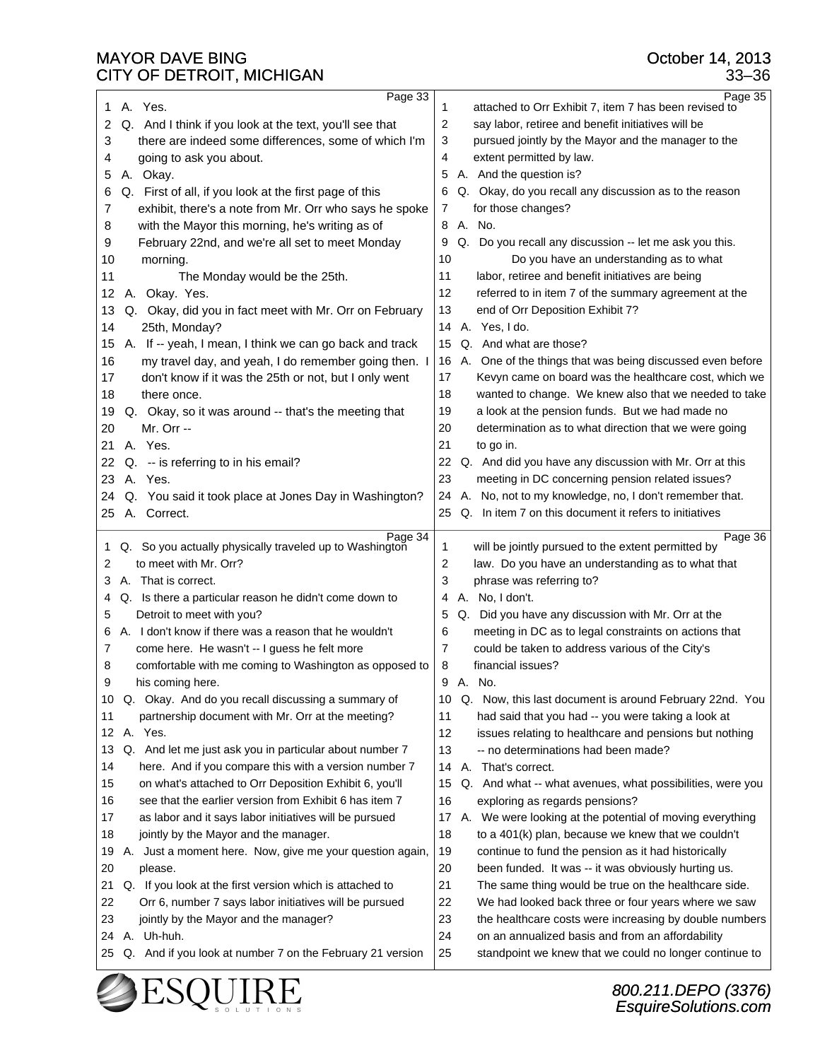Page 33

1 A. Yes.
2 Q. And I think if you look at the text, you'll see that
3 there are indeed some differences, some of which I'm
4 going to ask you about.
5 A. Okay.
6 Q. First of all, if you look at the first page of this
7 exhibit, there's a note from Mr. Orr who says he spoke
8 with the Mayor this morning, he's writing as of
9 February 22nd, and we're all set to meet Monday
10 morning.
11 The Monday would be the 25th.
12 A. Okay. Yes.
13 Q. Okay, did you in fact meet with Mr. Orr on February
14 25th, Monday?
15 A. If -- yeah, I mean, I think we can go back and track
16 my travel day, and yeah, I do remember going then. I
17 don't know if it was the 25th or not, but I only went
18 there once.
19 Q. Okay, so it was around -- that's the meeting that
20 Mr. Orr --
21 A. Yes.
22 Q. -- is referring to in his email?
23 A. Yes.
24 Q. You said it took place at Jones Day in Washington?
25 A. Correct.

Page 34

1 Q. So you actually physically traveled up to Washington
2 to meet with Mr. Orr?
3 A. That is correct.
4 Q. Is there a particular reason he didn't come down to
5 Detroit to meet with you?
6 A. I don't know if there was a reason that he wouldn't
7 come here. He wasn't -- I guess he felt more
8 comfortable with me coming to Washington as opposed to
9 his coming here.
10 Q. Okay. And do you recall discussing a summary of
11 partnership document with Mr. Orr at the meeting?
12 A. Yes.
13 Q. And let me just ask you in particular about number 7
14 here. And if you compare this with a version number 7
15 on what's attached to Orr Deposition Exhibit 6, you'll
16 see that the earlier version from Exhibit 6 has item 7
17 as labor and it says labor initiatives will be pursued
18 jointly by the Mayor and the manager.
19 A. Just a moment here. Now, give me your question again,
20 please.
21 Q. If you look at the first version which is attached to
22 Orr 6, number 7 says labor initiatives will be pursued
23 jointly by the Mayor and the manager?
24 A. Uh-huh.
25 Q. And if you look at number 7 on the February 21 version

Page 35

1 attached to Orr Exhibit 7, item 7 has been revised to
2 say labor, retiree and benefit initiatives will be
3 pursued jointly by the Mayor and the manager to the
4 extent permitted by law.
5 A. And the question is?
6 Q. Okay, do you recall any discussion as to the reason
7 for those changes?
8 A. No.
9 Q. Do you recall any discussion -- let me ask you this.
10 Do you have an understanding as to what
11 labor, retiree and benefit initiatives are being
12 referred to in item 7 of the summary agreement at the
13 end of Orr Deposition Exhibit 7?
14 A. Yes, I do.
15 Q. And what are those?
16 A. One of the things that was being discussed even before
17 Kevyn came on board was the healthcare cost, which we
18 wanted to change. We knew also that we needed to take
19 a look at the pension funds. But we had made no
20 determination as to what direction that we were going
21 to go in.
22 Q. And did you have any discussion with Mr. Orr at this
23 meeting in DC concerning pension related issues?
24 A. No, not to my knowledge, no, I don't remember that.
25 Q. In item 7 on this document it refers to initiatives

Page 36

1 will be jointly pursued to the extent permitted by
2 law. Do you have an understanding as to what that
3 phrase was referring to?
4 A. No, I don't.
5 Q. Did you have any discussion with Mr. Orr at the
6 meeting in DC as to legal constraints on actions that
7 could be taken to address various of the City's
8 financial issues?
9 A. No.
10 Q. Now, this last document is around February 22nd. You
11 had said that you had -- you were taking a look at
12 issues relating to healthcare and pensions but nothing
13 -- no determinations had been made?
14 A. That's correct.
15 Q. And what -- what avenues, what possibilities, were you
16 exploring as regards pensions?
17 A. We were looking at the potential of moving everything
18 to a 401(k) plan, because we knew that we couldn't
19 continue to fund the pension as it had historically
20 been funded. It was -- it was obviously hurting us.
21 The same thing would be true on the healthcare side.
22 We had looked back three or four years where we saw
23 the healthcare costs were increasing by double numbers
24 on an annualized basis and from an affordability
25 standpoint we knew that we could no longer continue to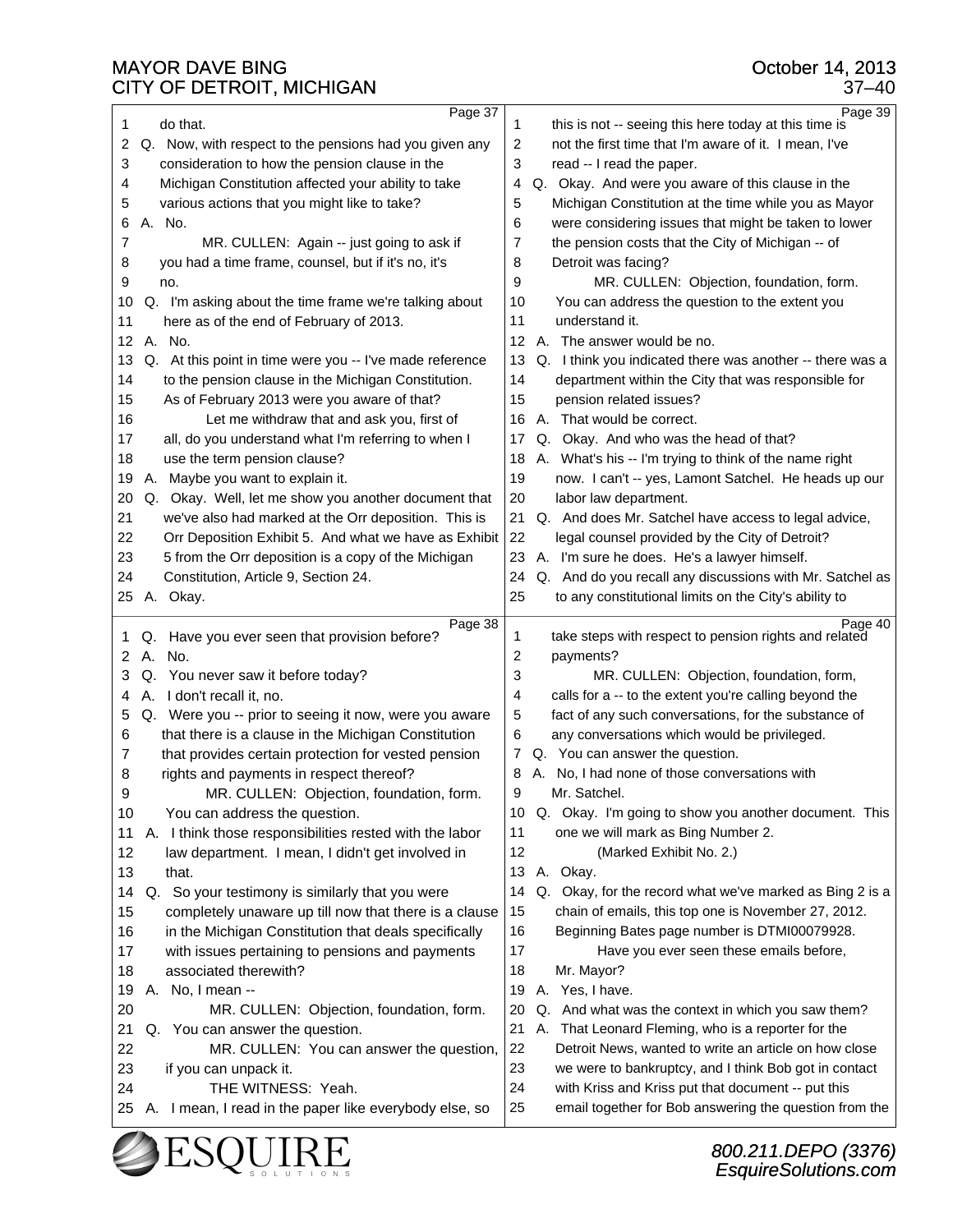Page 37

1 do that.

2 Q. Now, with respect to the pensions had you given any

3 consideration to how the pension clause in the

4 Michigan Constitution affected your ability to take

5 various actions that you might like to take?

6 A. No.

7 MR. CULLEN: Again -- just going to ask if

8 you had a time frame, counsel, but if it's no, it's

9 no.

10 Q. I'm asking about the time frame we're talking about

11 here as of the end of February of 2013.

12 A. No.

13 Q. At this point in time were you -- I've made reference

14 to the pension clause in the Michigan Constitution.

15 As of February 2013 were you aware of that?

16 Let me withdraw that and ask you, first of

17 all, do you understand what I'm referring to when I

18 use the term pension clause?

19 A. Maybe you want to explain it.

20 Q. Okay. Well, let me show you another document that

21 we've also had marked at the Orr deposition. This is

22 Orr Deposition Exhibit 5. And what we have as Exhibit

23 5 from the Orr deposition is a copy of the Michigan

24 Constitution, Article 9, Section 24.

25 A. Okay.

Page 38

1 Q. Have you ever seen that provision before?

2 A. No.

3 Q. You never saw it before today?

4 A. I don't recall it, no.

5 Q. Were you -- prior to seeing it now, were you aware

6 that there is a clause in the Michigan Constitution

7 that provides certain protection for vested pension

8 rights and payments in respect thereof?

9 MR. CULLEN: Objection, foundation, form.

10 You can address the question.

11 A. I think those responsibilities rested with the labor

12 law department. I mean, I didn't get involved in

13 that.

14 Q. So your testimony is similarly that you were

15 completely unaware up till now that there is a clause

16 in the Michigan Constitution that deals specifically

17 with issues pertaining to pensions and payments

18 associated therewith?

19 A. No, I mean --

20 MR. CULLEN: Objection, foundation, form.

21 Q. You can answer the question.

22 MR. CULLEN: You can answer the question,

23 if you can unpack it.

24 THE WITNESS: Yeah.

25 A. I mean, I read in the paper like everybody else, so

Page 39

1 this is not -- seeing this here today at this time is

2 not the first time that I'm aware of it. I mean, I've

3 read -- I read the paper.

4 Q. Okay. And were you aware of this clause in the

5 Michigan Constitution at the time while you as Mayor

6 were considering issues that might be taken to lower

7 the pension costs that the City of Michigan -- of

8 Detroit was facing?

9 MR. CULLEN: Objection, foundation, form.

10 You can address the question to the extent you

11 understand it.

12 A. The answer would be no.

13 Q. I think you indicated there was another -- there was a

14 department within the City that was responsible for

15 pension related issues?

16 A. That would be correct.

17 Q. Okay. And who was the head of that?

18 A. What's his -- I'm trying to think of the name right

19 now. I can't -- yes, Lamont Satchel. He heads up our

20 labor law department.

21 Q. And does Mr. Satchel have access to legal advice,

22 legal counsel provided by the City of Detroit?

23 A. I'm sure he does. He's a lawyer himself.

24 Q. And do you recall any discussions with Mr. Satchel as

25 to any constitutional limits on the City's ability to

Page 40

1 take steps with respect to pension rights and related

2 payments?

3 MR. CULLEN: Objection, foundation, form,

4 calls for a -- to the extent you're calling beyond the

5 fact of any such conversations, for the substance of

6 any conversations which would be privileged.

7 Q. You can answer the question.

8 A. No, I had none of those conversations with

9 Mr. Satchel.

10 Q. Okay. I'm going to show you another document. This

11 one we will mark as Bing Number 2.

12 (Marked Exhibit No. 2.)

13 A. Okay.

14 Q. Okay, for the record what we've marked as Bing 2 is a

15 chain of emails, this top one is November 27, 2012.

16 Beginning Bates page number is DTMI00079928.

17 Have you ever seen these emails before,

18 Mr. Mayor?

19 A. Yes, I have.

20 Q. And what was the context in which you saw them?

21 A. That Leonard Fleming, who is a reporter for the

22 Detroit News, wanted to write an article on how close

23 we were to bankruptcy, and I think Bob got in contact

24 with Kriss and Kriss put that document -- put this

25 email together for Bob answering the question from the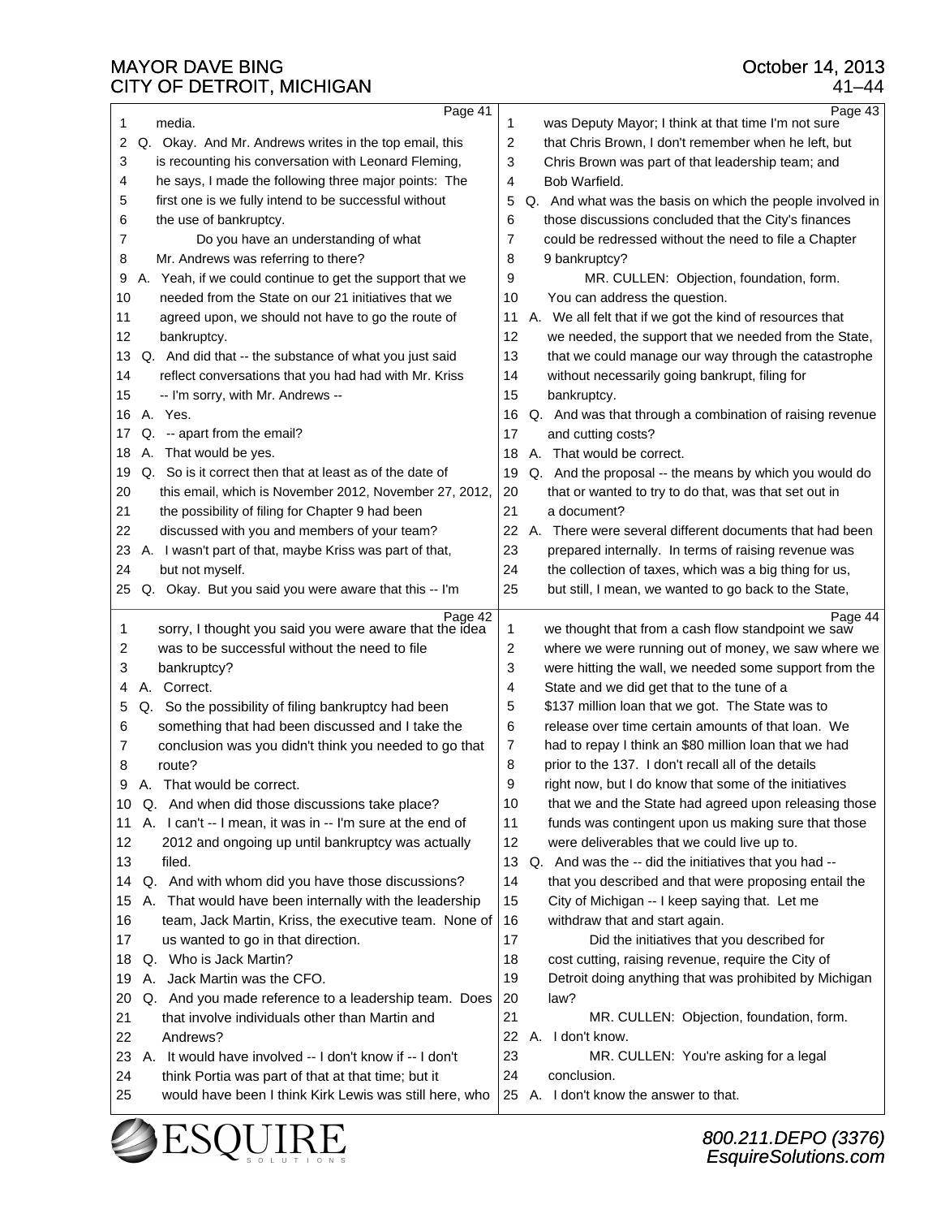Page 41

1 media.
2 Q. Okay. And Mr. Andrews writes in the top email, this
3 is recounting his conversation with Leonard Fleming,
4 he says, I made the following three major points: The
5 first one is we fully intend to be successful without
6 the use of bankruptcy.
7 Do you have an understanding of what
8 Mr. Andrews was referring to there?
9 A. Yeah, if we could continue to get the support that we
10 needed from the State on our 21 initiatives that we
11 agreed upon, we should not have to go the route of
12 bankruptcy.
13 Q. And did that -- the substance of what you just said
14 reflect conversations that you had had with Mr. Kriss
15 -- I'm sorry, with Mr. Andrews --
16 A. Yes.
17 Q. -- apart from the email?
18 A. That would be yes.
19 Q. So is it correct then that at least as of the date of
20 this email, which is November 2012, November 27, 2012,
21 the possibility of filing for Chapter 9 had been
22 discussed with you and members of your team?
23 A. I wasn't part of that, maybe Kriss was part of that,
24 but not myself.
25 Q. Okay. But you said you were aware that this -- I'm

Page 42

1 sorry, I thought you said you were aware that the idea
2 was to be successful without the need to file
3 bankruptcy?
4 A. Correct.
5 Q. So the possibility of filing bankruptcy had been
6 something that had been discussed and I take the
7 conclusion was you didn't think you needed to go that
8 route?
9 A. That would be correct.
10 Q. And when did those discussions take place?
11 A. I can't -- I mean, it was in -- I'm sure at the end of
12 2012 and ongoing up until bankruptcy was actually
13 filed.
14 Q. And with whom did you have those discussions?
15 A. That would have been internally with the leadership
16 team, Jack Martin, Kriss, the executive team. None of
17 us wanted to go in that direction.
18 Q. Who is Jack Martin?
19 A. Jack Martin was the CFO.
20 Q. And you made reference to a leadership team. Does
21 that involve individuals other than Martin and
22 Andrews?
23 A. It would have involved -- I don't know if -- I don't
24 think Portia was part of that at that time; but it
25 would have been I think Kirk Lewis was still here, who

Page 43

1 was Deputy Mayor; I think at that time I'm not sure
2 that Chris Brown, I don't remember when he left, but
3 Chris Brown was part of that leadership team; and
4 Bob Warfield.
5 Q. And what was the basis on which the people involved in
6 those discussions concluded that the City's finances
7 could be redressed without the need to file a Chapter
8 9 bankruptcy?
9 MR. CULLEN: Objection, foundation, form.
10 You can address the question.
11 A. We all felt that if we got the kind of resources that
12 we needed, the support that we needed from the State,
13 that we could manage our way through the catastrophe
14 without necessarily going bankrupt, filing for
15 bankruptcy.
16 Q. And was that through a combination of raising revenue
17 and cutting costs?
18 A. That would be correct.
19 Q. And the proposal -- the means by which you would do
20 that or wanted to try to do that, was that set out in
21 a document?
22 A. There were several different documents that had been
23 prepared internally. In terms of raising revenue was
24 the collection of taxes, which was a big thing for us,
25 but still, I mean, we wanted to go back to the State,

Page 44

1 we thought that from a cash flow standpoint we saw
2 where we were running out of money, we saw where we
3 were hitting the wall, we needed some support from the
4 State and we did get that to the tune of a
5 $137 million loan that we got. The State was to
6 release over time certain amounts of that loan. We
7 had to repay I think an $80 million loan that we had
8 prior to the 137. I don't recall all of the details
9 right now, but I do know that some of the initiatives
10 that we and the State had agreed upon releasing those
11 funds was contingent upon us making sure that those
12 were deliverables that we could live up to.
13 Q. And was the -- did the initiatives that you had --
14 that you described and that were proposing entail the
15 City of Michigan -- I keep saying that. Let me
16 withdraw that and start again.
17 Did the initiatives that you described for
18 cost cutting, raising revenue, require the City of
19 Detroit doing anything that was prohibited by Michigan
20 law?
21 MR. CULLEN: Objection, foundation, form.
22 A. I don't know.
23 MR. CULLEN: You're asking for a legal
24 conclusion.
25 A. I don't know the answer to that.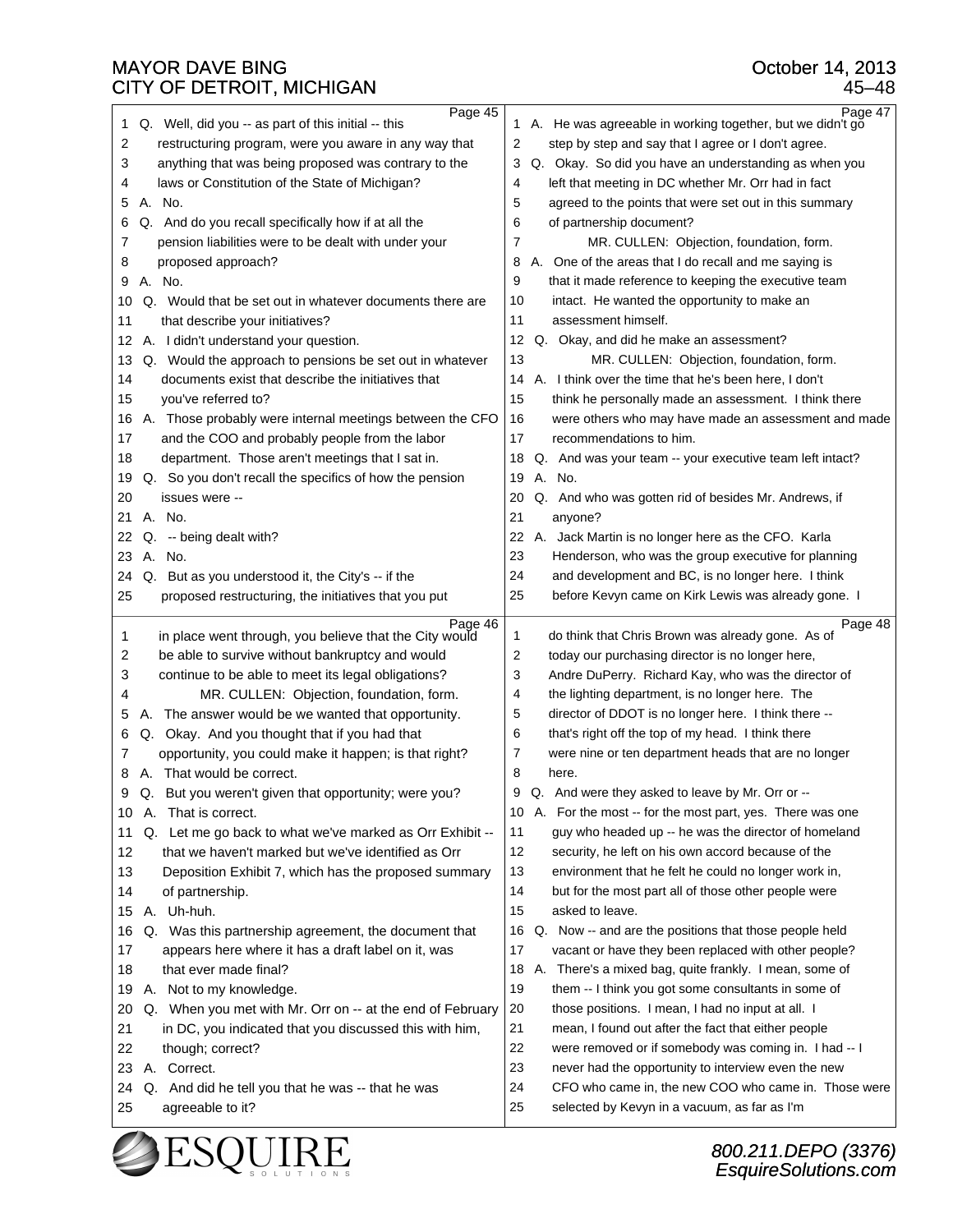Page 45

1 Q. Well, did you -- as part of this initial -- this
2 restructuring program, were you aware in any way that
3 anything that was being proposed was contrary to the
4 laws or Constitution of the State of Michigan?
5 A. No.
6 Q. And do you recall specifically how if at all the
7 pension liabilities were to be dealt with under your
8 proposed approach?
9 A. No.
10 Q. Would that be set out in whatever documents there are
11 that describe your initiatives?
12 A. I didn't understand your question.
13 Q. Would the approach to pensions be set out in whatever
14 documents exist that describe the initiatives that
15 you've referred to?
16 A. Those probably were internal meetings between the CFO
17 and the COO and probably people from the labor
18 department. Those aren't meetings that I sat in.
19 Q. So you don't recall the specifics of how the pension
20 issues were --
21 A. No.
22 Q. -- being dealt with?
23 A. No.
24 Q. But as you understood it, the City's -- if the
25 proposed restructuring, the initiatives that you put

Page 46

1 in place went through, you believe that the City would
2 be able to survive without bankruptcy and would
3 continue to be able to meet its legal obligations?
4 MR. CULLEN: Objection, foundation, form.
5 A. The answer would be we wanted that opportunity.
6 Q. Okay. And you thought that if you had that
7 opportunity, you could make it happen; is that right?
8 A. That would be correct.
9 Q. But you weren't given that opportunity; were you?
10 A. That is correct.
11 Q. Let me go back to what we've marked as Orr Exhibit --
12 that we haven't marked but we've identified as Orr
13 Deposition Exhibit 7, which has the proposed summary
14 of partnership.
15 A. Uh-huh.
16 Q. Was this partnership agreement, the document that
17 appears here where it has a draft label on it, was
18 that ever made final?
19 A. Not to my knowledge.
20 Q. When you met with Mr. Orr on -- at the end of February
21 in DC, you indicated that you discussed this with him,
22 though; correct?
23 A. Correct.
24 Q. And did he tell you that he was -- that he was
25 agreeable to it?

Page 47

1 A. He was agreeable in working together, but we didn't go
2 step by step and say that I agree or I don't agree.
3 Q. Okay. So did you have an understanding as when you
4 left that meeting in DC whether Mr. Orr had in fact
5 agreed to the points that were set out in this summary
6 of partnership document?
7 MR. CULLEN: Objection, foundation, form.
8 A. One of the areas that I do recall and me saying is
9 that it made reference to keeping the executive team
10 intact. He wanted the opportunity to make an
11 assessment himself.
12 Q. Okay, and did he make an assessment?
13 MR. CULLEN: Objection, foundation, form.
14 A. I think over the time that he's been here, I don't
15 think he personally made an assessment. I think there
16 were others who may have made an assessment and made
17 recommendations to him.
18 Q. And was your team -- your executive team left intact?
19 A. No.
20 Q. And who was gotten rid of besides Mr. Andrews, if
21 anyone?
22 A. Jack Martin is no longer here as the CFO. Karla
23 Henderson, who was the group executive for planning
24 and development and BC, is no longer here. I think
25 before Kevyn came on Kirk Lewis was already gone. I

Page 48

1 do think that Chris Brown was already gone. As of
2 today our purchasing director is no longer here,
3 Andre DuPerry. Richard Kay, who was the director of
4 the lighting department, is no longer here. The
5 director of DDOT is no longer here. I think there --
6 that's right off the top of my head. I think there
7 were nine or ten department heads that are no longer
8 here.
9 Q. And were they asked to leave by Mr. Orr or --
10 A. For the most -- for the most part, yes. There was one
11 guy who headed up -- he was the director of homeland
12 security, he left on his own accord because of the
13 environment that he felt he could no longer work in,
14 but for the most part all of those other people were
15 asked to leave.
16 Q. Now -- and are the positions that those people held
17 vacant or have they been replaced with other people?
18 A. There's a mixed bag, quite frankly. I mean, some of
19 them -- I think you got some consultants in some of
20 those positions. I mean, I had no input at all. I
21 mean, I found out after the fact that either people
22 were removed or if somebody was coming in. I had -- I
23 never had the opportunity to interview even the new
24 CFO who came in, the new COO who came in. Those were
25 selected by Kevyn in a vacuum, as far as I'm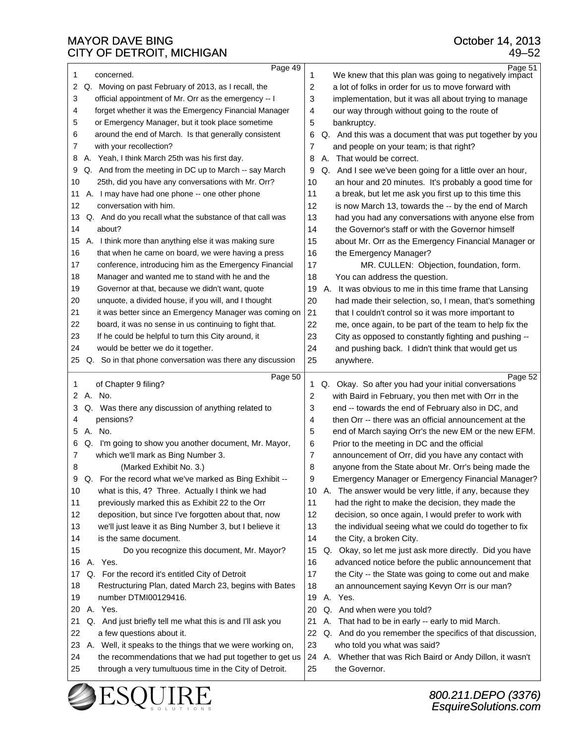Page 49

1 concerned.
2 Q. Moving on past February of 2013, as I recall, the
3 official appointment of Mr. Orr as the emergency -- I
4 forget whether it was the Emergency Financial Manager
5 or Emergency Manager, but it took place sometime
6 around the end of March. Is that generally consistent
7 with your recollection?
8 A. Yeah, I think March 25th was his first day.
9 Q. And from the meeting in DC up to March -- say March
10 25th, did you have any conversations with Mr. Orr?
11 A. I may have had one phone -- one other phone
12 conversation with him.
13 Q. And do you recall what the substance of that call was
14 about?
15 A. I think more than anything else it was making sure
16 that when he came on board, we were having a press
17 conference, introducing him as the Emergency Financial
18 Manager and wanted me to stand with he and the
19 Governor at that, because we didn't want, quote
20 unquote, a divided house, if you will, and I thought
21 it was better since an Emergency Manager was coming on
22 board, it was no sense in us continuing to fight that.
23 If he could be helpful to turn this City around, it
24 would be better we do it together.
25 Q. So in that phone conversation was there any discussion

Page 50

1 of Chapter 9 filing?
2 A. No.
3 Q. Was there any discussion of anything related to
4 pensions?
5 A. No.
6 Q. I'm going to show you another document, Mr. Mayor,
7 which we'll mark as Bing Number 3.
8 (Marked Exhibit No. 3.)
9 Q. For the record what we've marked as Bing Exhibit --
10 what is this, 4? Three. Actually I think we had
11 previously marked this as Exhibit 22 to the Orr
12 deposition, but since I've forgotten about that, now
13 we'll just leave it as Bing Number 3, but I believe it
14 is the same document.
15 Do you recognize this document, Mr. Mayor?
16 A. Yes.
17 Q. For the record it's entitled City of Detroit
18 Restructuring Plan, dated March 23, begins with Bates
19 number DTMI00129416.
20 A. Yes.
21 Q. And just briefly tell me what this is and I'll ask you
22 a few questions about it.
23 A. Well, it speaks to the things that we were working on,
24 the recommendations that we had put together to get us
25 through a very tumultuous time in the City of Detroit.

Page 51

1 We knew that this plan was going to negatively impact
2 a lot of folks in order for us to move forward with
3 implementation, but it was all about trying to manage
4 our way through without going to the route of
5 bankruptcy.
6 Q. And this was a document that was put together by you
7 and people on your team; is that right?
8 A. That would be correct.
9 Q. And I see we've been going for a little over an hour,
10 an hour and 20 minutes. It's probably a good time for
11 a break, but let me ask you first up to this time this
12 is now March 13, towards the -- by the end of March
13 had you had any conversations with anyone else from
14 the Governor's staff or with the Governor himself
15 about Mr. Orr as the Emergency Financial Manager or
16 the Emergency Manager?
17 MR. CULLEN: Objection, foundation, form.
18 You can address the question.
19 A. It was obvious to me in this time frame that Lansing
20 had made their selection, so, I mean, that's something
21 that I couldn't control so it was more important to
22 me, once again, to be part of the team to help fix the
23 City as opposed to constantly fighting and pushing --
24 and pushing back. I didn't think that would get us
25 anywhere.

Page 52

1 Q. Okay. So after you had your initial conversations
2 with Baird in February, you then met with Orr in the
3 end -- towards the end of February also in DC, and
4 then Orr -- there was an official announcement at the
5 end of March saying Orr's the new EM or the new EFM.
6 Prior to the meeting in DC and the official
7 announcement of Orr, did you have any contact with
8 anyone from the State about Mr. Orr's being made the
9 Emergency Manager or Emergency Financial Manager?
10 A. The answer would be very little, if any, because they
11 had the right to make the decision, they made the
12 decision, so once again, I would prefer to work with
13 the individual seeing what we could do together to fix
14 the City, a broken City.
15 Q. Okay, so let me just ask more directly. Did you have
16 advanced notice before the public announcement that
17 the City -- the State was going to come out and make
18 an announcement saying Kevyn Orr is our man?
19 A. Yes.
20 Q. And when were you told?
21 A. That had to be in early -- early to mid March.
22 Q. And do you remember the specifics of that discussion,
23 who told you what was said?
24 A. Whether that was Rich Baird or Andy Dillon, it wasn't
25 the Governor.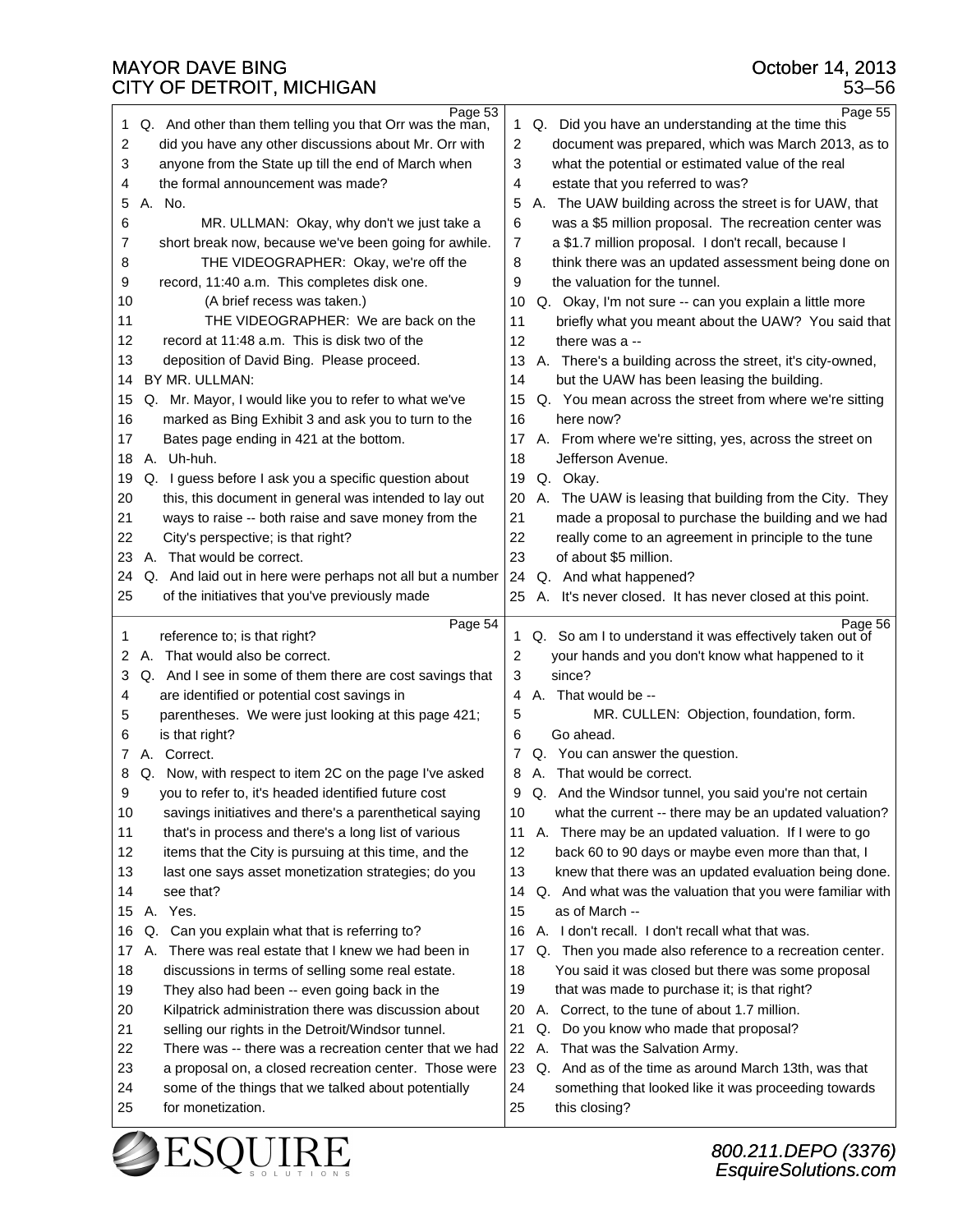Page 53

1 Q. And other than them telling you that Orr was the man,
2 did you have any other discussions about Mr. Orr with
3 anyone from the State up till the end of March when
4 the formal announcement was made?
5 A. No.
6 MR. ULLMAN: Okay, why don't we just take a
7 short break now, because we've been going for awhile.
8 THE VIDEOGRAPHER: Okay, we're off the
9 record, 11:40 a.m. This completes disk one.
10 (A brief recess was taken.)
11 THE VIDEOGRAPHER: We are back on the
12 record at 11:48 a.m. This is disk two of the
13 deposition of David Bing. Please proceed.
14 BY MR. ULLMAN:
15 Q. Mr. Mayor, I would like you to refer to what we've
16 marked as Bing Exhibit 3 and ask you to turn to the
17 Bates page ending in 421 at the bottom.
18 A. Uh-huh.
19 Q. I guess before I ask you a specific question about
20 this, this document in general was intended to lay out
21 ways to raise -- both raise and save money from the
22 City's perspective; is that right?
23 A. That would be correct.
24 Q. And laid out in here were perhaps not all but a number
25 of the initiatives that you've previously made

Page 54

1 reference to; is that right?
2 A. That would also be correct.
3 Q. And I see in some of them there are cost savings that
4 are identified or potential cost savings in
5 parentheses. We were just looking at this page 421;
6 is that right?
7 A. Correct.
8 Q. Now, with respect to item 2C on the page I've asked
9 you to refer to, it's headed identified future cost
10 savings initiatives and there's a parenthetical saying
11 that's in process and there's a long list of various
12 items that the City is pursuing at this time, and the
13 last one says asset monetization strategies; do you
14 see that?
15 A. Yes.
16 Q. Can you explain what that is referring to?
17 A. There was real estate that I knew we had been in
18 discussions in terms of selling some real estate.
19 They also had been -- even going back in the
20 Kilpatrick administration there was discussion about
21 selling our rights in the Detroit/Windsor tunnel.
22 There was -- there was a recreation center that we had
23 a proposal on, a closed recreation center. Those were
24 some of the things that we talked about potentially
25 for monetization.

Page 55

1 Q. Did you have an understanding at the time this
2 document was prepared, which was March 2013, as to
3 what the potential or estimated value of the real
4 estate that you referred to was?
5 A. The UAW building across the street is for UAW, that
6 was a $5 million proposal. The recreation center was
7 a $1.7 million proposal. I don't recall, because I
8 think there was an updated assessment being done on
9 the valuation for the tunnel.
10 Q. Okay, I'm not sure -- can you explain a little more
11 briefly what you meant about the UAW? You said that
12 there was a --
13 A. There's a building across the street, it's city-owned,
14 but the UAW has been leasing the building.
15 Q. You mean across the street from where we're sitting
16 here now?
17 A. From where we're sitting, yes, across the street on
18 Jefferson Avenue.
19 Q. Okay.
20 A. The UAW is leasing that building from the City. They
21 made a proposal to purchase the building and we had
22 really come to an agreement in principle to the tune
23 of about $5 million.
24 Q. And what happened?
25 A. It's never closed. It has never closed at this point.

Page 56

1 Q. So am I to understand it was effectively taken out of
2 your hands and you don't know what happened to it
3 since?
4 A. That would be --
5 MR. CULLEN: Objection, foundation, form.
6 Go ahead.
7 Q. You can answer the question.
8 A. That would be correct.
9 Q. And the Windsor tunnel, you said you're not certain
10 what the current -- there may be an updated valuation?
11 A. There may be an updated valuation. If I were to go
12 back 60 to 90 days or maybe even more than that, I
13 knew that there was an updated evaluation being done.
14 Q. And what was the valuation that you were familiar with
15 as of March --
16 A. I don't recall. I don't recall what that was.
17 Q. Then you made also reference to a recreation center.
18 You said it was closed but there was some proposal
19 that was made to purchase it; is that right?
20 A. Correct, to the tune of about 1.7 million.
21 Q. Do you know who made that proposal?
22 A. That was the Salvation Army.
23 Q. And as of the time as around March 13th, was that
24 something that looked like it was proceeding towards
25 this closing?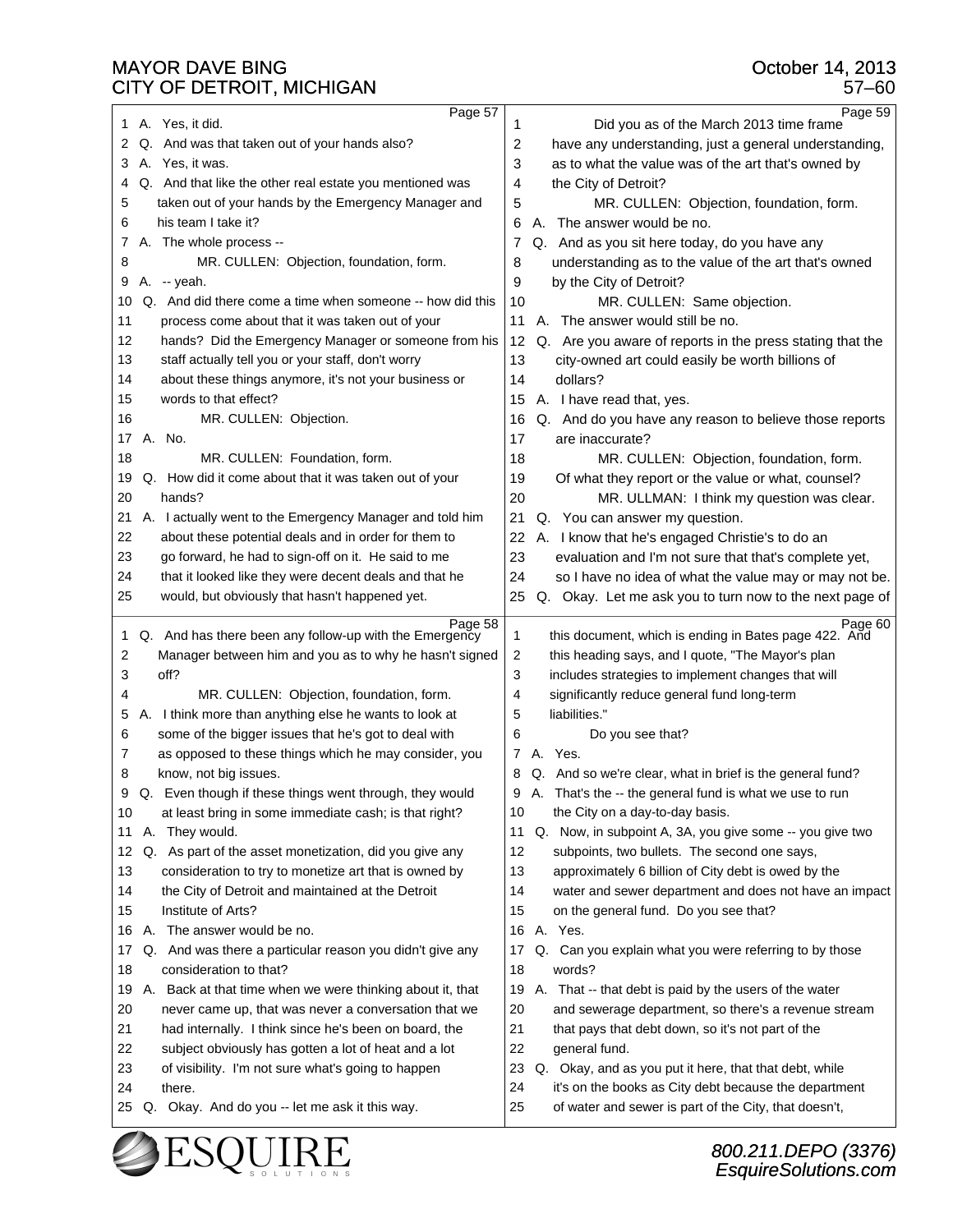Page 57

1 A. Yes, it did.
2 Q. And was that taken out of your hands also?
3 A. Yes, it was.
4 Q. And that like the other real estate you mentioned was
5 taken out of your hands by the Emergency Manager and
6 his team I take it?
7 A. The whole process --
8 MR. CULLEN: Objection, foundation, form.
9 A. -- yeah.
10 Q. And did there come a time when someone -- how did this
11 process come about that it was taken out of your
12 hands? Did the Emergency Manager or someone from his
13 staff actually tell you or your staff, don't worry
14 about these things anymore, it's not your business or
15 words to that effect?
16 MR. CULLEN: Objection.
17 A. No.
18 MR. CULLEN: Foundation, form.
19 Q. How did it come about that it was taken out of your
20 hands?
21 A. I actually went to the Emergency Manager and told him
22 about these potential deals and in order for them to
23 go forward, he had to sign-off on it. He said to me
24 that it looked like they were decent deals and that he
25 would, but obviously that hasn't happened yet.

Page 58

1 Q. And has there been any follow-up with the Emergency
2 Manager between him and you as to why he hasn't signed
3 off?
4 MR. CULLEN: Objection, foundation, form.
5 A. I think more than anything else he wants to look at
6 some of the bigger issues that he's got to deal with
7 as opposed to these things which he may consider, you
8 know, not big issues.
9 Q. Even though if these things went through, they would
10 at least bring in some immediate cash; is that right?
11 A. They would.
12 Q. As part of the asset monetization, did you give any
13 consideration to try to monetize art that is owned by
14 the City of Detroit and maintained at the Detroit
15 Institute of Arts?
16 A. The answer would be no.
17 Q. And was there a particular reason you didn't give any
18 consideration to that?
19 A. Back at that time when we were thinking about it, that
20 never came up, that was never a conversation that we
21 had internally. I think since he's been on board, the
22 subject obviously has gotten a lot of heat and a lot
23 of visibility. I'm not sure what's going to happen
24 there.
25 Q. Okay. And do you -- let me ask it this way.

Page 59

1 Did you as of the March 2013 time frame
2 have any understanding, just a general understanding,
3 as to what the value was of the art that's owned by
4 the City of Detroit?
5 MR. CULLEN: Objection, foundation, form.
6 A. The answer would be no.
7 Q. And as you sit here today, do you have any
8 understanding as to the value of the art that's owned
9 by the City of Detroit?
10 MR. CULLEN: Same objection.
11 A. The answer would still be no.
12 Q. Are you aware of reports in the press stating that the
13 city-owned art could easily be worth billions of
14 dollars?
15 A. I have read that, yes.
16 Q. And do you have any reason to believe those reports
17 are inaccurate?
18 MR. CULLEN: Objection, foundation, form.
19 Of what they report or the value or what, counsel?
20 MR. ULLMAN: I think my question was clear.
21 Q. You can answer my question.
22 A. I know that he's engaged Christie's to do an
23 evaluation and I'm not sure that that's complete yet,
24 so I have no idea of what the value may or may not be.
25 Q. Okay. Let me ask you to turn now to the next page of

Page 60

1 this document, which is ending in Bates page 422. And
2 this heading says, and I quote, "The Mayor's plan
3 includes strategies to implement changes that will
4 significantly reduce general fund long-term
5 liabilities."
6 Do you see that?
7 A. Yes.
8 Q. And so we're clear, what in brief is the general fund?
9 A. That's the -- the general fund is what we use to run
10 the City on a day-to-day basis.
11 Q. Now, in subpoint A, 3A, you give some -- you give two
12 subpoints, two bullets. The second one says,
13 approximately 6 billion of City debt is owed by the
14 water and sewer department and does not have an impact
15 on the general fund. Do you see that?
16 A. Yes.
17 Q. Can you explain what you were referring to by those
18 words?
19 A. That -- that debt is paid by the users of the water
20 and sewerage department, so there's a revenue stream
21 that pays that debt down, so it's not part of the
22 general fund.
23 Q. Okay, and as you put it here, that that debt, while
24 it's on the books as City debt because the department
25 of water and sewer is part of the City, that doesn't,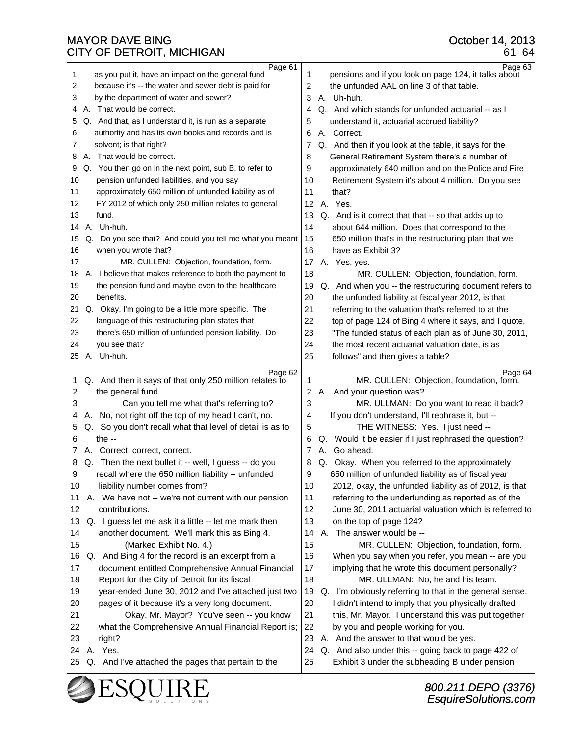**Page 61**

1 as you put it, have an impact on the general fund
2 because it's -- the water and sewer debt is paid for
3 by the department of water and sewer?
4 A. That would be correct.
5 Q. And that, as I understand it, is run as a separate
6 authority and has its own books and records and is
7 solvent; is that right?
8 A. That would be correct.
9 Q. You then go on in the next point, sub B, to refer to
10 pension unfunded liabilities, and you say
11 approximately 650 million of unfunded liability as of
12 FY 2012 of which only 250 million relates to general
13 fund.
14 A. Uh-huh.
15 Q. Do you see that? And could you tell me what you meant
16 when you wrote that?
17 MR. CULLEN: Objection, foundation, form.
18 A. I believe that makes reference to both the payment to
19 the pension fund and maybe even to the healthcare
20 benefits.
21 Q. Okay, I'm going to be a little more specific. The
22 language of this restructuring plan states that
23 there's 650 million of unfunded pension liability. Do
24 you see that?
25 A. Uh-huh.

**Page 62**

1 Q. And then it says of that only 250 million relates to
2 the general fund.
3 Can you tell me what that's referring to?
4 A. No, not right off the top of my head I can't, no.
5 Q. So you don't recall what that level of detail is as to
6 the --
7 A. Correct, correct, correct.
8 Q. Then the next bullet it -- well, I guess -- do you
9 recall where the 650 million liability -- unfunded
10 liability number comes from?
11 A. We have not -- we're not current with our pension
12 contributions.
13 Q. I guess let me ask it a little -- let me mark then
14 another document. We'll mark this as Bing 4.
15 (Marked Exhibit No. 4.)
16 Q. And Bing 4 for the record is an excerpt from a
17 document entitled Comprehensive Annual Financial
18 Report for the City of Detroit for its fiscal
19 year-ended June 30, 2012 and I've attached just two
20 pages of it because it's a very long document.
21 Okay, Mr. Mayor? You've seen -- you know
22 what the Comprehensive Annual Financial Report is;
23 right?
24 A. Yes.
25 Q. And I've attached the pages that pertain to the

**Page 63**

1 pensions and if you look on page 124, it talks about
2 the unfunded AAL on line 3 of that table.
3 A. Uh-huh.
4 Q. And which stands for unfunded actuarial -- as I
5 understand it, actuarial accrued liability?
6 A. Correct.
7 Q. And then if you look at the table, it says for the
8 General Retirement System there's a number of
9 approximately 640 million and on the Police and Fire
10 Retirement System it's about 4 million. Do you see
11 that?
12 A. Yes.
13 Q. And is it correct that that -- so that adds up to
14 about 644 million. Does that correspond to the
15 650 million that's in the restructuring plan that we
16 have as Exhibit 3?
17 A. Yes, yes.
18 MR. CULLEN: Objection, foundation, form.
19 Q. And when you -- the restructuring document refers to
20 the unfunded liability at fiscal year 2012, is that
21 referring to the valuation that's referred to at the
22 top of page 124 of Bing 4 where it says, and I quote,
23 "The funded status of each plan as of June 30, 2011,
24 the most recent actuarial valuation date, is as
25 follows" and then gives a table?

**Page 64**

1 MR. CULLEN: Objection, foundation, form.
2 A. And your question was?
3 MR. ULLMAN: Do you want to read it back?
4 If you don't understand, I'll rephrase it, but --
5 THE WITNESS: Yes. I just need --
6 Q. Would it be easier if I just rephrased the question?
7 A. Go ahead.
8 Q. Okay. When you referred to the approximately
9 650 million of unfunded liability as of fiscal year
10 2012, okay, the unfunded liability as of 2012, is that
11 referring to the underfunding as reported as of the
12 June 30, 2011 actuarial valuation which is referred to
13 on the top of page 124?
14 A. The answer would be --
15 MR. CULLEN: Objection, foundation, form.
16 When you say when you refer, you mean -- are you
17 implying that he wrote this document personally?
18 MR. ULLMAN: No, he and his team.
19 Q. I'm obviously referring to that in the general sense.
20 I didn't intend to imply that you physically drafted
21 this, Mr. Mayor. I understand this was put together
22 by you and people working for you.
23 A. And the answer to that would be yes.
24 Q. And also under this -- going back to page 422 of
25 Exhibit 3 under the subheading B under pension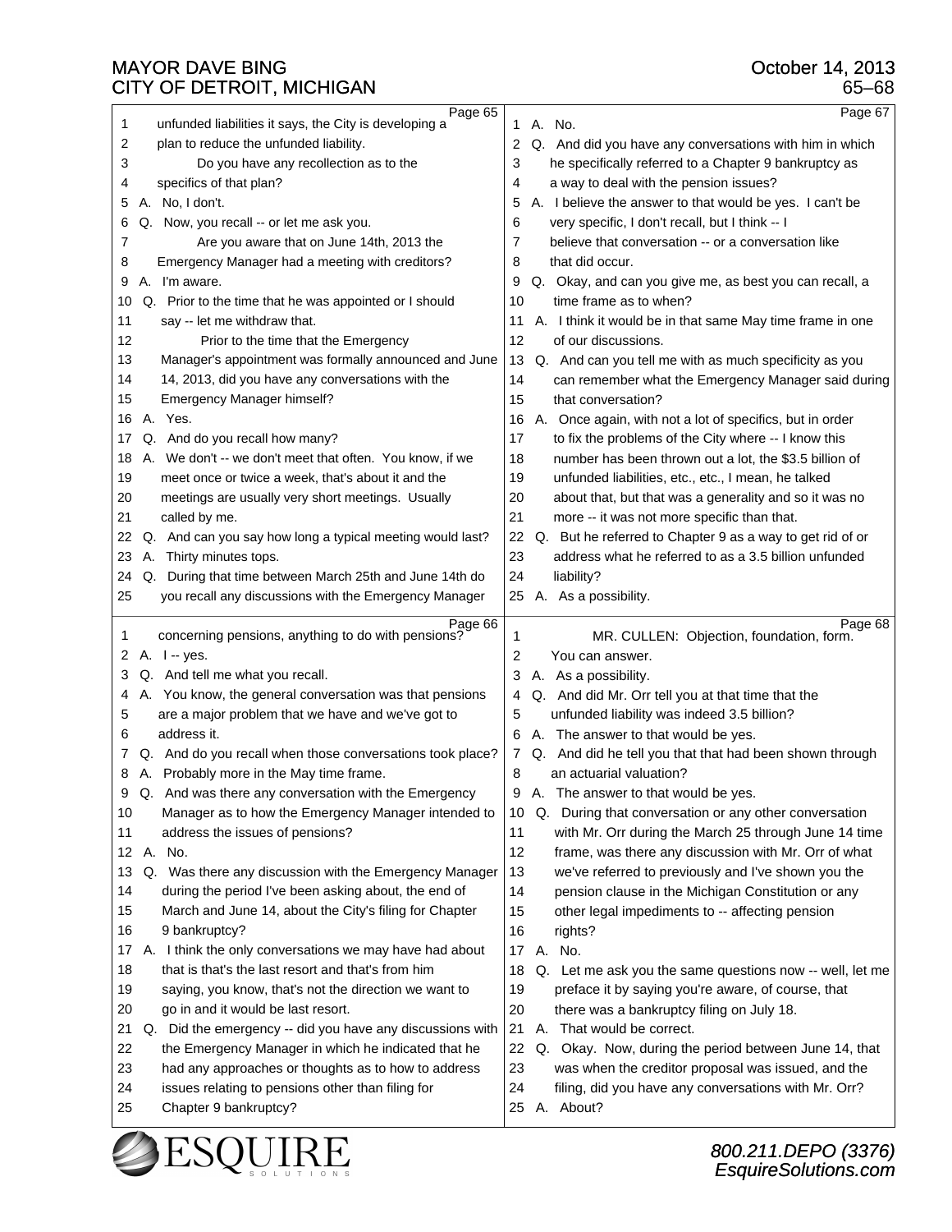Page 65

1 unfunded liabilities it says, the City is developing a
2 plan to reduce the unfunded liability.
3 Do you have any recollection as to the
4 specifics of that plan?
5 A. No, I don't.
6 Q. Now, you recall -- or let me ask you.
7 Are you aware that on June 14th, 2013 the
8 Emergency Manager had a meeting with creditors?
9 A. I'm aware.
10 Q. Prior to the time that he was appointed or I should
11 say -- let me withdraw that.
12 Prior to the time that the Emergency
13 Manager's appointment was formally announced and June
14 14, 2013, did you have any conversations with the
15 Emergency Manager himself?
16 A. Yes.
17 Q. And do you recall how many?
18 A. We don't -- we don't meet that often. You know, if we
19 meet once or twice a week, that's about it and the
20 meetings are usually very short meetings. Usually
21 called by me.
22 Q. And can you say how long a typical meeting would last?
23 A. Thirty minutes tops.
24 Q. During that time between March 25th and June 14th do
25 you recall any discussions with the Emergency Manager

Page 66

1 concerning pensions, anything to do with pensions?
2 A. I -- yes.
3 Q. And tell me what you recall.
4 A. You know, the general conversation was that pensions
5 are a major problem that we have and we've got to
6 address it.
7 Q. And do you recall when those conversations took place?
8 A. Probably more in the May time frame.
9 Q. And was there any conversation with the Emergency
10 Manager as to how the Emergency Manager intended to
11 address the issues of pensions?
12 A. No.
13 Q. Was there any discussion with the Emergency Manager
14 during the period I've been asking about, the end of
15 March and June 14, about the City's filing for Chapter
16 9 bankruptcy?
17 A. I think the only conversations we may have had about
18 that is that's the last resort and that's from him
19 saying, you know, that's not the direction we want to
20 go in and it would be last resort.
21 Q. Did the emergency -- did you have any discussions with
22 the Emergency Manager in which he indicated that he
23 had any approaches or thoughts as to how to address
24 issues relating to pensions other than filing for
25 Chapter 9 bankruptcy?

Page 67

1 A. No.
2 Q. And did you have any conversations with him in which
3 he specifically referred to a Chapter 9 bankruptcy as
4 a way to deal with the pension issues?
5 A. I believe the answer to that would be yes. I can't be
6 very specific, I don't recall, but I think -- I
7 believe that conversation -- or a conversation like
8 that did occur.
9 Q. Okay, and can you give me, as best you can recall, a
10 time frame as to when?
11 A. I think it would be in that same May time frame in one
12 of our discussions.
13 Q. And can you tell me with as much specificity as you
14 can remember what the Emergency Manager said during
15 that conversation?
16 A. Once again, with not a lot of specifics, but in order
17 to fix the problems of the City where -- I know this
18 number has been thrown out a lot, the $3.5 billion of
19 unfunded liabilities, etc., etc., I mean, he talked
20 about that, but that was a generality and so it was no
21 more -- it was not more specific than that.
22 Q. But he referred to Chapter 9 as a way to get rid of or
23 address what he referred to as a 3.5 billion unfunded
24 liability?
25 A. As a possibility.

Page 68

1 MR. CULLEN: Objection, foundation, form.
2 You can answer.
3 A. As a possibility.
4 Q. And did Mr. Orr tell you at that time that the
5 unfunded liability was indeed 3.5 billion?
6 A. The answer to that would be yes.
7 Q. And did he tell you that that had been shown through
8 an actuarial valuation?
9 A. The answer to that would be yes.
10 Q. During that conversation or any other conversation
11 with Mr. Orr during the March 25 through June 14 time
12 frame, was there any discussion with Mr. Orr of what
13 we've referred to previously and I've shown you the
14 pension clause in the Michigan Constitution or any
15 other legal impediments to -- affecting pension
16 rights?
17 A. No.
18 Q. Let me ask you the same questions now -- well, let me
19 preface it by saying you're aware, of course, that
20 there was a bankruptcy filing on July 18.
21 A. That would be correct.
22 Q. Okay. Now, during the period between June 14, that
23 was when the creditor proposal was issued, and the
24 filing, did you have any conversations with Mr. Orr?
25 A. About?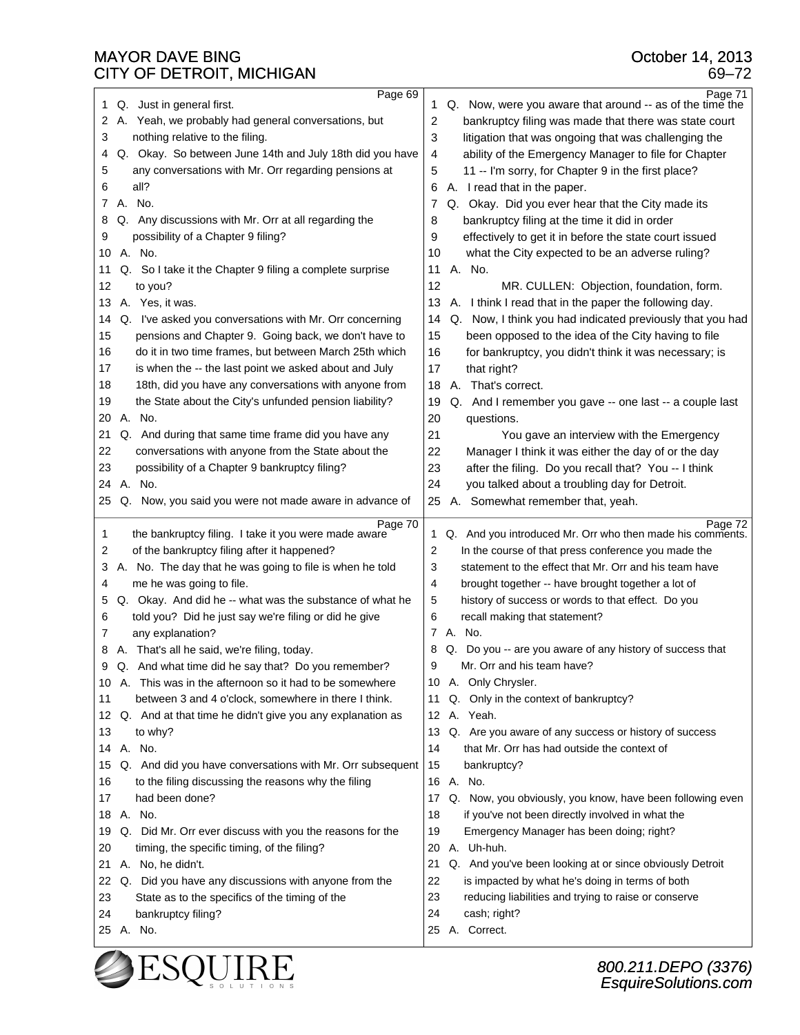Page 69

1 Q. Just in general first.
2 A. Yeah, we probably had general conversations, but
3 nothing relative to the filing.
4 Q. Okay. So between June 14th and July 18th did you have
5 any conversations with Mr. Orr regarding pensions at
6 all?
7 A. No.
8 Q. Any discussions with Mr. Orr at all regarding the
9 possibility of a Chapter 9 filing?
10 A. No.
11 Q. So I take it the Chapter 9 filing a complete surprise
12 to you?
13 A. Yes, it was.
14 Q. I've asked you conversations with Mr. Orr concerning
15 pensions and Chapter 9. Going back, we don't have to
16 do it in two time frames, but between March 25th which
17 is when the -- the last point we asked about and July
18 18th, did you have any conversations with anyone from
19 the State about the City's unfunded pension liability?
20 A. No.
21 Q. And during that same time frame did you have any
22 conversations with anyone from the State about the
23 possibility of a Chapter 9 bankruptcy filing?
24 A. No.
25 Q. Now, you said you were not made aware in advance of

Page 70

1 the bankruptcy filing. I take it you were made aware
2 of the bankruptcy filing after it happened?
3 A. No. The day that he was going to file is when he told
4 me he was going to file.
5 Q. Okay. And did he -- what was the substance of what he
6 told you? Did he just say we're filing or did he give
7 any explanation?
8 A. That's all he said, we're filing, today.
9 Q. And what time did he say that? Do you remember?
10 A. This was in the afternoon so it had to be somewhere
11 between 3 and 4 o'clock, somewhere in there I think.
12 Q. And at that time he didn't give you any explanation as
13 to why?
14 A. No.
15 Q. And did you have conversations with Mr. Orr subsequent
16 to the filing discussing the reasons why the filing
17 had been done?
18 A. No.
19 Q. Did Mr. Orr ever discuss with you the reasons for the
20 timing, the specific timing, of the filing?
21 A. No, he didn't.
22 Q. Did you have any discussions with anyone from the
23 State as to the specifics of the timing of the
24 bankruptcy filing?
25 A. No.

Page 71

1 Q. Now, were you aware that around -- as of the time the
2 bankruptcy filing was made that there was state court
3 litigation that was ongoing that was challenging the
4 ability of the Emergency Manager to file for Chapter
5 11 -- I'm sorry, for Chapter 9 in the first place?
6 A. I read that in the paper.
7 Q. Okay. Did you ever hear that the City made its
8 bankruptcy filing at the time it did in order
9 effectively to get it in before the state court issued
10 what the City expected to be an adverse ruling?
11 A. No.
12 MR. CULLEN: Objection, foundation, form.
13 A. I think I read that in the paper the following day.
14 Q. Now, I think you had indicated previously that you had
15 been opposed to the idea of the City having to file
16 for bankruptcy, you didn't think it was necessary; is
17 that right?
18 A. That's correct.
19 Q. And I remember you gave -- one last -- a couple last
20 questions.
21 You gave an interview with the Emergency
22 Manager I think it was either the day of or the day
23 after the filing. Do you recall that? You -- I think
24 you talked about a troubling day for Detroit.
25 A. Somewhat remember that, yeah.

Page 72

1 Q. And you introduced Mr. Orr who then made his comments.
2 In the course of that press conference you made the
3 statement to the effect that Mr. Orr and his team have
4 brought together -- have brought together a lot of
5 history of success or words to that effect. Do you
6 recall making that statement?
7 A. No.
8 Q. Do you -- are you aware of any history of success that
9 Mr. Orr and his team have?
10 A. Only Chrysler.
11 Q. Only in the context of bankruptcy?
12 A. Yeah.
13 Q. Are you aware of any success or history of success
14 that Mr. Orr has had outside the context of
15 bankruptcy?
16 A. No.
17 Q. Now, you obviously, you know, have been following even
18 if you've not been directly involved in what the
19 Emergency Manager has been doing; right?
20 A. Uh-huh.
21 Q. And you've been looking at or since obviously Detroit
22 is impacted by what he's doing in terms of both
23 reducing liabilities and trying to raise or conserve
24 cash; right?
25 A. Correct.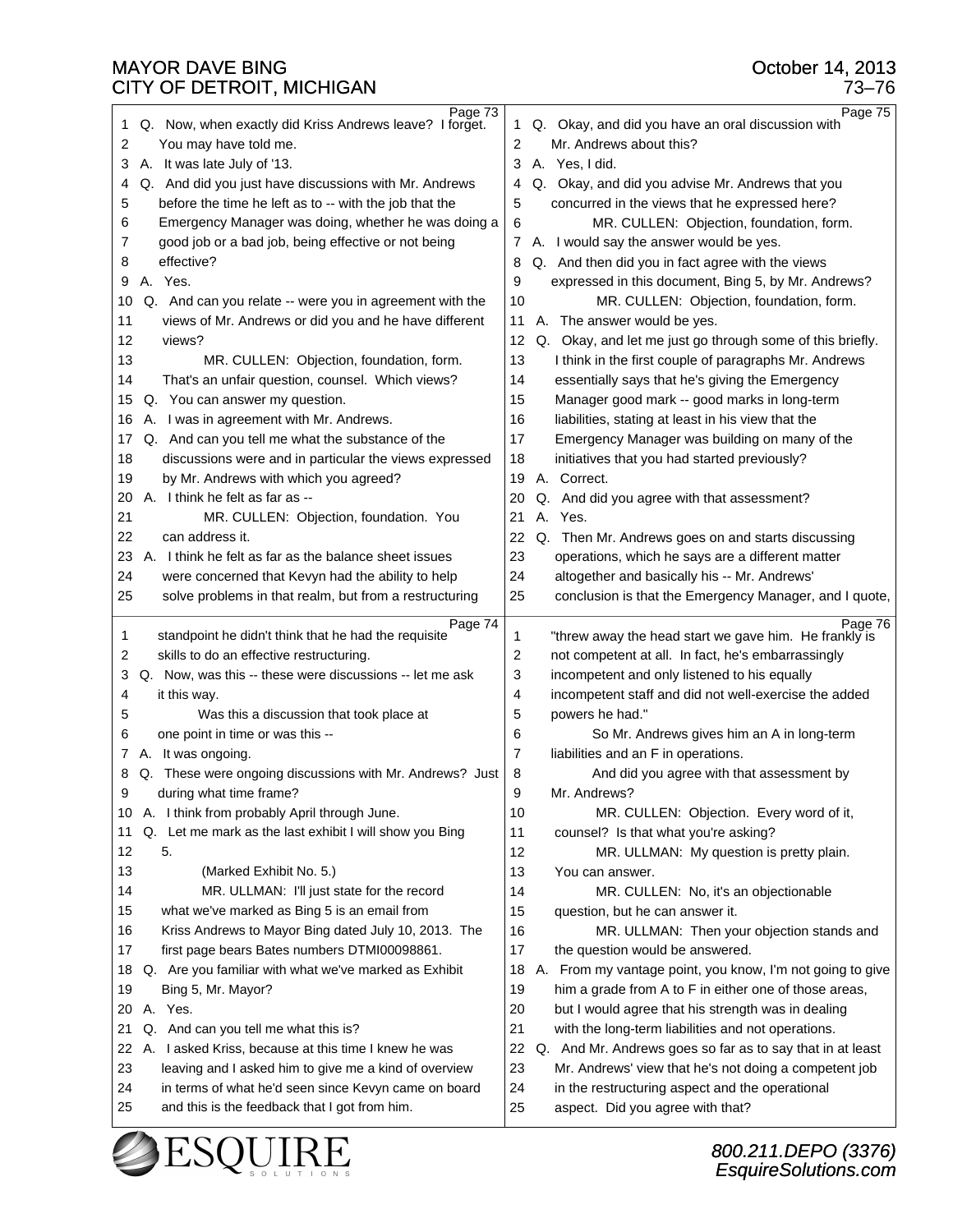Page 73

1 Q. Now, when exactly did Kriss Andrews leave? I forget.
2 You may have told me.
3 A. It was late July of '13.
4 Q. And did you just have discussions with Mr. Andrews
5 before the time he left as to -- with the job that the
6 Emergency Manager was doing, whether he was doing a
7 good job or a bad job, being effective or not being
8 effective?
9 A. Yes.
10 Q. And can you relate -- were you in agreement with the
11 views of Mr. Andrews or did you and he have different
12 views?
13 MR. CULLEN: Objection, foundation, form.
14 That's an unfair question, counsel. Which views?
15 Q. You can answer my question.
16 A. I was in agreement with Mr. Andrews.
17 Q. And can you tell me what the substance of the
18 discussions were and in particular the views expressed
19 by Mr. Andrews with which you agreed?
20 A. I think he felt as far as --
21 MR. CULLEN: Objection, foundation. You
22 can address it.
23 A. I think he felt as far as the balance sheet issues
24 were concerned that Kevyn had the ability to help
25 solve problems in that realm, but from a restructuring

Page 74

1 standpoint he didn't think that he had the requisite
2 skills to do an effective restructuring.
3 Q. Now, was this -- these were discussions -- let me ask
4 it this way.
5 Was this a discussion that took place at
6 one point in time or was this --
7 A. It was ongoing.
8 Q. These were ongoing discussions with Mr. Andrews? Just
9 during what time frame?
10 A. I think from probably April through June.
11 Q. Let me mark as the last exhibit I will show you Bing
12 5.
13 (Marked Exhibit No. 5.)
14 MR. ULLMAN: I'll just state for the record
15 what we've marked as Bing 5 is an email from
16 Kriss Andrews to Mayor Bing dated July 10, 2013. The
17 first page bears Bates numbers DTMI00098861.
18 Q. Are you familiar with what we've marked as Exhibit
19 Bing 5, Mr. Mayor?
20 A. Yes.
21 Q. And can you tell me what this is?
22 A. I asked Kriss, because at this time I knew he was
23 leaving and I asked him to give me a kind of overview
24 in terms of what he'd seen since Kevyn came on board
25 and this is the feedback that I got from him.

Page 75

1 Q. Okay, and did you have an oral discussion with
2 Mr. Andrews about this?
3 A. Yes, I did.
4 Q. Okay, and did you advise Mr. Andrews that you
5 concurred in the views that he expressed here?
6 MR. CULLEN: Objection, foundation, form.
7 A. I would say the answer would be yes.
8 Q. And then did you in fact agree with the views
9 expressed in this document, Bing 5, by Mr. Andrews?
10 MR. CULLEN: Objection, foundation, form.
11 A. The answer would be yes.
12 Q. Okay, and let me just go through some of this briefly.
13 I think in the first couple of paragraphs Mr. Andrews
14 essentially says that he's giving the Emergency
15 Manager good mark -- good marks in long-term
16 liabilities, stating at least in his view that the
17 Emergency Manager was building on many of the
18 initiatives that you had started previously?
19 A. Correct.
20 Q. And did you agree with that assessment?
21 A. Yes.
22 Q. Then Mr. Andrews goes on and starts discussing
23 operations, which he says are a different matter
24 altogether and basically his -- Mr. Andrews'
25 conclusion is that the Emergency Manager, and I quote,

Page 76

1 "threw away the head start we gave him. He frankly is
2 not competent at all. In fact, he's embarrassingly
3 incompetent and only listened to his equally
4 incompetent staff and did not well-exercise the added
5 powers he had."
6 So Mr. Andrews gives him an A in long-term
7 liabilities and an F in operations.
8 And did you agree with that assessment by
9 Mr. Andrews?
10 MR. CULLEN: Objection. Every word of it,
11 counsel? Is that what you're asking?
12 MR. ULLMAN: My question is pretty plain.
13 You can answer.
14 MR. CULLEN: No, it's an objectionable
15 question, but he can answer it.
16 MR. ULLMAN: Then your objection stands and
17 the question would be answered.
18 A. From my vantage point, you know, I'm not going to give
19 him a grade from A to F in either one of those areas,
20 but I would agree that his strength was in dealing
21 with the long-term liabilities and not operations.
22 Q. And Mr. Andrews goes so far as to say that in at least
23 Mr. Andrews' view that he's not doing a competent job
24 in the restructuring aspect and the operational
25 aspect. Did you agree with that?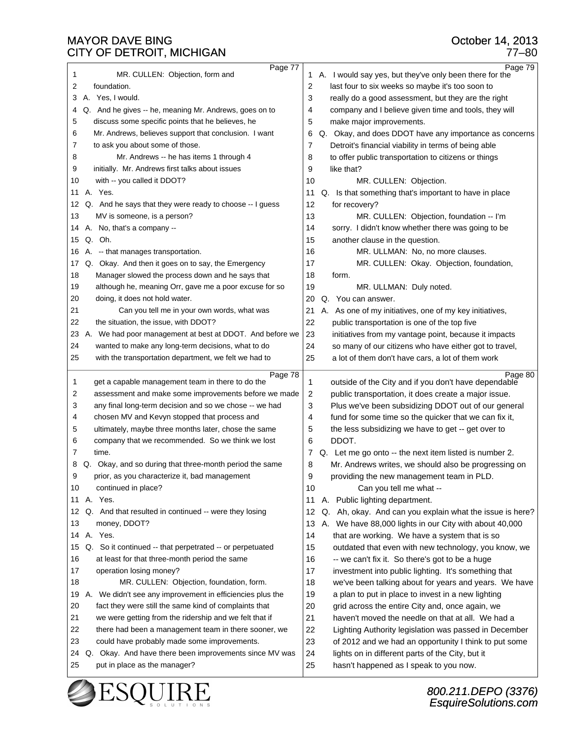Page 77

1 MR. CULLEN: Objection, form and
2 foundation.
3 A. Yes, I would.
4 Q. And he gives -- he, meaning Mr. Andrews, goes on to
5 discuss some specific points that he believes, he
6 Mr. Andrews, believes support that conclusion. I want
7 to ask you about some of those.
8 Mr. Andrews -- he has items 1 through 4
9 initially. Mr. Andrews first talks about issues
10 with -- you called it DDOT?
11 A. Yes.
12 Q. And he says that they were ready to choose -- I guess
13 MV is someone, is a person?
14 A. No, that's a company --
15 Q. Oh.
16 A. -- that manages transportation.
17 Q. Okay. And then it goes on to say, the Emergency
18 Manager slowed the process down and he says that
19 although he, meaning Orr, gave me a poor excuse for so
20 doing, it does not hold water.
21 Can you tell me in your own words, what was
22 the situation, the issue, with DDOT?
23 A. We had poor management at best at DDOT. And before we
24 wanted to make any long-term decisions, what to do
25 with the transportation department, we felt we had to

Page 78

1 get a capable management team in there to do the
2 assessment and make some improvements before we made
3 any final long-term decision and so we chose -- we had
4 chosen MV and Kevyn stopped that process and
5 ultimately, maybe three months later, chose the same
6 company that we recommended. So we think we lost
7 time.
8 Q. Okay, and so during that three-month period the same
9 prior, as you characterize it, bad management
10 continued in place?
11 A. Yes.
12 Q. And that resulted in continued -- were they losing
13 money, DDOT?
14 A. Yes.
15 Q. So it continued -- that perpetrated -- or perpetuated
16 at least for that three-month period the same
17 operation losing money?
18 MR. CULLEN: Objection, foundation, form.
19 A. We didn't see any improvement in efficiencies plus the
20 fact they were still the same kind of complaints that
21 we were getting from the ridership and we felt that if
22 there had been a management team in there sooner, we
23 could have probably made some improvements.
24 Q. Okay. And have there been improvements since MV was
25 put in place as the manager?

Page 79

1 A. I would say yes, but they've only been there for the
2 last four to six weeks so maybe it's too soon to
3 really do a good assessment, but they are the right
4 company and I believe given time and tools, they will
5 make major improvements.
6 Q. Okay, and does DDOT have any importance as concerns
7 Detroit's financial viability in terms of being able
8 to offer public transportation to citizens or things
9 like that?
10 MR. CULLEN: Objection.
11 Q. Is that something that's important to have in place
12 for recovery?
13 MR. CULLEN: Objection, foundation -- I'm
14 sorry. I didn't know whether there was going to be
15 another clause in the question.
16 MR. ULLMAN: No, no more clauses.
17 MR. CULLEN: Okay. Objection, foundation,
18 form.
19 MR. ULLMAN: Duly noted.
20 Q. You can answer.
21 A. As one of my initiatives, one of my key initiatives,
22 public transportation is one of the top five
23 initiatives from my vantage point, because it impacts
24 so many of our citizens who have either got to travel,
25 a lot of them don't have cars, a lot of them work

Page 80

1 outside of the City and if you don't have dependable
2 public transportation, it does create a major issue.
3 Plus we've been subsidizing DDOT out of our general
4 fund for some time so the quicker that we can fix it,
5 the less subsidizing we have to get -- get over to
6 DDOT.
7 Q. Let me go onto -- the next item listed is number 2.
8 Mr. Andrews writes, we should also be progressing on
9 providing the new management team in PLD.
10 Can you tell me what --
11 A. Public lighting department.
12 Q. Ah, okay. And can you explain what the issue is here?
13 A. We have 88,000 lights in our City with about 40,000
14 that are working. We have a system that is so
15 outdated that even with new technology, you know, we
16 -- we can't fix it. So there's got to be a huge
17 investment into public lighting. It's something that
18 we've been talking about for years and years. We have
19 a plan to put in place to invest in a new lighting
20 grid across the entire City and, once again, we
21 haven't moved the needle on that at all. We had a
22 Lighting Authority legislation was passed in December
23 of 2012 and we had an opportunity I think to put some
24 lights on in different parts of the City, but it
25 hasn't happened as I speak to you now.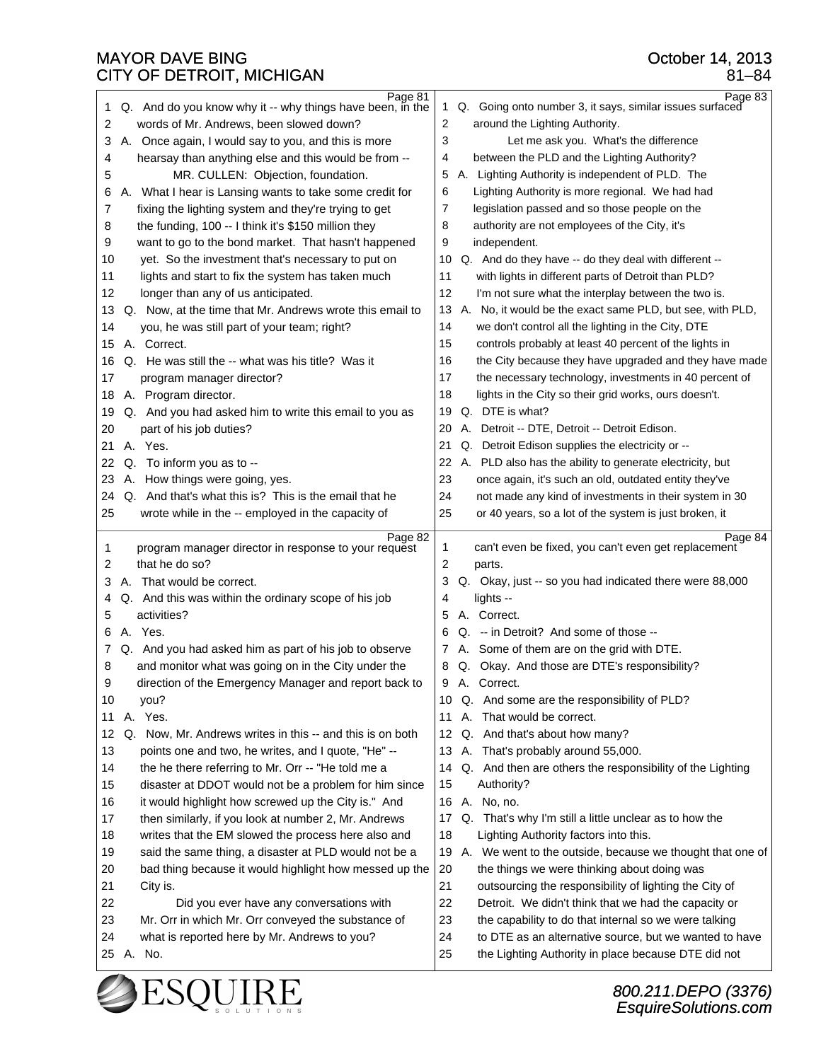Page 81

1 Q. And do you know why it -- why things have been, in the
2 words of Mr. Andrews, been slowed down?
3 A. Once again, I would say to you, and this is more
4 hearsay than anything else and this would be from --
5 MR. CULLEN: Objection, foundation.
6 A. What I hear is Lansing wants to take some credit for
7 fixing the lighting system and they're trying to get
8 the funding, 100 -- I think it's $150 million they
9 want to go to the bond market. That hasn't happened
10 yet. So the investment that's necessary to put on
11 lights and start to fix the system has taken much
12 longer than any of us anticipated.
13 Q. Now, at the time that Mr. Andrews wrote this email to
14 you, he was still part of your team; right?
15 A. Correct.
16 Q. He was still the -- what was his title? Was it
17 program manager director?
18 A. Program director.
19 Q. And you had asked him to write this email to you as
20 part of his job duties?
21 A. Yes.
22 Q. To inform you as to --
23 A. How things were going, yes.
24 Q. And that's what this is? This is the email that he
25 wrote while in the -- employed in the capacity of

Page 82

1 program manager director in response to your request
2 that he do so?
3 A. That would be correct.
4 Q. And this was within the ordinary scope of his job
5 activities?
6 A. Yes.
7 Q. And you had asked him as part of his job to observe
8 and monitor what was going on in the City under the
9 direction of the Emergency Manager and report back to
10 you?
11 A. Yes.
12 Q. Now, Mr. Andrews writes in this -- and this is on both
13 points one and two, he writes, and I quote, "He" --
14 the he there referring to Mr. Orr -- "He told me a
15 disaster at DDOT would not be a problem for him since
16 it would highlight how screwed up the City is." And
17 then similarly, if you look at number 2, Mr. Andrews
18 writes that the EM slowed the process here also and
19 said the same thing, a disaster at PLD would not be a
20 bad thing because it would highlight how messed up the
21 City is.
22 Did you ever have any conversations with
23 Mr. Orr in which Mr. Orr conveyed the substance of
24 what is reported here by Mr. Andrews to you?
25 A. No.

Page 83

1 Q. Going onto number 3, it says, similar issues surfaced
2 around the Lighting Authority.
3 Let me ask you. What's the difference
4 between the PLD and the Lighting Authority?
5 A. Lighting Authority is independent of PLD. The
6 Lighting Authority is more regional. We had had
7 legislation passed and so those people on the
8 authority are not employees of the City, it's
9 independent.
10 Q. And do they have -- do they deal with different --
11 with lights in different parts of Detroit than PLD?
12 I'm not sure what the interplay between the two is.
13 A. No, it would be the exact same PLD, but see, with PLD,
14 we don't control all the lighting in the City, DTE
15 controls probably at least 40 percent of the lights in
16 the City because they have upgraded and they have made
17 the necessary technology, investments in 40 percent of
18 lights in the City so their grid works, ours doesn't.
19 Q. DTE is what?
20 A. Detroit -- DTE, Detroit -- Detroit Edison.
21 Q. Detroit Edison supplies the electricity or --
22 A. PLD also has the ability to generate electricity, but
23 once again, it's such an old, outdated entity they've
24 not made any kind of investments in their system in 30
25 or 40 years, so a lot of the system is just broken, it

Page 84

1 can't even be fixed, you can't even get replacement
2 parts.
3 Q. Okay, just -- so you had indicated there were 88,000
4 lights --
5 A. Correct.
6 Q. -- in Detroit? And some of those --
7 A. Some of them are on the grid with DTE.
8 Q. Okay. And those are DTE's responsibility?
9 A. Correct.
10 Q. And some are the responsibility of PLD?
11 A. That would be correct.
12 Q. And that's about how many?
13 A. That's probably around 55,000.
14 Q. And then are others the responsibility of the Lighting
15 Authority?
16 A. No, no.
17 Q. That's why I'm still a little unclear as to how the
18 Lighting Authority factors into this.
19 A. We went to the outside, because we thought that one of
20 the things we were thinking about doing was
21 outsourcing the responsibility of lighting the City of
22 Detroit. We didn't think that we had the capacity or
23 the capability to do that internal so we were talking
24 to DTE as an alternative source, but we wanted to have
25 the Lighting Authority in place because DTE did not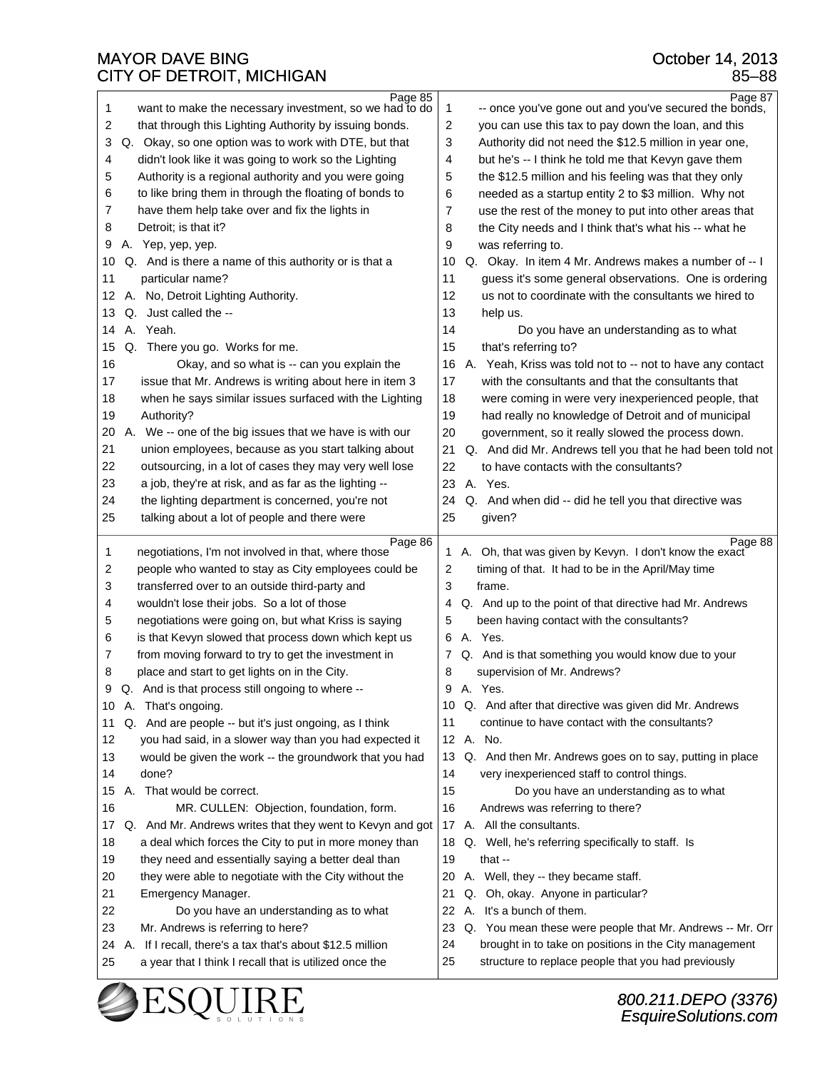Page 85

1 want to make the necessary investment, so we had to do
2 that through this Lighting Authority by issuing bonds.
3 Q. Okay, so one option was to work with DTE, but that
4 didn't look like it was going to work so the Lighting
5 Authority is a regional authority and you were going
6 to like bring them in through the floating of bonds to
7 have them help take over and fix the lights in
8 Detroit; is that it?
9 A. Yep, yep, yep.
10 Q. And is there a name of this authority or is that a
11 particular name?
12 A. No, Detroit Lighting Authority.
13 Q. Just called the --
14 A. Yeah.
15 Q. There you go. Works for me.
16 Okay, and so what is -- can you explain the
17 issue that Mr. Andrews is writing about here in item 3
18 when he says similar issues surfaced with the Lighting
19 Authority?
20 A. We -- one of the big issues that we have is with our
21 union employees, because as you start talking about
22 outsourcing, in a lot of cases they may very well lose
23 a job, they're at risk, and as far as the lighting --
24 the lighting department is concerned, you're not
25 talking about a lot of people and there were

Page 86

1 negotiations, I'm not involved in that, where those
2 people who wanted to stay as City employees could be
3 transferred over to an outside third-party and
4 wouldn't lose their jobs. So a lot of those
5 negotiations were going on, but what Kriss is saying
6 is that Kevyn slowed that process down which kept us
7 from moving forward to try to get the investment in
8 place and start to get lights on in the City.
9 Q. And is that process still ongoing to where --
10 A. That's ongoing.
11 Q. And are people -- but it's just ongoing, as I think
12 you had said, in a slower way than you had expected it
13 would be given the work -- the groundwork that you had
14 done?
15 A. That would be correct.
16 MR. CULLEN: Objection, foundation, form.
17 Q. And Mr. Andrews writes that they went to Kevyn and got
18 a deal which forces the City to put in more money than
19 they need and essentially saying a better deal than
20 they were able to negotiate with the City without the
21 Emergency Manager.
22 Do you have an understanding as to what
23 Mr. Andrews is referring to here?
24 A. If I recall, there's a tax that's about $12.5 million
25 a year that I think I recall that is utilized once the

Page 87

1 -- once you've gone out and you've secured the bonds,
2 you can use this tax to pay down the loan, and this
3 Authority did not need the $12.5 million in year one,
4 but he's -- I think he told me that Kevyn gave them
5 the $12.5 million and his feeling was that they only
6 needed as a startup entity 2 to $3 million. Why not
7 use the rest of the money to put into other areas that
8 the City needs and I think that's what his -- what he
9 was referring to.
10 Q. Okay. In item 4 Mr. Andrews makes a number of -- I
11 guess it's some general observations. One is ordering
12 us not to coordinate with the consultants we hired to
13 help us.
14 Do you have an understanding as to what
15 that's referring to?
16 A. Yeah, Kriss was told not to -- not to have any contact
17 with the consultants and that the consultants that
18 were coming in were very inexperienced people, that
19 had really no knowledge of Detroit and of municipal
20 government, so it really slowed the process down.
21 Q. And did Mr. Andrews tell you that he had been told not
22 to have contacts with the consultants?
23 A. Yes.
24 Q. And when did -- did he tell you that directive was
25 given?

Page 88

1 A. Oh, that was given by Kevyn. I don't know the exact
2 timing of that. It had to be in the April/May time
3 frame.
4 Q. And up to the point of that directive had Mr. Andrews
5 been having contact with the consultants?
6 A. Yes.
7 Q. And is that something you would know due to your
8 supervision of Mr. Andrews?
9 A. Yes.
10 Q. And after that directive was given did Mr. Andrews
11 continue to have contact with the consultants?
12 A. No.
13 Q. And then Mr. Andrews goes on to say, putting in place
14 very inexperienced staff to control things.
15 Do you have an understanding as to what
16 Andrews was referring to there?
17 A. All the consultants.
18 Q. Well, he's referring specifically to staff. Is
19 that --
20 A. Well, they -- they became staff.
21 Q. Oh, okay. Anyone in particular?
22 A. It's a bunch of them.
23 Q. You mean these were people that Mr. Andrews -- Mr. Orr
24 brought in to take on positions in the City management
25 structure to replace people that you had previously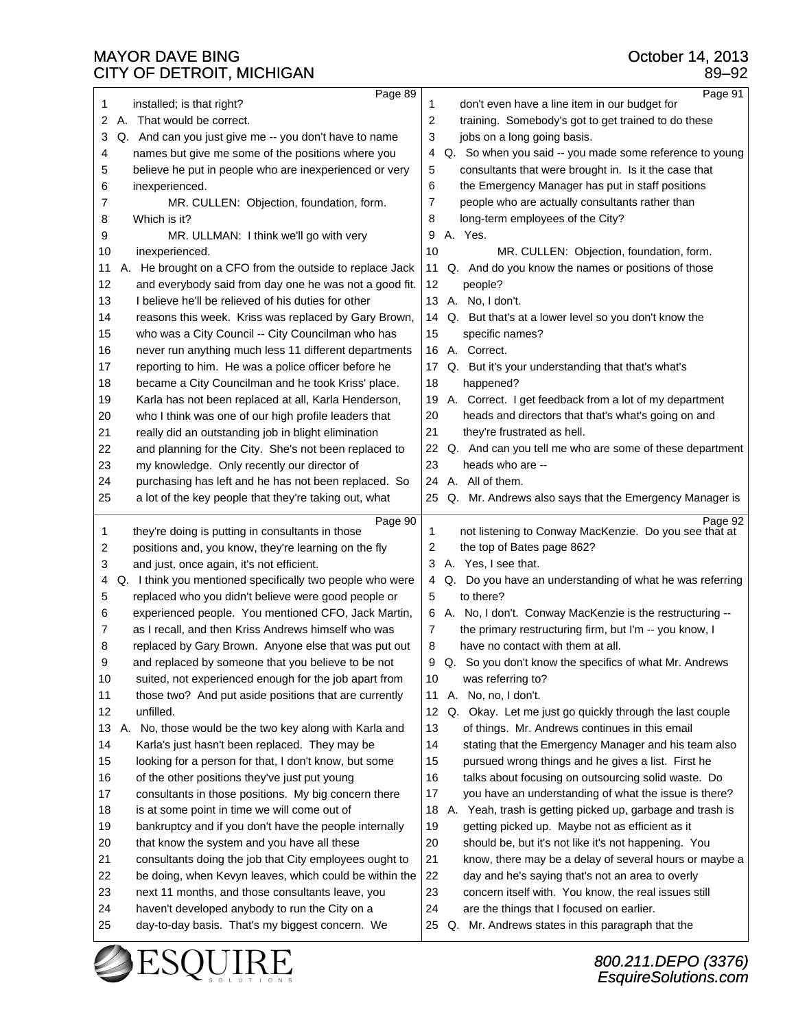Page 89

1 installed; is that right?
2 A. That would be correct.
3 Q. And can you just give me -- you don't have to name
4 names but give me some of the positions where you
5 believe he put in people who are inexperienced or very
6 inexperienced.
7 MR. CULLEN: Objection, foundation, form.
8 Which is it?
9 MR. ULLMAN: I think we'll go with very
10 inexperienced.
11 A. He brought on a CFO from the outside to replace Jack
12 and everybody said from day one he was not a good fit.
13 I believe he'll be relieved of his duties for other
14 reasons this week. Kriss was replaced by Gary Brown,
15 who was a City Council -- City Councilman who has
16 never run anything much less 11 different departments
17 reporting to him. He was a police officer before he
18 became a City Councilman and he took Kriss' place.
19 Karla has not been replaced at all, Karla Henderson,
20 who I think was one of our high profile leaders that
21 really did an outstanding job in blight elimination
22 and planning for the City. She's not been replaced to
23 my knowledge. Only recently our director of
24 purchasing has left and he has not been replaced. So
25 a lot of the key people that they're taking out, what

Page 90

1 they're doing is putting in consultants in those
2 positions and, you know, they're learning on the fly
3 and just, once again, it's not efficient.
4 Q. I think you mentioned specifically two people who were
5 replaced who you didn't believe were good people or
6 experienced people. You mentioned CFO, Jack Martin,
7 as I recall, and then Kriss Andrews himself who was
8 replaced by Gary Brown. Anyone else that was put out
9 and replaced by someone that you believe to be not
10 suited, not experienced enough for the job apart from
11 those two? And put aside positions that are currently
12 unfilled.
13 A. No, those would be the two key along with Karla and
14 Karla's just hasn't been replaced. They may be
15 looking for a person for that, I don't know, but some
16 of the other positions they've just put young
17 consultants in those positions. My big concern there
18 is at some point in time we will come out of
19 bankruptcy and if you don't have the people internally
20 that know the system and you have all these
21 consultants doing the job that City employees ought to
22 be doing, when Kevyn leaves, which could be within the
23 next 11 months, and those consultants leave, you
24 haven't developed anybody to run the City on a
25 day-to-day basis. That's my biggest concern. We

Page 91

1 don't even have a line item in our budget for
2 training. Somebody's got to get trained to do these
3 jobs on a long going basis.
4 Q. So when you said -- you made some reference to young
5 consultants that were brought in. Is it the case that
6 the Emergency Manager has put in staff positions
7 people who are actually consultants rather than
8 long-term employees of the City?
9 A. Yes.
10 MR. CULLEN: Objection, foundation, form.
11 Q. And do you know the names or positions of those
12 people?
13 A. No, I don't.
14 Q. But that's at a lower level so you don't know the
15 specific names?
16 A. Correct.
17 Q. But it's your understanding that that's what's
18 happened?
19 A. Correct. I get feedback from a lot of my department
20 heads and directors that that's what's going on and
21 they're frustrated as hell.
22 Q. And can you tell me who are some of these department
23 heads who are --
24 A. All of them.
25 Q. Mr. Andrews also says that the Emergency Manager is

Page 92

1 not listening to Conway MacKenzie. Do you see that at
2 the top of Bates page 862?
3 A. Yes, I see that.
4 Q. Do you have an understanding of what he was referring
5 to there?
6 A. No, I don't. Conway MacKenzie is the restructuring --
7 the primary restructuring firm, but I'm -- you know, I
8 have no contact with them at all.
9 Q. So you don't know the specifics of what Mr. Andrews
10 was referring to?
11 A. No, no, I don't.
12 Q. Okay. Let me just go quickly through the last couple
13 of things. Mr. Andrews continues in this email
14 stating that the Emergency Manager and his team also
15 pursued wrong things and he gives a list. First he
16 talks about focusing on outsourcing solid waste. Do
17 you have an understanding of what the issue is there?
18 A. Yeah, trash is getting picked up, garbage and trash is
19 getting picked up. Maybe not as efficient as it
20 should be, but it's not like it's not happening. You
21 know, there may be a delay of several hours or maybe a
22 day and he's saying that's not an area to overly
23 concern itself with. You know, the real issues still
24 are the things that I focused on earlier.
25 Q. Mr. Andrews states in this paragraph that the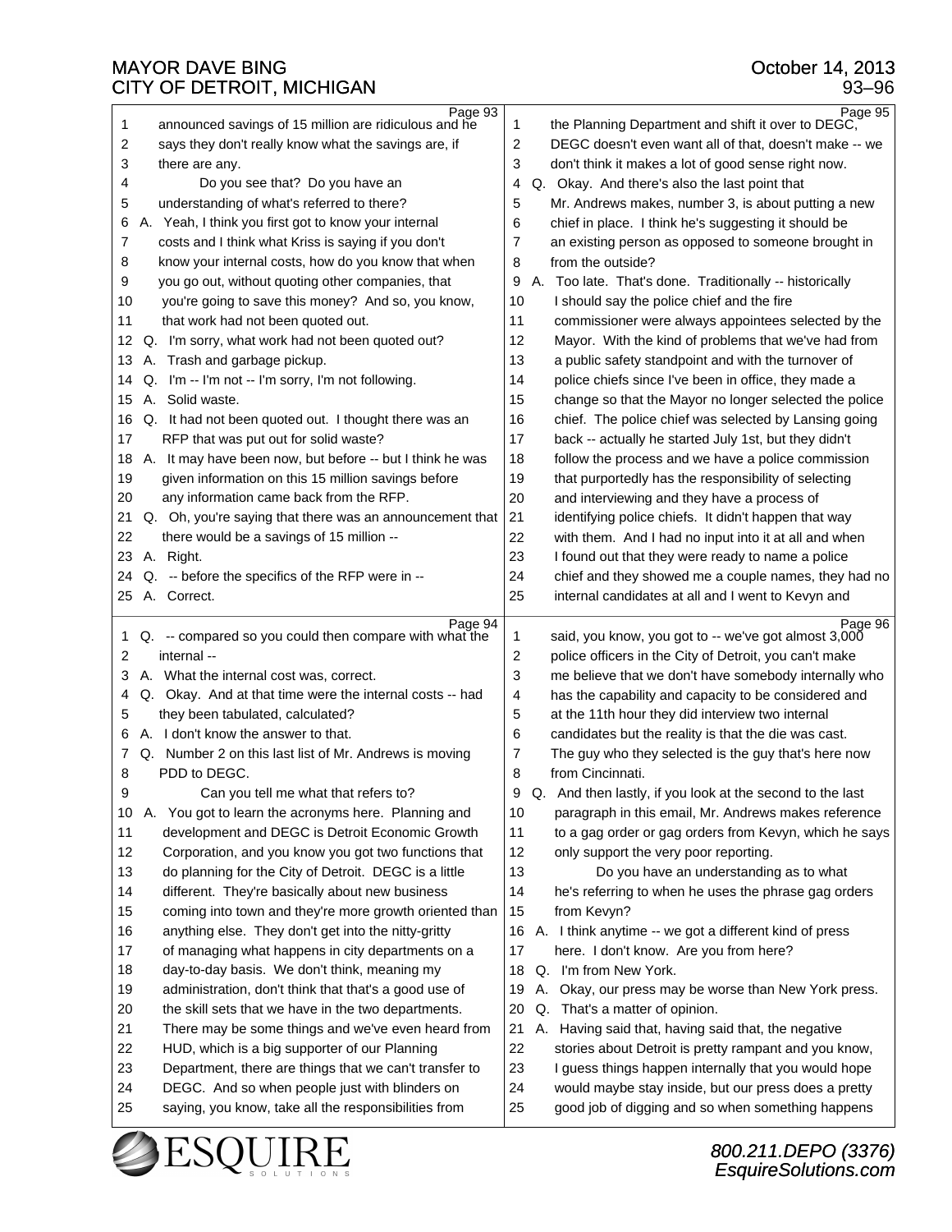Page 93

1 announced savings of 15 million are ridiculous and he
2 says they don't really know what the savings are, if
3 there are any.
4 Do you see that? Do you have an
5 understanding of what's referred to there?
6 A. Yeah, I think you first got to know your internal
7 costs and I think what Kriss is saying if you don't
8 know your internal costs, how do you know that when
9 you go out, without quoting other companies, that
10 you're going to save this money? And so, you know,
11 that work had not been quoted out.
12 Q. I'm sorry, what work had not been quoted out?
13 A. Trash and garbage pickup.
14 Q. I'm -- I'm not -- I'm sorry, I'm not following.
15 A. Solid waste.
16 Q. It had not been quoted out. I thought there was an
17 RFP that was put out for solid waste?
18 A. It may have been now, but before -- but I think he was
19 given information on this 15 million savings before
20 any information came back from the RFP.
21 Q. Oh, you're saying that there was an announcement that
22 there would be a savings of 15 million --
23 A. Right.
24 Q. -- before the specifics of the RFP were in --
25 A. Correct.

Page 94

1 Q. -- compared so you could then compare with what the
2 internal --
3 A. What the internal cost was, correct.
4 Q. Okay. And at that time were the internal costs -- had
5 they been tabulated, calculated?
6 A. I don't know the answer to that.
7 Q. Number 2 on this last list of Mr. Andrews is moving
8 PDD to DEGC.
9 Can you tell me what that refers to?
10 A. You got to learn the acronyms here. Planning and
11 development and DEGC is Detroit Economic Growth
12 Corporation, and you know you got two functions that
13 do planning for the City of Detroit. DEGC is a little
14 different. They're basically about new business
15 coming into town and they're more growth oriented than
16 anything else. They don't get into the nitty-gritty
17 of managing what happens in city departments on a
18 day-to-day basis. We don't think, meaning my
19 administration, don't think that that's a good use of
20 the skill sets that we have in the two departments.
21 There may be some things and we've even heard from
22 HUD, which is a big supporter of our Planning
23 Department, there are things that we can't transfer to
24 DEGC. And so when people just with blinders on
25 saying, you know, take all the responsibilities from

Page 95

1 the Planning Department and shift it over to DEGC,
2 DEGC doesn't even want all of that, doesn't make -- we
3 don't think it makes a lot of good sense right now.
4 Q. Okay. And there's also the last point that
5 Mr. Andrews makes, number 3, is about putting a new
6 chief in place. I think he's suggesting it should be
7 an existing person as opposed to someone brought in
8 from the outside?
9 A. Too late. That's done. Traditionally -- historically
10 I should say the police chief and the fire
11 commissioner were always appointees selected by the
12 Mayor. With the kind of problems that we've had from
13 a public safety standpoint and with the turnover of
14 police chiefs since I've been in office, they made a
15 change so that the Mayor no longer selected the police
16 chief. The police chief was selected by Lansing going
17 back -- actually he started July 1st, but they didn't
18 follow the process and we have a police commission
19 that purportedly has the responsibility of selecting
20 and interviewing and they have a process of
21 identifying police chiefs. It didn't happen that way
22 with them. And I had no input into it at all and when
23 I found out that they were ready to name a police
24 chief and they showed me a couple names, they had no
25 internal candidates at all and I went to Kevyn and

Page 96

1 said, you know, you got to -- we've got almost 3,000
2 police officers in the City of Detroit, you can't make
3 me believe that we don't have somebody internally who
4 has the capability and capacity to be considered and
5 at the 11th hour they did interview two internal
6 candidates but the reality is that the die was cast.
7 The guy who they selected is the guy that's here now
8 from Cincinnati.
9 Q. And then lastly, if you look at the second to the last
10 paragraph in this email, Mr. Andrews makes reference
11 to a gag order or gag orders from Kevyn, which he says
12 only support the very poor reporting.
13 Do you have an understanding as to what
14 he's referring to when he uses the phrase gag orders
15 from Kevyn?
16 A. I think anytime -- we got a different kind of press
17 here. I don't know. Are you from here?
18 Q. I'm from New York.
19 A. Okay, our press may be worse than New York press.
20 Q. That's a matter of opinion.
21 A. Having said that, having said that, the negative
22 stories about Detroit is pretty rampant and you know,
23 I guess things happen internally that you would hope
24 would maybe stay inside, but our press does a pretty
25 good job of digging and so when something happens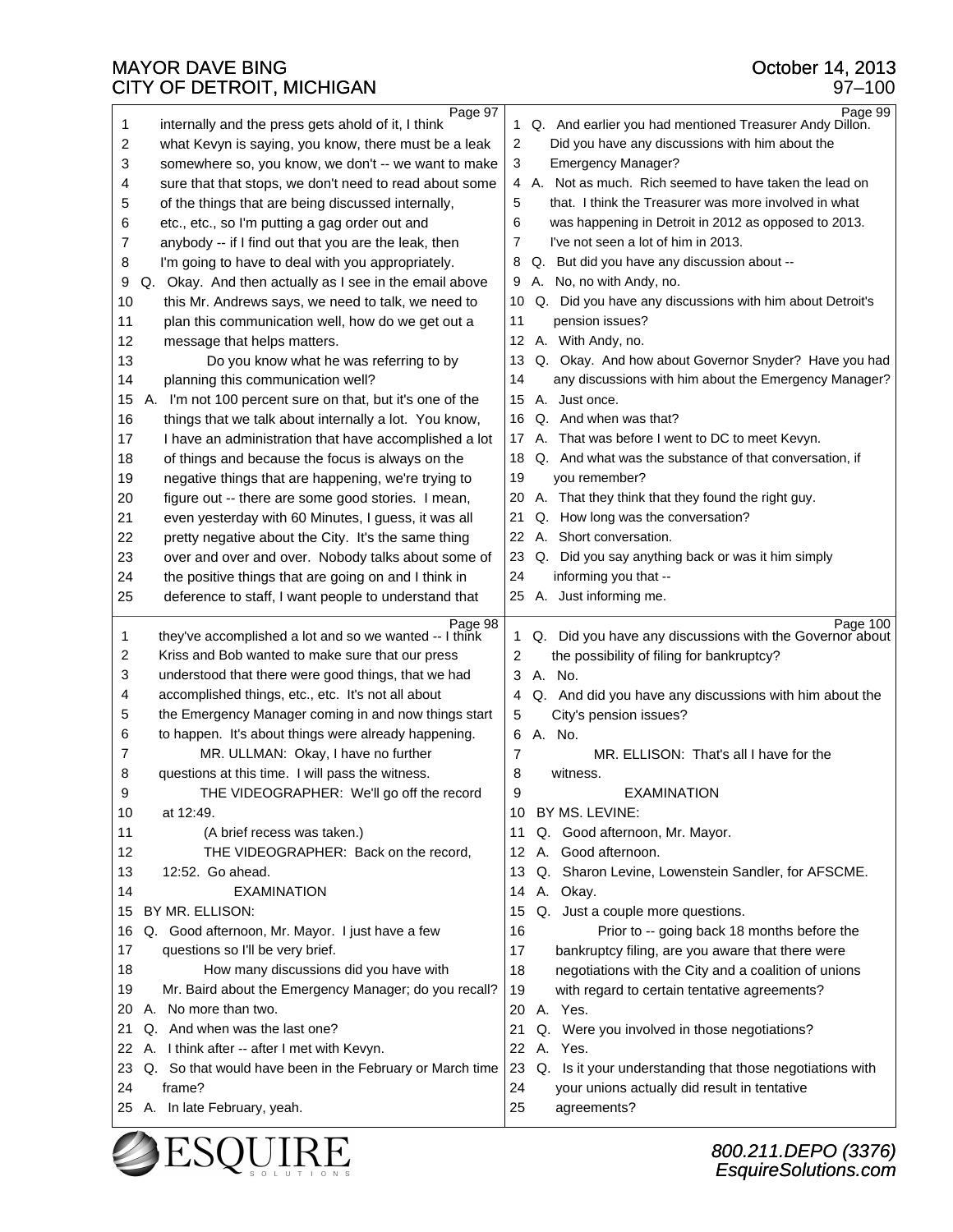Page 97

1 internally and the press gets ahold of it, I think
2 what Kevyn is saying, you know, there must be a leak
3 somewhere so, you know, we don't -- we want to make
4 sure that that stops, we don't need to read about some
5 of the things that are being discussed internally,
6 etc., etc., so I'm putting a gag order out and
7 anybody -- if I find out that you are the leak, then
8 I'm going to have to deal with you appropriately.
9 Q. Okay. And then actually as I see in the email above
10 this Mr. Andrews says, we need to talk, we need to
11 plan this communication well, how do we get out a
12 message that helps matters.
13 Do you know what he was referring to by
14 planning this communication well?
15 A. I'm not 100 percent sure on that, but it's one of the
16 things that we talk about internally a lot. You know,
17 I have an administration that have accomplished a lot
18 of things and because the focus is always on the
19 negative things that are happening, we're trying to
20 figure out -- there are some good stories. I mean,
21 even yesterday with 60 Minutes, I guess, it was all
22 pretty negative about the City. It's the same thing
23 over and over and over. Nobody talks about some of
24 the positive things that are going on and I think in
25 deference to staff, I want people to understand that

Page 98

1 they've accomplished a lot and so we wanted -- I think
2 Kriss and Bob wanted to make sure that our press
3 understood that there were good things, that we had
4 accomplished things, etc., etc. It's not all about
5 the Emergency Manager coming in and now things start
6 to happen. It's about things were already happening.
7 MR. ULLMAN: Okay, I have no further
8 questions at this time. I will pass the witness.
9 THE VIDEOGRAPHER: We'll go off the record
10 at 12:49.
11 (A brief recess was taken.)
12 THE VIDEOGRAPHER: Back on the record,
13 12:52. Go ahead.
14 EXAMINATION
15 BY MR. ELLISON:
16 Q. Good afternoon, Mr. Mayor. I just have a few
17 questions so I'll be very brief.
18 How many discussions did you have with
19 Mr. Baird about the Emergency Manager; do you recall?
20 A. No more than two.
21 Q. And when was the last one?
22 A. I think after -- after I met with Kevyn.
23 Q. So that would have been in the February or March time
24 frame?
25 A. In late February, yeah.

Page 99

1 Q. And earlier you had mentioned Treasurer Andy Dillon.
2 Did you have any discussions with him about the
3 Emergency Manager?
4 A. Not as much. Rich seemed to have taken the lead on
5 that. I think the Treasurer was more involved in what
6 was happening in Detroit in 2012 as opposed to 2013.
7 I've not seen a lot of him in 2013.
8 Q. But did you have any discussion about --
9 A. No, no with Andy, no.
10 Q. Did you have any discussions with him about Detroit's
11 pension issues?
12 A. With Andy, no.
13 Q. Okay. And how about Governor Snyder? Have you had
14 any discussions with him about the Emergency Manager?
15 A. Just once.
16 Q. And when was that?
17 A. That was before I went to DC to meet Kevyn.
18 Q. And what was the substance of that conversation, if
19 you remember?
20 A. That they think that they found the right guy.
21 Q. How long was the conversation?
22 A. Short conversation.
23 Q. Did you say anything back or was it him simply
24 informing you that --
25 A. Just informing me.

Page 100

1 Q. Did you have any discussions with the Governor about
2 the possibility of filing for bankruptcy?
3 A. No.
4 Q. And did you have any discussions with him about the
5 City's pension issues?
6 A. No.
7 MR. ELLISON: That's all I have for the
8 witness.
9 EXAMINATION
10 BY MS. LEVINE:
11 Q. Good afternoon, Mr. Mayor.
12 A. Good afternoon.
13 Q. Sharon Levine, Lowenstein Sandler, for AFSCME.
14 A. Okay.
15 Q. Just a couple more questions.
16 Prior to -- going back 18 months before the
17 bankruptcy filing, are you aware that there were
18 negotiations with the City and a coalition of unions
19 with regard to certain tentative agreements?
20 A. Yes.
21 Q. Were you involved in those negotiations?
22 A. Yes.
23 Q. Is it your understanding that those negotiations with
24 your unions actually did result in tentative
25 agreements?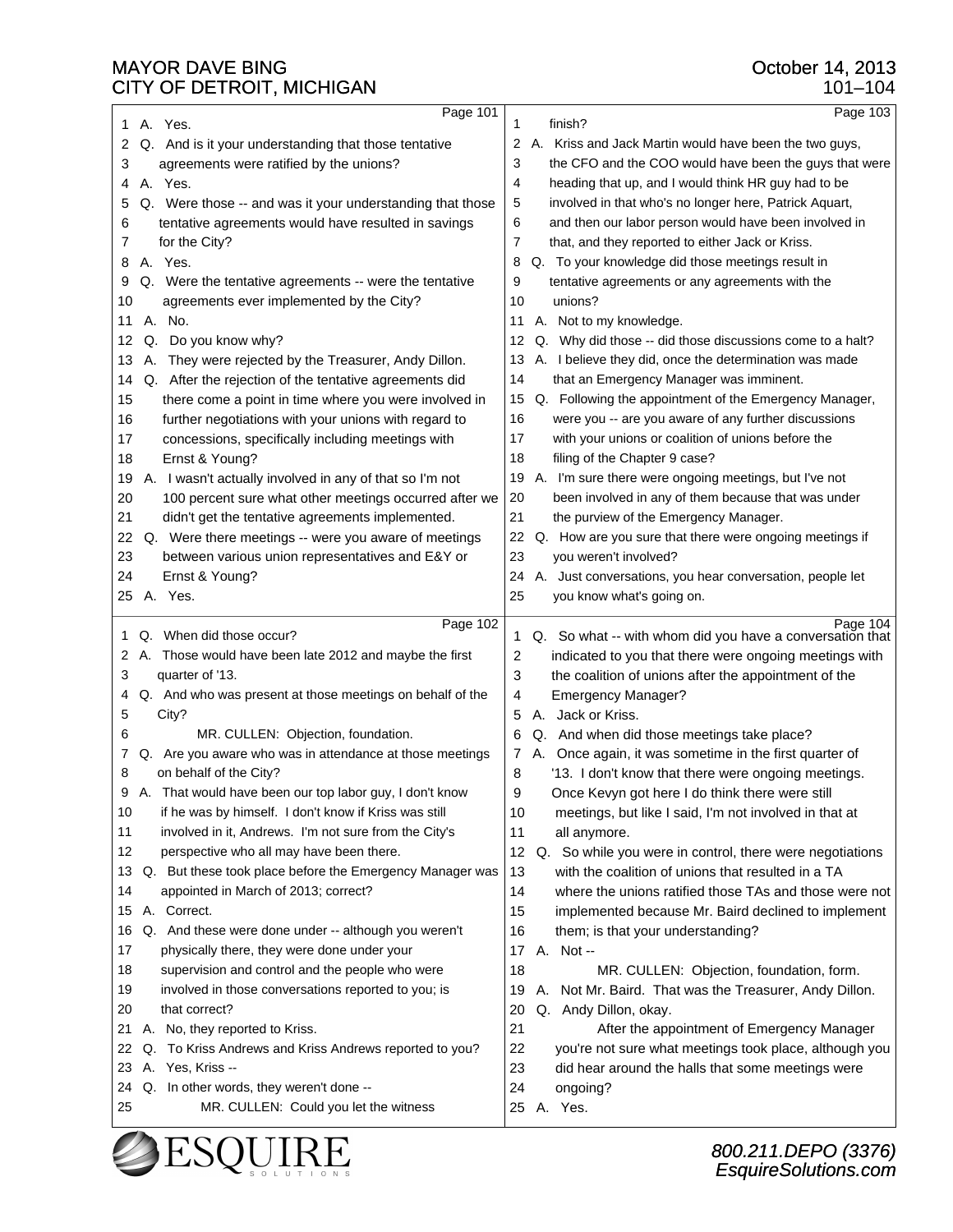Page 101

1 A. Yes.
2 Q. And is it your understanding that those tentative
3 agreements were ratified by the unions?
4 A. Yes.
5 Q. Were those -- and was it your understanding that those
6 tentative agreements would have resulted in savings
7 for the City?
8 A. Yes.
9 Q. Were the tentative agreements -- were the tentative
10 agreements ever implemented by the City?
11 A. No.
12 Q. Do you know why?
13 A. They were rejected by the Treasurer, Andy Dillon.
14 Q. After the rejection of the tentative agreements did
15 there come a point in time where you were involved in
16 further negotiations with your unions with regard to
17 concessions, specifically including meetings with
18 Ernst & Young?
19 A. I wasn't actually involved in any of that so I'm not
20 100 percent sure what other meetings occurred after we
21 didn't get the tentative agreements implemented.
22 Q. Were there meetings -- were you aware of meetings
23 between various union representatives and E&Y or
24 Ernst & Young?
25 A. Yes.

Page 102

1 Q. When did those occur?
2 A. Those would have been late 2012 and maybe the first
3 quarter of '13.
4 Q. And who was present at those meetings on behalf of the
5 City?
6 MR. CULLEN: Objection, foundation.
7 Q. Are you aware who was in attendance at those meetings
8 on behalf of the City?
9 A. That would have been our top labor guy, I don't know
10 if he was by himself. I don't know if Kriss was still
11 involved in it, Andrews. I'm not sure from the City's
12 perspective who all may have been there.
13 Q. But these took place before the Emergency Manager was
14 appointed in March of 2013; correct?
15 A. Correct.
16 Q. And these were done under -- although you weren't
17 physically there, they were done under your
18 supervision and control and the people who were
19 involved in those conversations reported to you; is
20 that correct?
21 A. No, they reported to Kriss.
22 Q. To Kriss Andrews and Kriss Andrews reported to you?
23 A. Yes, Kriss --
24 Q. In other words, they weren't done --
25 MR. CULLEN: Could you let the witness

Page 103

1 finish?
2 A. Kriss and Jack Martin would have been the two guys,
3 the CFO and the COO would have been the guys that were
4 heading that up, and I would think HR guy had to be
5 involved in that who's no longer here, Patrick Aquart,
6 and then our labor person would have been involved in
7 that, and they reported to either Jack or Kriss.
8 Q. To your knowledge did those meetings result in
9 tentative agreements or any agreements with the
10 unions?
11 A. Not to my knowledge.
12 Q. Why did those -- did those discussions come to a halt?
13 A. I believe they did, once the determination was made
14 that an Emergency Manager was imminent.
15 Q. Following the appointment of the Emergency Manager,
16 were you -- are you aware of any further discussions
17 with your unions or coalition of unions before the
18 filing of the Chapter 9 case?
19 A. I'm sure there were ongoing meetings, but I've not
20 been involved in any of them because that was under
21 the purview of the Emergency Manager.
22 Q. How are you sure that there were ongoing meetings if
23 you weren't involved?
24 A. Just conversations, you hear conversation, people let
25 you know what's going on.

Page 104

1 Q. So what -- with whom did you have a conversation that
2 indicated to you that there were ongoing meetings with
3 the coalition of unions after the appointment of the
4 Emergency Manager?
5 A. Jack or Kriss.
6 Q. And when did those meetings take place?
7 A. Once again, it was sometime in the first quarter of
8 '13. I don't know that there were ongoing meetings.
9 Once Kevyn got here I do think there were still
10 meetings, but like I said, I'm not involved in that at
11 all anymore.
12 Q. So while you were in control, there were negotiations
13 with the coalition of unions that resulted in a TA
14 where the unions ratified those TAs and those were not
15 implemented because Mr. Baird declined to implement
16 them; is that your understanding?
17 A. Not --
18 MR. CULLEN: Objection, foundation, form.
19 A. Not Mr. Baird. That was the Treasurer, Andy Dillon.
20 Q. Andy Dillon, okay.
21 After the appointment of Emergency Manager
22 you're not sure what meetings took place, although you
23 did hear around the halls that some meetings were
24 ongoing?
25 A. Yes.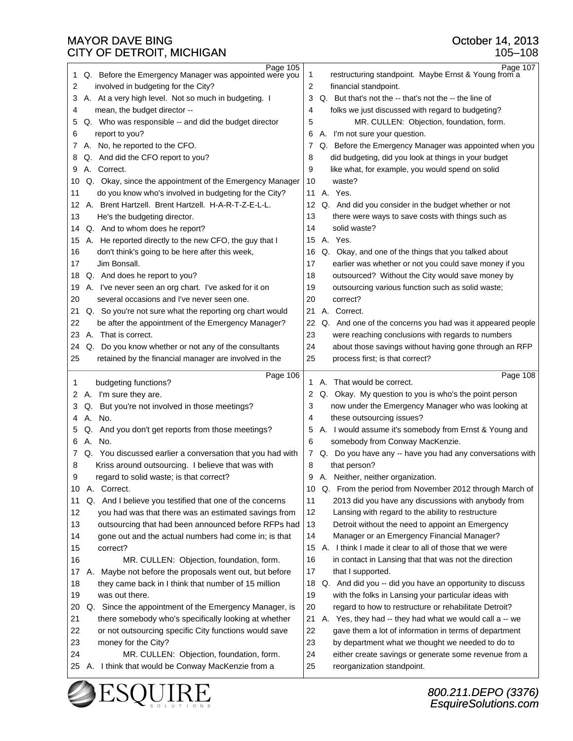Page 105

1 Q. Before the Emergency Manager was appointed were you
2 involved in budgeting for the City?
3 A. At a very high level. Not so much in budgeting. I
4 mean, the budget director --
5 Q. Who was responsible -- and did the budget director
6 report to you?
7 A. No, he reported to the CFO.
8 Q. And did the CFO report to you?
9 A. Correct.
10 Q. Okay, since the appointment of the Emergency Manager
11 do you know who's involved in budgeting for the City?
12 A. Brent Hartzell. Brent Hartzell. H-A-R-T-Z-E-L-L.
13 He's the budgeting director.
14 Q. And to whom does he report?
15 A. He reported directly to the new CFO, the guy that I
16 don't think's going to be here after this week,
17 Jim Bonsall.
18 Q. And does he report to you?
19 A. I've never seen an org chart. I've asked for it on
20 several occasions and I've never seen one.
21 Q. So you're not sure what the reporting org chart would
22 be after the appointment of the Emergency Manager?
23 A. That is correct.
24 Q. Do you know whether or not any of the consultants
25 retained by the financial manager are involved in the

Page 106

1 budgeting functions?
2 A. I'm sure they are.
3 Q. But you're not involved in those meetings?
4 A. No.
5 Q. And you don't get reports from those meetings?
6 A. No.
7 Q. You discussed earlier a conversation that you had with
8 Kriss around outsourcing. I believe that was with
9 regard to solid waste; is that correct?
10 A. Correct.
11 Q. And I believe you testified that one of the concerns
12 you had was that there was an estimated savings from
13 outsourcing that had been announced before RFPs had
14 gone out and the actual numbers had come in; is that
15 correct?
16 MR. CULLEN: Objection, foundation, form.
17 A. Maybe not before the proposals went out, but before
18 they came back in I think that number of 15 million
19 was out there.
20 Q. Since the appointment of the Emergency Manager, is
21 there somebody who's specifically looking at whether
22 or not outsourcing specific City functions would save
23 money for the City?
24 MR. CULLEN: Objection, foundation, form.
25 A. I think that would be Conway MacKenzie from a

Page 107

1 restructuring standpoint. Maybe Ernst & Young from a
2 financial standpoint.
3 Q. But that's not the -- that's not the -- the line of
4 folks we just discussed with regard to budgeting?
5 MR. CULLEN: Objection, foundation, form.
6 A. I'm not sure your question.
7 Q. Before the Emergency Manager was appointed when you
8 did budgeting, did you look at things in your budget
9 like what, for example, you would spend on solid
10 waste?
11 A. Yes.
12 Q. And did you consider in the budget whether or not
13 there were ways to save costs with things such as
14 solid waste?
15 A. Yes.
16 Q. Okay, and one of the things that you talked about
17 earlier was whether or not you could save money if you
18 outsourced? Without the City would save money by
19 outsourcing various function such as solid waste;
20 correct?
21 A. Correct.
22 Q. And one of the concerns you had was it appeared people
23 were reaching conclusions with regards to numbers
24 about those savings without having gone through an RFP
25 process first; is that correct?

Page 108

1 A. That would be correct.
2 Q. Okay. My question to you is who's the point person
3 now under the Emergency Manager who was looking at
4 these outsourcing issues?
5 A. I would assume it's somebody from Ernst & Young and
6 somebody from Conway MacKenzie.
7 Q. Do you have any -- have you had any conversations with
8 that person?
9 A. Neither, neither organization.
10 Q. From the period from November 2012 through March of
11 2013 did you have any discussions with anybody from
12 Lansing with regard to the ability to restructure
13 Detroit without the need to appoint an Emergency
14 Manager or an Emergency Financial Manager?
15 A. I think I made it clear to all of those that we were
16 in contact in Lansing that that was not the direction
17 that I supported.
18 Q. And did you -- did you have an opportunity to discuss
19 with the folks in Lansing your particular ideas with
20 regard to how to restructure or rehabilitate Detroit?
21 A. Yes, they had -- they had what we would call a -- we
22 gave them a lot of information in terms of department
23 by department what we thought we needed to do to
24 either create savings or generate some revenue from a
25 reorganization standpoint.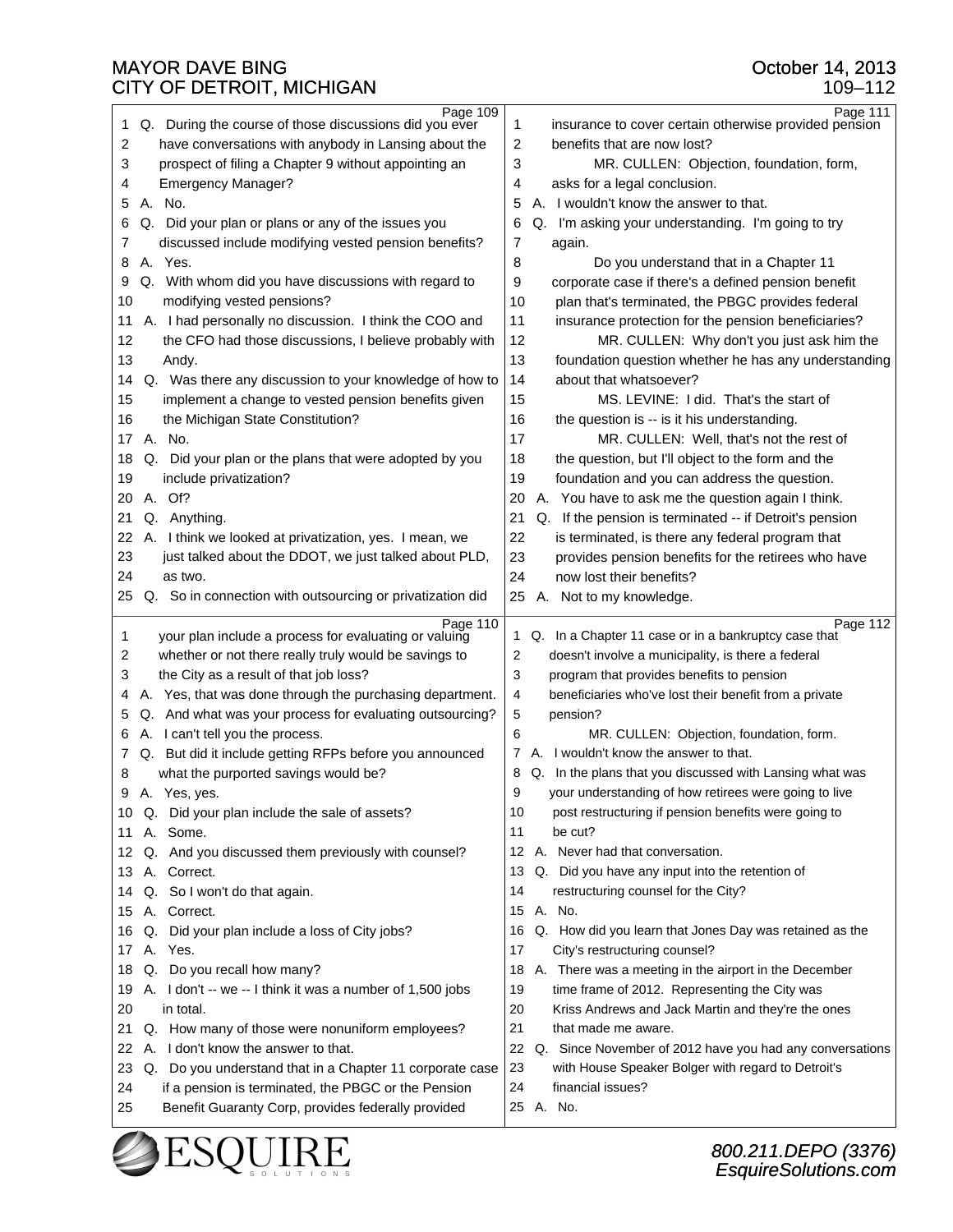Page 109

1 Q. During the course of those discussions did you ever
2 have conversations with anybody in Lansing about the
3 prospect of filing a Chapter 9 without appointing an
4 Emergency Manager?
5 A. No.
6 Q. Did your plan or plans or any of the issues you
7 discussed include modifying vested pension benefits?
8 A. Yes.
9 Q. With whom did you have discussions with regard to
10 modifying vested pensions?
11 A. I had personally no discussion. I think the COO and
12 the CFO had those discussions, I believe probably with
13 Andy.
14 Q. Was there any discussion to your knowledge of how to
15 implement a change to vested pension benefits given
16 the Michigan State Constitution?
17 A. No.
18 Q. Did your plan or the plans that were adopted by you
19 include privatization?
20 A. Of?
21 Q. Anything.
22 A. I think we looked at privatization, yes. I mean, we
23 just talked about the DDOT, we just talked about PLD,
24 as two.
25 Q. So in connection with outsourcing or privatization did

Page 110

1 your plan include a process for evaluating or valuing
2 whether or not there really truly would be savings to
3 the City as a result of that job loss?
4 A. Yes, that was done through the purchasing department.
5 Q. And what was your process for evaluating outsourcing?
6 A. I can't tell you the process.
7 Q. But did it include getting RFPs before you announced
8 what the purported savings would be?
9 A. Yes, yes.
10 Q. Did your plan include the sale of assets?
11 A. Some.
12 Q. And you discussed them previously with counsel?
13 A. Correct.
14 Q. So I won't do that again.
15 A. Correct.
16 Q. Did your plan include a loss of City jobs?
17 A. Yes.
18 Q. Do you recall how many?
19 A. I don't -- we -- I think it was a number of 1,500 jobs
20 in total.
21 Q. How many of those were nonuniform employees?
22 A. I don't know the answer to that.
23 Q. Do you understand that in a Chapter 11 corporate case
24 if a pension is terminated, the PBGC or the Pension
25 Benefit Guaranty Corp, provides federally provided

Page 111

1 insurance to cover certain otherwise provided pension
2 benefits that are now lost?
3 MR. CULLEN: Objection, foundation, form,
4 asks for a legal conclusion.
5 A. I wouldn't know the answer to that.
6 Q. I'm asking your understanding. I'm going to try
7 again.
8 Do you understand that in a Chapter 11
9 corporate case if there's a defined pension benefit
10 plan that's terminated, the PBGC provides federal
11 insurance protection for the pension beneficiaries?
12 MR. CULLEN: Why don't you just ask him the
13 foundation question whether he has any understanding
14 about that whatsoever?
15 MS. LEVINE: I did. That's the start of
16 the question is -- is it his understanding.
17 MR. CULLEN: Well, that's not the rest of
18 the question, but I'll object to the form and the
19 foundation and you can address the question.
20 A. You have to ask me the question again I think.
21 Q. If the pension is terminated -- if Detroit's pension
22 is terminated, is there any federal program that
23 provides pension benefits for the retirees who have
24 now lost their benefits?
25 A. Not to my knowledge.

Page 112

1 Q. In a Chapter 11 case or in a bankruptcy case that
2 doesn't involve a municipality, is there a federal
3 program that provides benefits to pension
4 beneficiaries who've lost their benefit from a private
5 pension?
6 MR. CULLEN: Objection, foundation, form.
7 A. I wouldn't know the answer to that.
8 Q. In the plans that you discussed with Lansing what was
9 your understanding of how retirees were going to live
10 post restructuring if pension benefits were going to
11 be cut?
12 A. Never had that conversation.
13 Q. Did you have any input into the retention of
14 restructuring counsel for the City?
15 A. No.
16 Q. How did you learn that Jones Day was retained as the
17 City's restructuring counsel?
18 A. There was a meeting in the airport in the December
19 time frame of 2012. Representing the City was
20 Kriss Andrews and Jack Martin and they're the ones
21 that made me aware.
22 Q. Since November of 2012 have you had any conversations
23 with House Speaker Bolger with regard to Detroit's
24 financial issues?
25 A. No.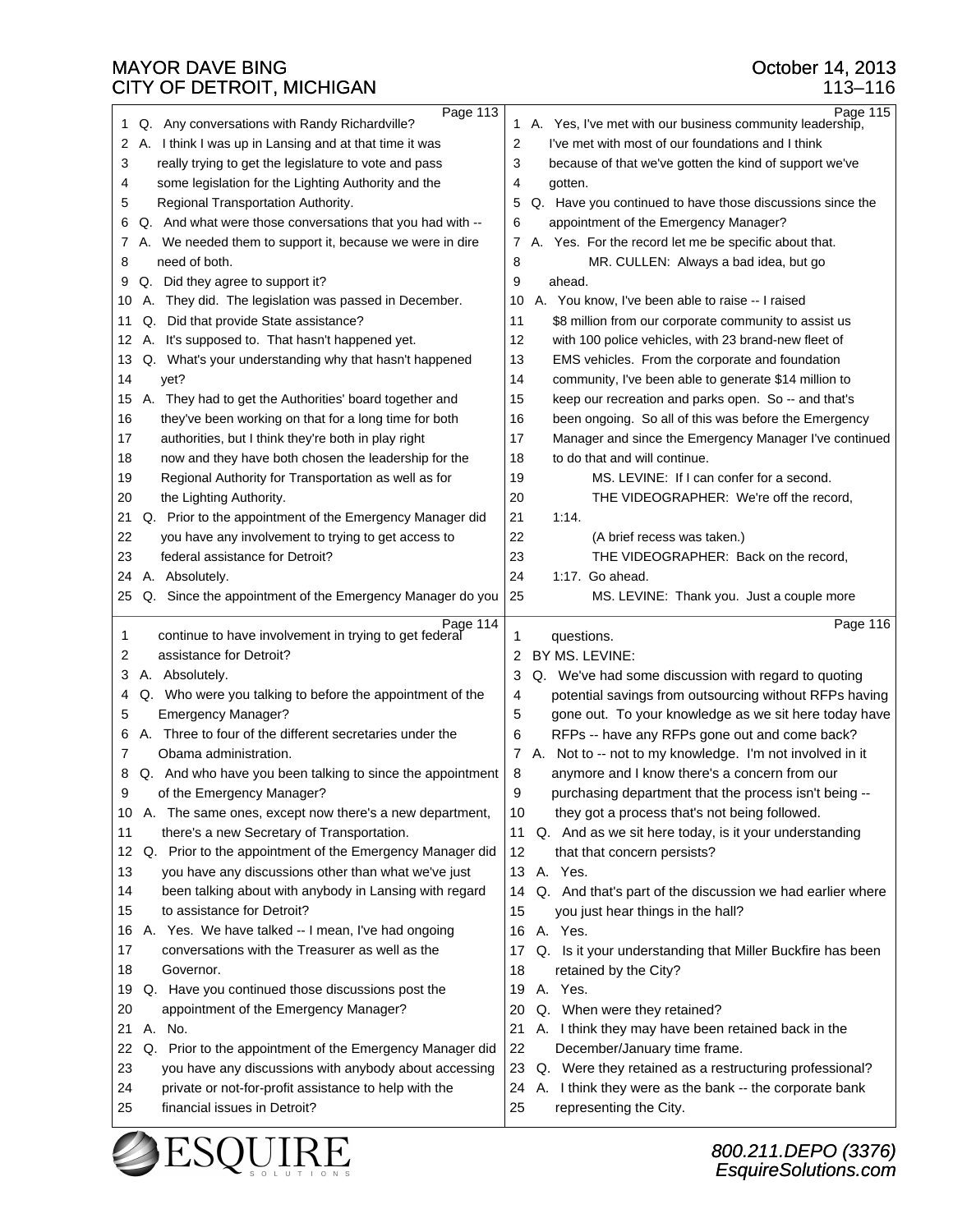Page 113

1 Q. Any conversations with Randy Richardville?
2 A. I think I was up in Lansing and at that time it was
3 really trying to get the legislature to vote and pass
4 some legislation for the Lighting Authority and the
5 Regional Transportation Authority.
6 Q. And what were those conversations that you had with --
7 A. We needed them to support it, because we were in dire
8 need of both.
9 Q. Did they agree to support it?
10 A. They did. The legislation was passed in December.
11 Q. Did that provide State assistance?
12 A. It's supposed to. That hasn't happened yet.
13 Q. What's your understanding why that hasn't happened
14 yet?
15 A. They had to get the Authorities' board together and
16 they've been working on that for a long time for both
17 authorities, but I think they're both in play right
18 now and they have both chosen the leadership for the
19 Regional Authority for Transportation as well as for
20 the Lighting Authority.
21 Q. Prior to the appointment of the Emergency Manager did
22 you have any involvement to trying to get access to
23 federal assistance for Detroit?
24 A. Absolutely.
25 Q. Since the appointment of the Emergency Manager do you

Page 114

1 continue to have involvement in trying to get federal
2 assistance for Detroit?
3 A. Absolutely.
4 Q. Who were you talking to before the appointment of the
5 Emergency Manager?
6 A. Three to four of the different secretaries under the
7 Obama administration.
8 Q. And who have you been talking to since the appointment
9 of the Emergency Manager?
10 A. The same ones, except now there's a new department,
11 there's a new Secretary of Transportation.
12 Q. Prior to the appointment of the Emergency Manager did
13 you have any discussions other than what we've just
14 been talking about with anybody in Lansing with regard
15 to assistance for Detroit?
16 A. Yes. We have talked -- I mean, I've had ongoing
17 conversations with the Treasurer as well as the
18 Governor.
19 Q. Have you continued those discussions post the
20 appointment of the Emergency Manager?
21 A. No.
22 Q. Prior to the appointment of the Emergency Manager did
23 you have any discussions with anybody about accessing
24 private or not-for-profit assistance to help with the
25 financial issues in Detroit?

Page 115

1 A. Yes, I've met with our business community leadership,
2 I've met with most of our foundations and I think
3 because of that we've gotten the kind of support we've
4 gotten.
5 Q. Have you continued to have those discussions since the
6 appointment of the Emergency Manager?
7 A. Yes. For the record let me be specific about that.
8 MR. CULLEN: Always a bad idea, but go
9 ahead.
10 A. You know, I've been able to raise -- I raised
11 $8 million from our corporate community to assist us
12 with 100 police vehicles, with 23 brand-new fleet of
13 EMS vehicles. From the corporate and foundation
14 community, I've been able to generate $14 million to
15 keep our recreation and parks open. So -- and that's
16 been ongoing. So all of this was before the Emergency
17 Manager and since the Emergency Manager I've continued
18 to do that and will continue.
19 MS. LEVINE: If I can confer for a second.
20 THE VIDEOGRAPHER: We're off the record,
21 1:14.
22 (A brief recess was taken.)
23 THE VIDEOGRAPHER: Back on the record,
24 1:17. Go ahead.
25 MS. LEVINE: Thank you. Just a couple more

Page 116

1 questions.
2 BY MS. LEVINE:
3 Q. We've had some discussion with regard to quoting
4 potential savings from outsourcing without RFPs having
5 gone out. To your knowledge as we sit here today have
6 RFPs -- have any RFPs gone out and come back?
7 A. Not to -- not to my knowledge. I'm not involved in it
8 anymore and I know there's a concern from our
9 purchasing department that the process isn't being --
10 they got a process that's not being followed.
11 Q. And as we sit here today, is it your understanding
12 that that concern persists?
13 A. Yes.
14 Q. And that's part of the discussion we had earlier where
15 you just hear things in the hall?
16 A. Yes.
17 Q. Is it your understanding that Miller Buckfire has been
18 retained by the City?
19 A. Yes.
20 Q. When were they retained?
21 A. I think they may have been retained back in the
22 December/January time frame.
23 Q. Were they retained as a restructuring professional?
24 A. I think they were as the bank -- the corporate bank
25 representing the City.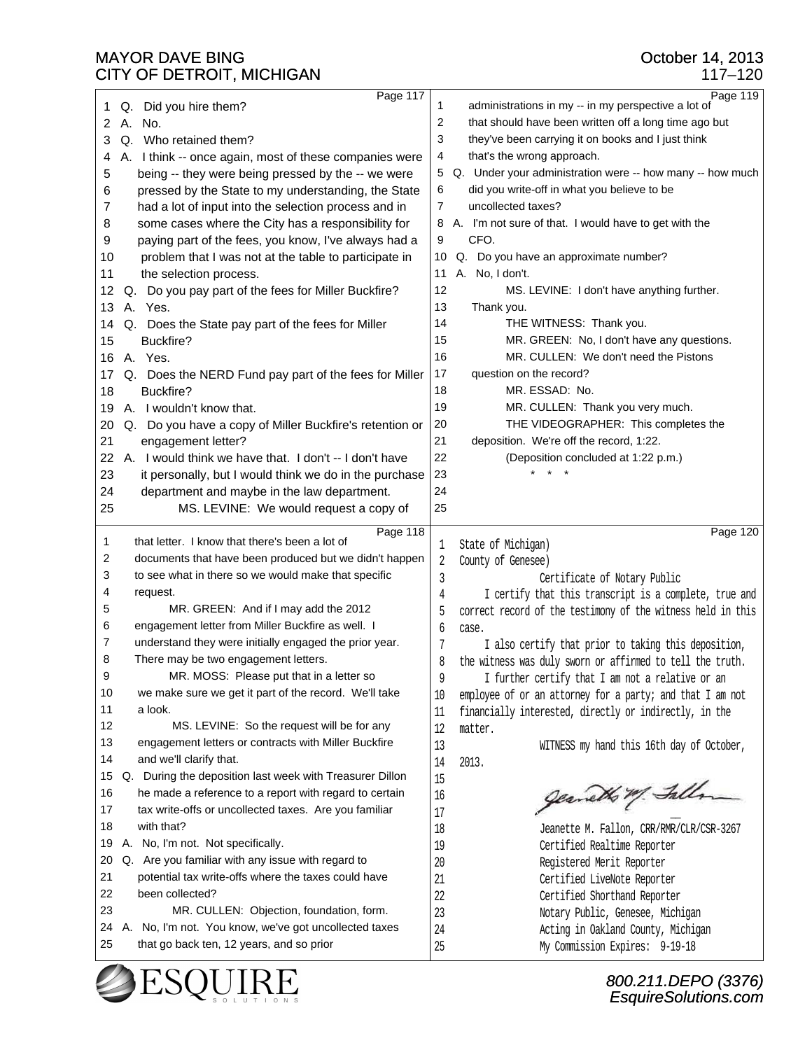Page 117

1 Q. Did you hire them?
2 A. No.
3 Q. Who retained them?
4 A. I think -- once again, most of these companies were
5 being -- they were being pressed by the -- we were
6 pressed by the State to my understanding, the State
7 had a lot of input into the selection process and in
8 some cases where the City has a responsibility for
9 paying part of the fees, you know, I've always had a
10 problem that I was not at the table to participate in
11 the selection process.
12 Q. Do you pay part of the fees for Miller Buckfire?
13 A. Yes.
14 Q. Does the State pay part of the fees for Miller
15 Buckfire?
16 A. Yes.
17 Q. Does the NERD Fund pay part of the fees for Miller
18 Buckfire?
19 A. I wouldn't know that.
20 Q. Do you have a copy of Miller Buckfire's retention or
21 engagement letter?
22 A. I would think we have that. I don't -- I don't have
23 it personally, but I would think we do in the purchase
24 department and maybe in the law department.
25 MS. LEVINE: We would request a copy of

Page 118

1 that letter. I know that there's been a lot of
2 documents that have been produced but we didn't happen
3 to see what in there so we would make that specific
4 request.
5 MR. GREEN: And if I may add the 2012
6 engagement letter from Miller Buckfire as well. I
7 understand they were initially engaged the prior year.
8 There may be two engagement letters.
9 MR. MOSS: Please put that in a letter so
10 we make sure we get it part of the record. We'll take
11 a look.
12 MS. LEVINE: So the request will be for any
13 engagement letters or contracts with Miller Buckfire
14 and we'll clarify that.
15 Q. During the deposition last week with Treasurer Dillon
16 he made a reference to a report with regard to certain
17 tax write-offs or uncollected taxes. Are you familiar
18 with that?
19 A. No, I'm not. Not specifically.
20 Q. Are you familiar with any issue with regard to
21 potential tax write-offs where the taxes could have
22 been collected?
23 MR. CULLEN: Objection, foundation, form.
24 A. No, I'm not. You know, we've got uncollected taxes
25 that go back ten, 12 years, and so prior

Page 119

1 administrations in my -- in my perspective a lot of
2 that should have been written off a long time ago but
3 they've been carrying it on books and I just think
4 that's the wrong approach.
5 Q. Under your administration were -- how many -- how much
6 did you write-off in what you believe to be
7 uncollected taxes?
8 A. I'm not sure of that. I would have to get with the
9 CFO.
10 Q. Do you have an approximate number?
11 A. No, I don't.
12 MS. LEVINE: I don't have anything further.
13 Thank you.
14 THE WITNESS: Thank you.
15 MR. GREEN: No, I don't have any questions.
16 MR. CULLEN: We don't need the Pistons
17 question on the record?
18 MR. ESSAD: No.
19 MR. CULLEN: Thank you very much.
20 THE VIDEOGRAPHER: This completes the
21 deposition. We're off the record, 1:22.
22 (Deposition concluded at 1:22 p.m.)
23 * * *
24
25

Page 120

1 State of Michigan)
2 County of Genesee)
3 Certificate of Notary Public
4 I certify that this transcript is a complete, true and
5 correct record of the testimony of the witness held in this
6 case.
7 I also certify that prior to taking this deposition,
8 the witness was duly sworn or affirmed to tell the truth.
9 I further certify that I am not a relative or an
10 employee of or an attorney for a party; and that I am not
11 financially interested, directly or indirectly, in the
12 matter.
13 WITNESS my hand this 16th day of October,
14 2013.
15
16
17
18 Jeanette M. Fallon, CRR/RMR/CLR/CSR-3267
19 Certified Realtime Reporter
20 Registered Merit Reporter
21 Certified LiveNote Reporter
22 Certified Shorthand Reporter
23 Notary Public, Genesee, Michigan
24 Acting in Oakland County, Michigan
25 My Commission Expires: 9-19-18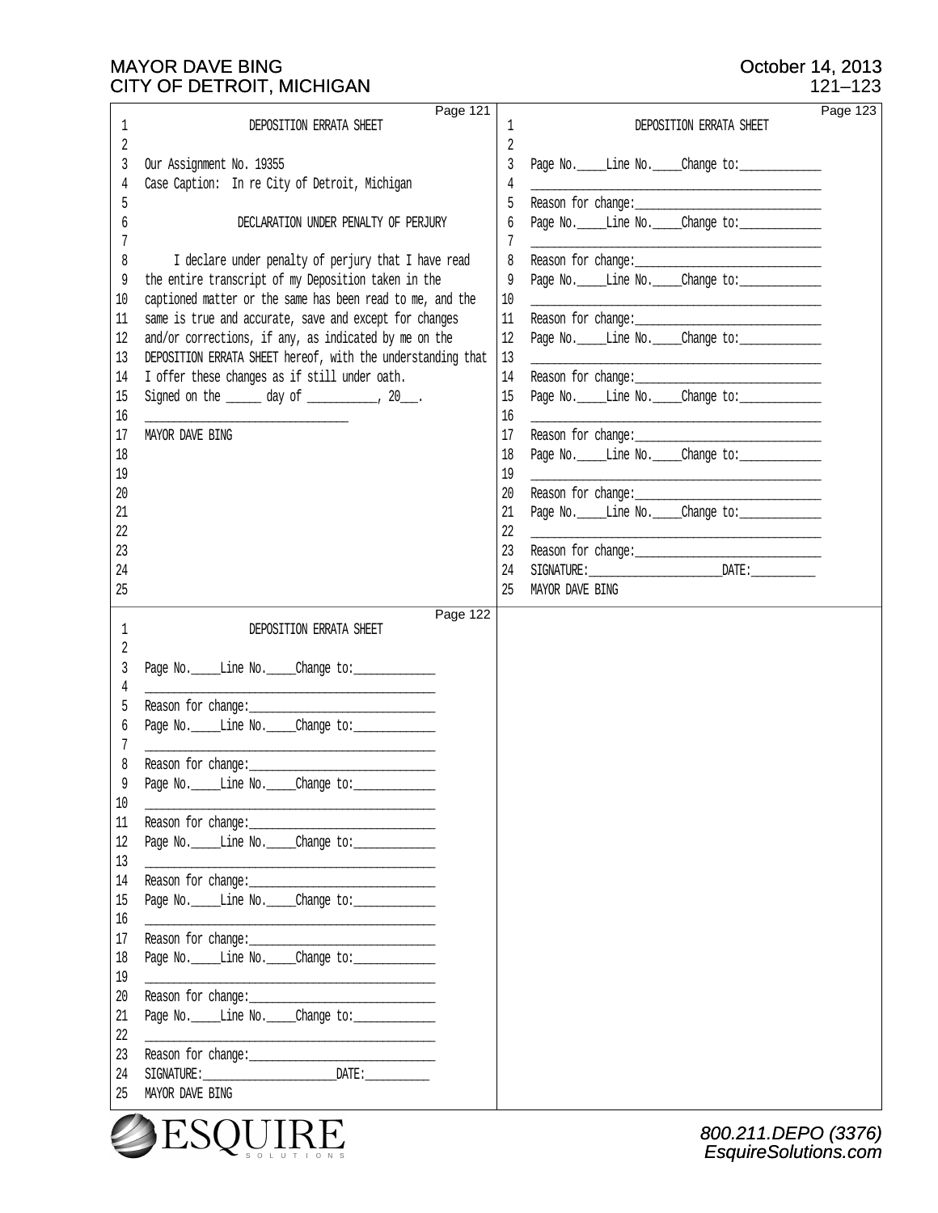## DEPOSITION ERRATA SHEET

Our Assignment No. 19355
Case Caption: In re City of Detroit, Michigan

### DECLARATION UNDER PENALTY OF PERJURY

I declare under penalty of perjury that I have read the entire transcript of my Deposition taken in the captioned matter or the same has been read to me, and the same is true and accurate, save and except for changes and/or corrections, if any, as indicated by me on the DEPOSITION ERRATA SHEET hereof, with the understanding that I offer these changes as if still under oath.

Signed on the ______ day of ___________, 20___.

________________________________
MAYOR DAVE BING

## DEPOSITION ERRATA SHEET

Page No._____Line No._____Change to:_____________
_____________________________________________
Reason for change:____________________________

Page No._____Line No._____Change to:_____________
_____________________________________________
Reason for change:____________________________

Page No._____Line No._____Change to:_____________
_____________________________________________
Reason for change:____________________________

Page No._____Line No._____Change to:_____________
_____________________________________________
Reason for change:____________________________

Page No._____Line No._____Change to:_____________
_____________________________________________
Reason for change:____________________________

Page No._____Line No._____Change to:_____________
_____________________________________________
Reason for change:____________________________

SIGNATURE:_____________________DATE:__________
MAYOR DAVE BING

## DEPOSITION ERRATA SHEET

Page No._____Line No._____Change to:_____________
_____________________________________________
Reason for change:____________________________

Page No._____Line No._____Change to:_____________
_____________________________________________
Reason for change:____________________________

Page No._____Line No._____Change to:_____________
_____________________________________________
Reason for change:____________________________

Page No._____Line No._____Change to:_____________
_____________________________________________
Reason for change:____________________________

Page No._____Line No._____Change to:_____________
_____________________________________________
Reason for change:____________________________

Page No._____Line No._____Change to:_____________
_____________________________________________
Reason for change:____________________________

SIGNATURE:_____________________DATE:__________
MAYOR DAVE BING